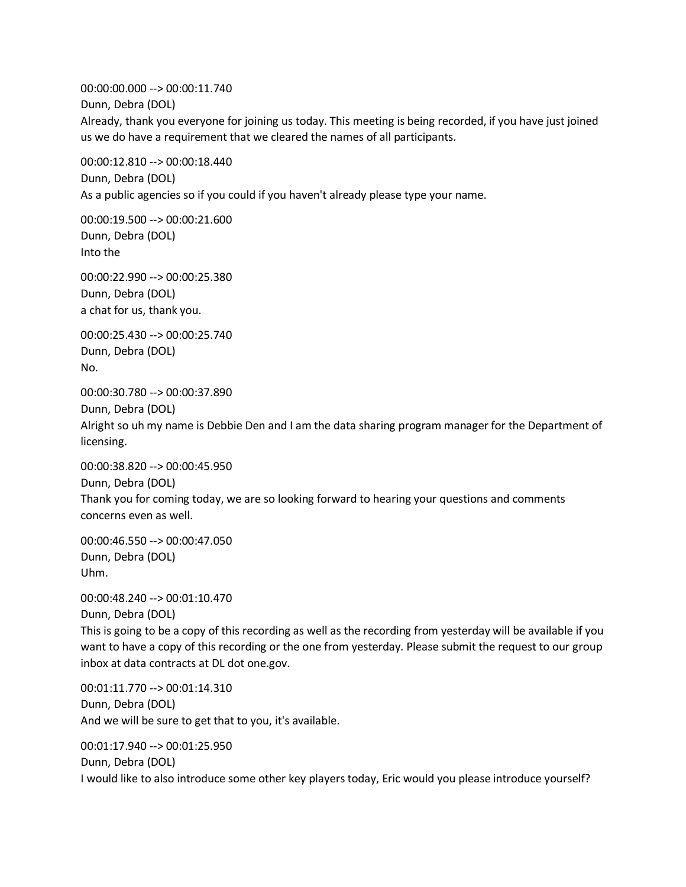00:00:00.000 --> 00:00:11.740
Dunn, Debra (DOL)
Already, thank you everyone for joining us today. This meeting is being recorded, if you have just joined us we do have a requirement that we cleared the names of all participants.

00:00:12.810 --> 00:00:18.440
Dunn, Debra (DOL)
As a public agencies so if you could if you haven't already please type your name.

00:00:19.500 --> 00:00:21.600
Dunn, Debra (DOL)
Into the

00:00:22.990 --> 00:00:25.380
Dunn, Debra (DOL)
a chat for us, thank you.

00:00:25.430 --> 00:00:25.740
Dunn, Debra (DOL)
No.

00:00:30.780 --> 00:00:37.890
Dunn, Debra (DOL)
Alright so uh my name is Debbie Den and I am the data sharing program manager for the Department of licensing.

00:00:38.820 --> 00:00:45.950
Dunn, Debra (DOL)
Thank you for coming today, we are so looking forward to hearing your questions and comments concerns even as well.

00:00:46.550 --> 00:00:47.050
Dunn, Debra (DOL)
Uhm.

00:00:48.240 --> 00:01:10.470
Dunn, Debra (DOL)
This is going to be a copy of this recording as well as the recording from yesterday will be available if you want to have a copy of this recording or the one from yesterday. Please submit the request to our group inbox at data contracts at DL dot one.gov.

00:01:11.770 --> 00:01:14.310
Dunn, Debra (DOL)
And we will be sure to get that to you, it's available.

00:01:17.940 --> 00:01:25.950
Dunn, Debra (DOL)
I would like to also introduce some other key players today, Eric would you please introduce yourself?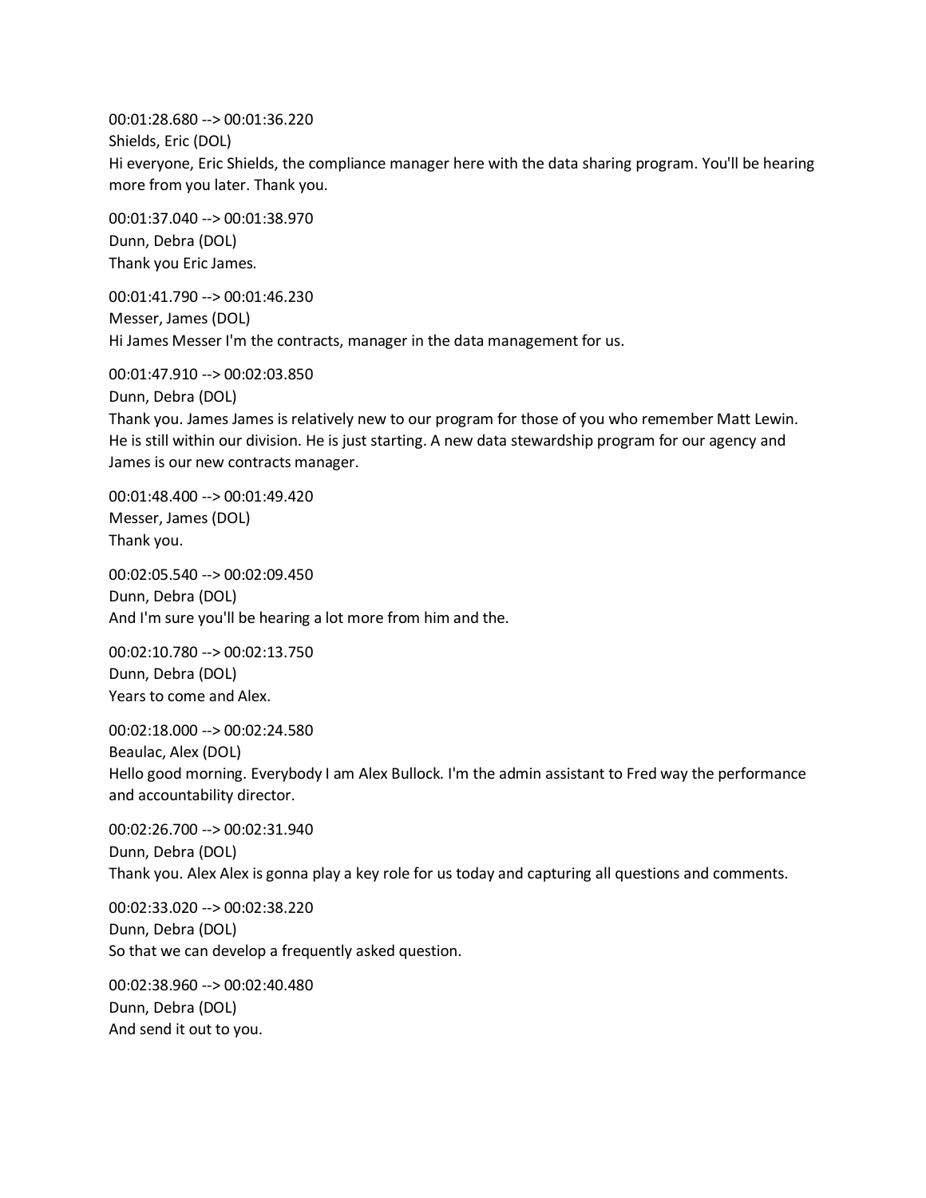00:01:28.680 --> 00:01:36.220
Shields, Eric (DOL)
Hi everyone, Eric Shields, the compliance manager here with the data sharing program. You'll be hearing more from you later. Thank you.

00:01:37.040 --> 00:01:38.970
Dunn, Debra (DOL)
Thank you Eric James.

00:01:41.790 --> 00:01:46.230
Messer, James (DOL)
Hi James Messer I'm the contracts, manager in the data management for us.

00:01:47.910 --> 00:02:03.850
Dunn, Debra (DOL)
Thank you. James James is relatively new to our program for those of you who remember Matt Lewin. He is still within our division. He is just starting. A new data stewardship program for our agency and James is our new contracts manager.

00:01:48.400 --> 00:01:49.420
Messer, James (DOL)
Thank you.

00:02:05.540 --> 00:02:09.450
Dunn, Debra (DOL)
And I'm sure you'll be hearing a lot more from him and the.

00:02:10.780 --> 00:02:13.750
Dunn, Debra (DOL)
Years to come and Alex.

00:02:18.000 --> 00:02:24.580
Beaulac, Alex (DOL)
Hello good morning. Everybody I am Alex Bullock. I'm the admin assistant to Fred way the performance and accountability director.

00:02:26.700 --> 00:02:31.940
Dunn, Debra (DOL)
Thank you. Alex Alex is gonna play a key role for us today and capturing all questions and comments.

00:02:33.020 --> 00:02:38.220
Dunn, Debra (DOL)
So that we can develop a frequently asked question.

00:02:38.960 --> 00:02:40.480
Dunn, Debra (DOL)
And send it out to you.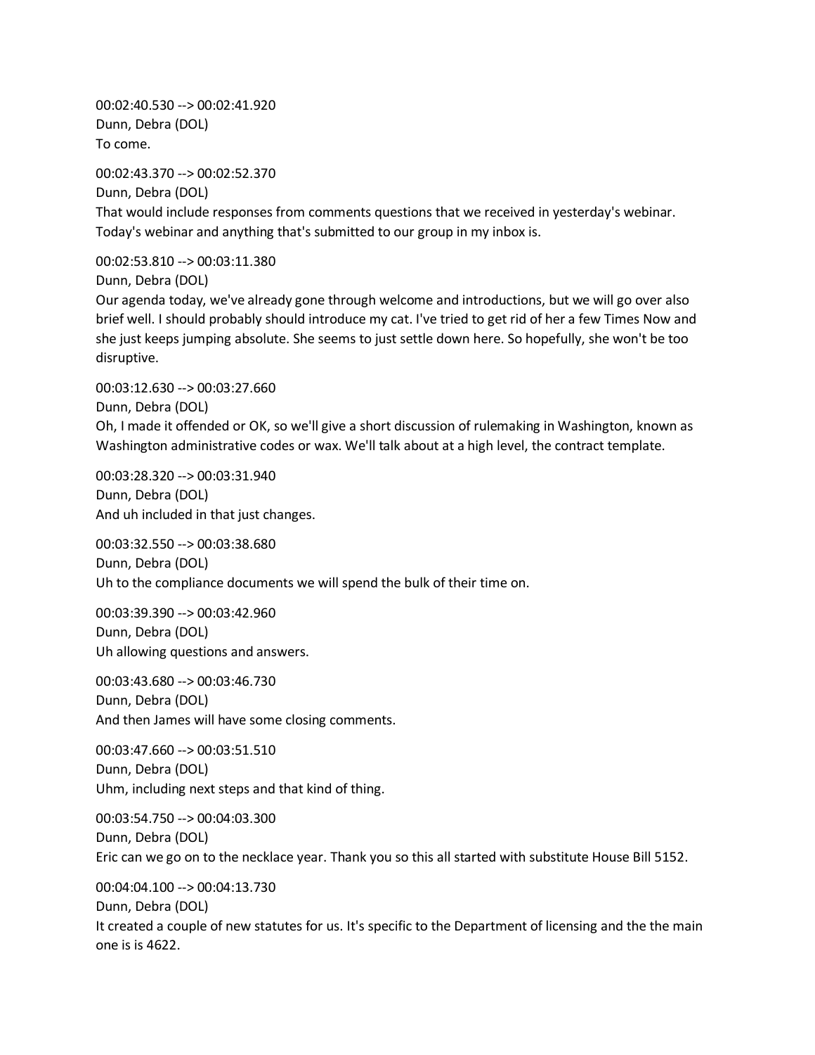00:02:40.530 --> 00:02:41.920
Dunn, Debra (DOL)
To come.

00:02:43.370 --> 00:02:52.370
Dunn, Debra (DOL)
That would include responses from comments questions that we received in yesterday's webinar. Today's webinar and anything that's submitted to our group in my inbox is.

00:02:53.810 --> 00:03:11.380
Dunn, Debra (DOL)
Our agenda today, we've already gone through welcome and introductions, but we will go over also brief well. I should probably should introduce my cat. I've tried to get rid of her a few Times Now and she just keeps jumping absolute. She seems to just settle down here. So hopefully, she won't be too disruptive.

00:03:12.630 --> 00:03:27.660
Dunn, Debra (DOL)
Oh, I made it offended or OK, so we'll give a short discussion of rulemaking in Washington, known as Washington administrative codes or wax. We'll talk about at a high level, the contract template.

00:03:28.320 --> 00:03:31.940
Dunn, Debra (DOL)
And uh included in that just changes.

00:03:32.550 --> 00:03:38.680
Dunn, Debra (DOL)
Uh to the compliance documents we will spend the bulk of their time on.

00:03:39.390 --> 00:03:42.960
Dunn, Debra (DOL)
Uh allowing questions and answers.

00:03:43.680 --> 00:03:46.730
Dunn, Debra (DOL)
And then James will have some closing comments.

00:03:47.660 --> 00:03:51.510
Dunn, Debra (DOL)
Uhm, including next steps and that kind of thing.

00:03:54.750 --> 00:04:03.300
Dunn, Debra (DOL)
Eric can we go on to the necklace year. Thank you so this all started with substitute House Bill 5152.

00:04:04.100 --> 00:04:13.730
Dunn, Debra (DOL)
It created a couple of new statutes for us. It's specific to the Department of licensing and the the main one is is 4622.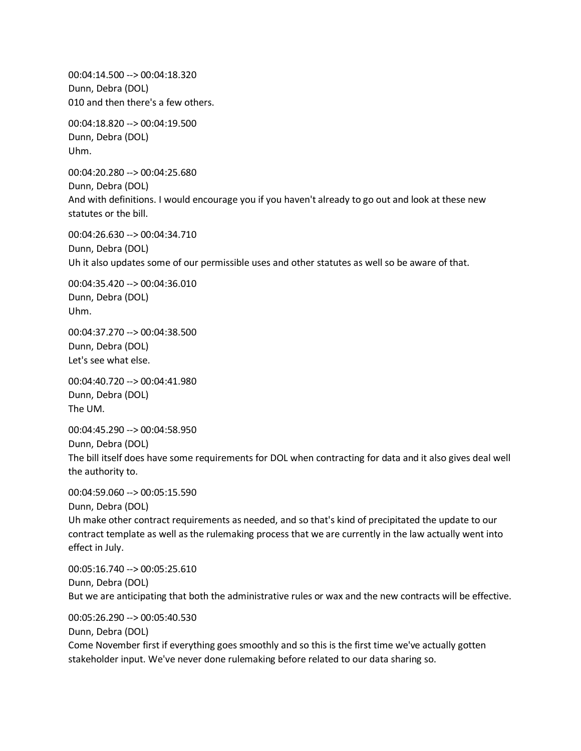00:04:14.500 --> 00:04:18.320
Dunn, Debra (DOL)
010 and then there's a few others.

00:04:18.820 --> 00:04:19.500
Dunn, Debra (DOL)
Uhm.

00:04:20.280 --> 00:04:25.680
Dunn, Debra (DOL)
And with definitions. I would encourage you if you haven't already to go out and look at these new statutes or the bill.

00:04:26.630 --> 00:04:34.710
Dunn, Debra (DOL)
Uh it also updates some of our permissible uses and other statutes as well so be aware of that.

00:04:35.420 --> 00:04:36.010
Dunn, Debra (DOL)
Uhm.

00:04:37.270 --> 00:04:38.500
Dunn, Debra (DOL)
Let's see what else.

00:04:40.720 --> 00:04:41.980
Dunn, Debra (DOL)
The UM.

00:04:45.290 --> 00:04:58.950
Dunn, Debra (DOL)
The bill itself does have some requirements for DOL when contracting for data and it also gives deal well the authority to.

00:04:59.060 --> 00:05:15.590
Dunn, Debra (DOL)
Uh make other contract requirements as needed, and so that's kind of precipitated the update to our contract template as well as the rulemaking process that we are currently in the law actually went into effect in July.

00:05:16.740 --> 00:05:25.610
Dunn, Debra (DOL)
But we are anticipating that both the administrative rules or wax and the new contracts will be effective.

00:05:26.290 --> 00:05:40.530
Dunn, Debra (DOL)
Come November first if everything goes smoothly and so this is the first time we've actually gotten stakeholder input. We've never done rulemaking before related to our data sharing so.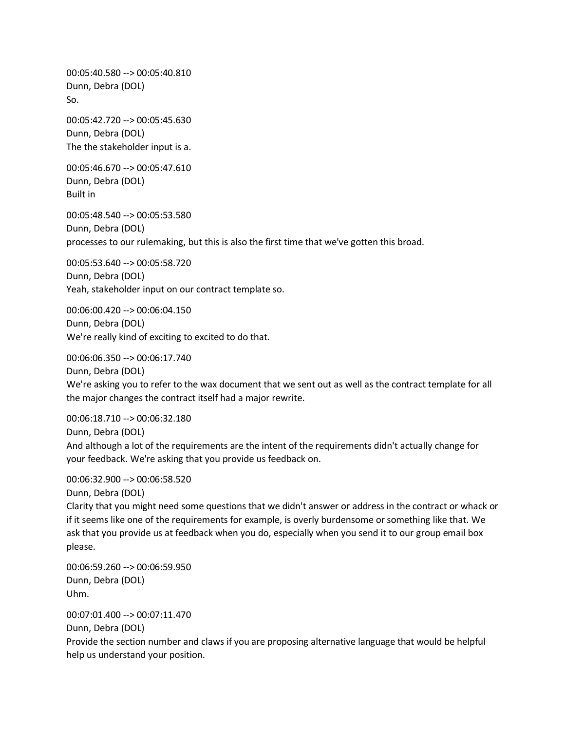00:05:40.580 --> 00:05:40.810
Dunn, Debra (DOL)
So.

00:05:42.720 --> 00:05:45.630
Dunn, Debra (DOL)
The the stakeholder input is a.

00:05:46.670 --> 00:05:47.610
Dunn, Debra (DOL)
Built in

00:05:48.540 --> 00:05:53.580
Dunn, Debra (DOL)
processes to our rulemaking, but this is also the first time that we've gotten this broad.

00:05:53.640 --> 00:05:58.720
Dunn, Debra (DOL)
Yeah, stakeholder input on our contract template so.

00:06:00.420 --> 00:06:04.150
Dunn, Debra (DOL)
We're really kind of exciting to excited to do that.

00:06:06.350 --> 00:06:17.740
Dunn, Debra (DOL)
We're asking you to refer to the wax document that we sent out as well as the contract template for all the major changes the contract itself had a major rewrite.

00:06:18.710 --> 00:06:32.180
Dunn, Debra (DOL)
And although a lot of the requirements are the intent of the requirements didn't actually change for your feedback. We're asking that you provide us feedback on.

00:06:32.900 --> 00:06:58.520
Dunn, Debra (DOL)
Clarity that you might need some questions that we didn't answer or address in the contract or whack or if it seems like one of the requirements for example, is overly burdensome or something like that. We ask that you provide us at feedback when you do, especially when you send it to our group email box please.

00:06:59.260 --> 00:06:59.950
Dunn, Debra (DOL)
Uhm.

00:07:01.400 --> 00:07:11.470
Dunn, Debra (DOL)
Provide the section number and claws if you are proposing alternative language that would be helpful help us understand your position.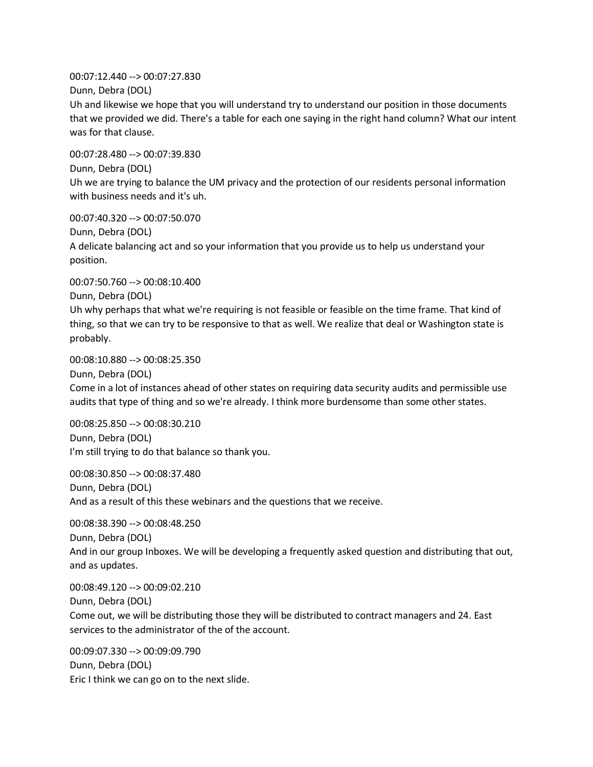00:07:12.440 --> 00:07:27.830
Dunn, Debra (DOL)
Uh and likewise we hope that you will understand try to understand our position in those documents that we provided we did. There's a table for each one saying in the right hand column? What our intent was for that clause.

00:07:28.480 --> 00:07:39.830
Dunn, Debra (DOL)
Uh we are trying to balance the UM privacy and the protection of our residents personal information with business needs and it's uh.

00:07:40.320 --> 00:07:50.070
Dunn, Debra (DOL)
A delicate balancing act and so your information that you provide us to help us understand your position.

00:07:50.760 --> 00:08:10.400
Dunn, Debra (DOL)
Uh why perhaps that what we're requiring is not feasible or feasible on the time frame. That kind of thing, so that we can try to be responsive to that as well. We realize that deal or Washington state is probably.

00:08:10.880 --> 00:08:25.350
Dunn, Debra (DOL)
Come in a lot of instances ahead of other states on requiring data security audits and permissible use audits that type of thing and so we're already. I think more burdensome than some other states.

00:08:25.850 --> 00:08:30.210
Dunn, Debra (DOL)
I'm still trying to do that balance so thank you.

00:08:30.850 --> 00:08:37.480
Dunn, Debra (DOL)
And as a result of this these webinars and the questions that we receive.

00:08:38.390 --> 00:08:48.250
Dunn, Debra (DOL)
And in our group Inboxes. We will be developing a frequently asked question and distributing that out, and as updates.

00:08:49.120 --> 00:09:02.210
Dunn, Debra (DOL)
Come out, we will be distributing those they will be distributed to contract managers and 24. East services to the administrator of the of the account.

00:09:07.330 --> 00:09:09.790
Dunn, Debra (DOL)
Eric I think we can go on to the next slide.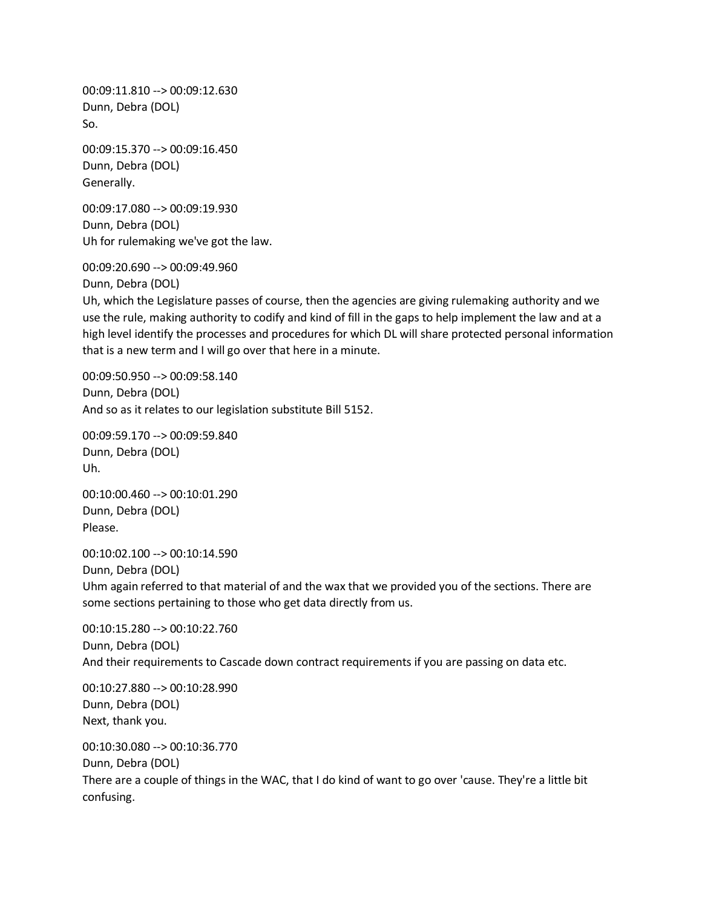00:09:11.810 --> 00:09:12.630
Dunn, Debra (DOL)
So.

00:09:15.370 --> 00:09:16.450
Dunn, Debra (DOL)
Generally.

00:09:17.080 --> 00:09:19.930
Dunn, Debra (DOL)
Uh for rulemaking we've got the law.

00:09:20.690 --> 00:09:49.960
Dunn, Debra (DOL)
Uh, which the Legislature passes of course, then the agencies are giving rulemaking authority and we use the rule, making authority to codify and kind of fill in the gaps to help implement the law and at a high level identify the processes and procedures for which DL will share protected personal information that is a new term and I will go over that here in a minute.

00:09:50.950 --> 00:09:58.140
Dunn, Debra (DOL)
And so as it relates to our legislation substitute Bill 5152.

00:09:59.170 --> 00:09:59.840
Dunn, Debra (DOL)
Uh.

00:10:00.460 --> 00:10:01.290
Dunn, Debra (DOL)
Please.

00:10:02.100 --> 00:10:14.590
Dunn, Debra (DOL)
Uhm again referred to that material of and the wax that we provided you of the sections. There are some sections pertaining to those who get data directly from us.

00:10:15.280 --> 00:10:22.760
Dunn, Debra (DOL)
And their requirements to Cascade down contract requirements if you are passing on data etc.

00:10:27.880 --> 00:10:28.990
Dunn, Debra (DOL)
Next, thank you.

00:10:30.080 --> 00:10:36.770
Dunn, Debra (DOL)
There are a couple of things in the WAC, that I do kind of want to go over 'cause. They're a little bit confusing.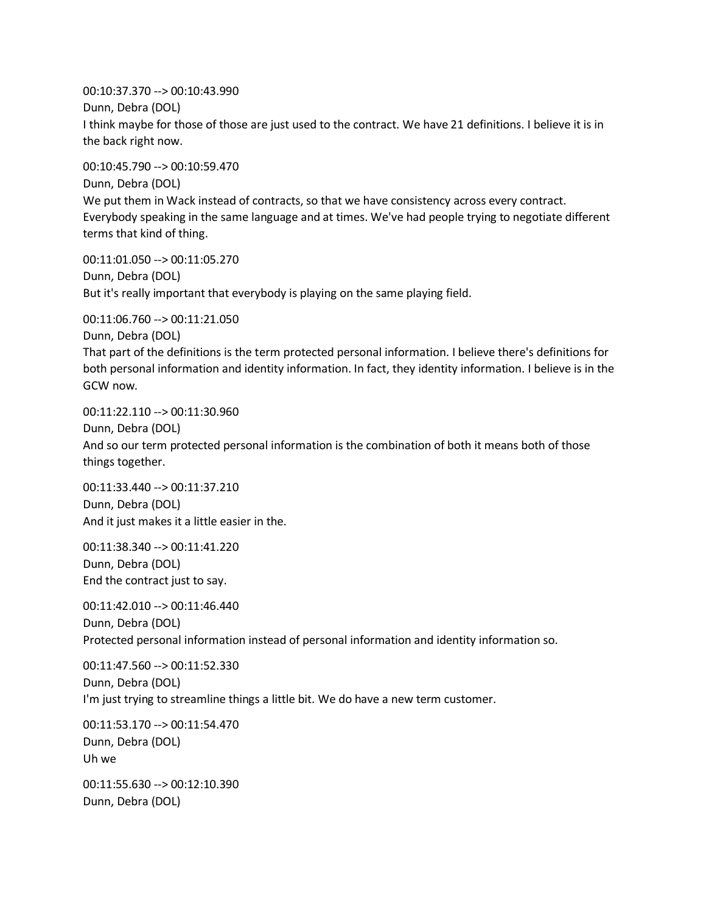00:10:37.370 --> 00:10:43.990
Dunn, Debra (DOL)
I think maybe for those of those are just used to the contract. We have 21 definitions. I believe it is in the back right now.

00:10:45.790 --> 00:10:59.470
Dunn, Debra (DOL)
We put them in Wack instead of contracts, so that we have consistency across every contract. Everybody speaking in the same language and at times. We've had people trying to negotiate different terms that kind of thing.

00:11:01.050 --> 00:11:05.270
Dunn, Debra (DOL)
But it's really important that everybody is playing on the same playing field.

00:11:06.760 --> 00:11:21.050
Dunn, Debra (DOL)
That part of the definitions is the term protected personal information. I believe there's definitions for both personal information and identity information. In fact, they identity information. I believe is in the GCW now.

00:11:22.110 --> 00:11:30.960
Dunn, Debra (DOL)
And so our term protected personal information is the combination of both it means both of those things together.

00:11:33.440 --> 00:11:37.210
Dunn, Debra (DOL)
And it just makes it a little easier in the.

00:11:38.340 --> 00:11:41.220
Dunn, Debra (DOL)
End the contract just to say.

00:11:42.010 --> 00:11:46.440
Dunn, Debra (DOL)
Protected personal information instead of personal information and identity information so.

00:11:47.560 --> 00:11:52.330
Dunn, Debra (DOL)
I'm just trying to streamline things a little bit. We do have a new term customer.

00:11:53.170 --> 00:11:54.470
Dunn, Debra (DOL)
Uh we

00:11:55.630 --> 00:12:10.390
Dunn, Debra (DOL)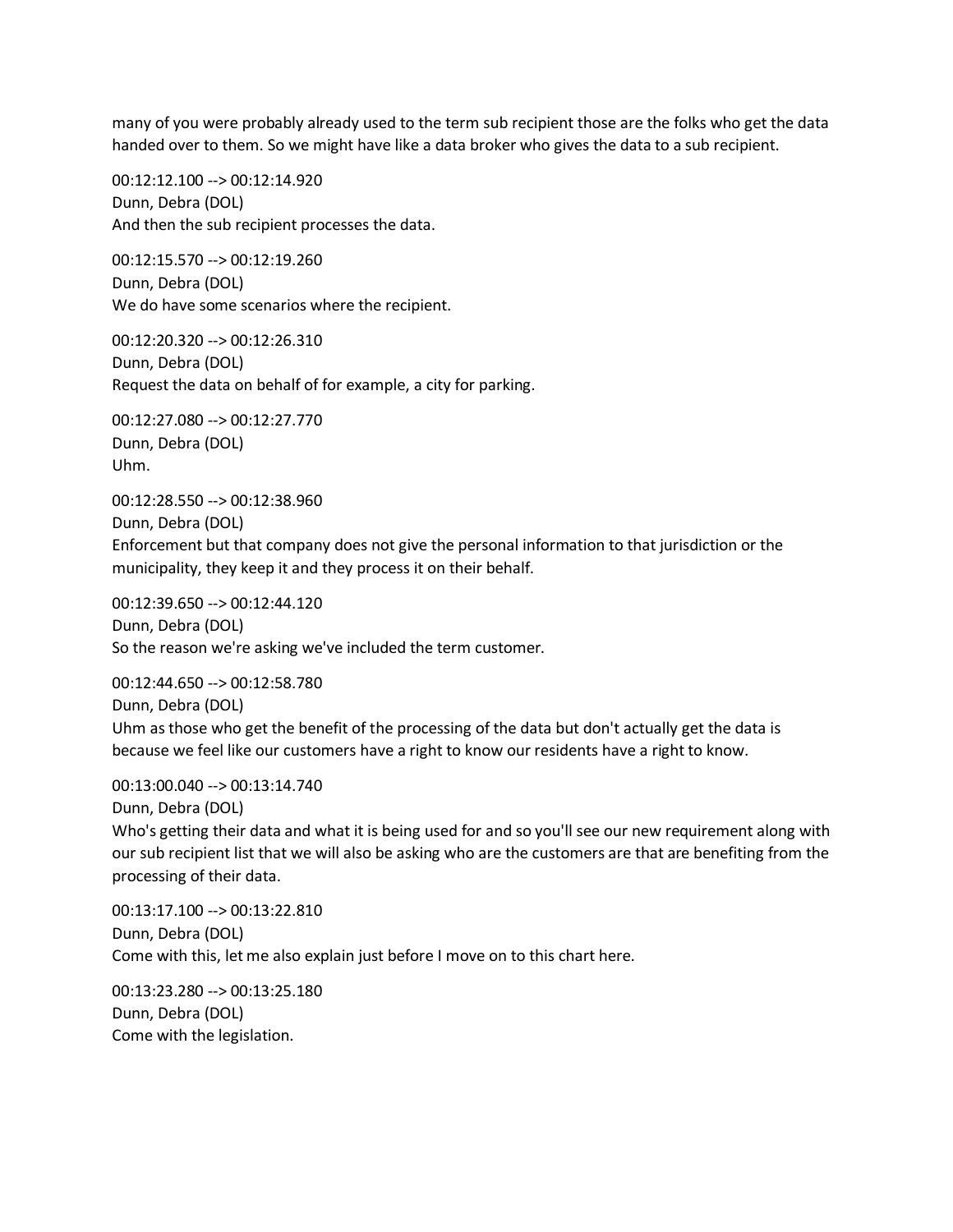many of you were probably already used to the term sub recipient those are the folks who get the data handed over to them. So we might have like a data broker who gives the data to a sub recipient.

00:12:12.100 --> 00:12:14.920
Dunn, Debra (DOL)
And then the sub recipient processes the data.

00:12:15.570 --> 00:12:19.260
Dunn, Debra (DOL)
We do have some scenarios where the recipient.

00:12:20.320 --> 00:12:26.310
Dunn, Debra (DOL)
Request the data on behalf of for example, a city for parking.

00:12:27.080 --> 00:12:27.770
Dunn, Debra (DOL)
Uhm.

00:12:28.550 --> 00:12:38.960
Dunn, Debra (DOL)
Enforcement but that company does not give the personal information to that jurisdiction or the municipality, they keep it and they process it on their behalf.

00:12:39.650 --> 00:12:44.120
Dunn, Debra (DOL)
So the reason we're asking we've included the term customer.

00:12:44.650 --> 00:12:58.780
Dunn, Debra (DOL)
Uhm as those who get the benefit of the processing of the data but don't actually get the data is because we feel like our customers have a right to know our residents have a right to know.

00:13:00.040 --> 00:13:14.740
Dunn, Debra (DOL)
Who's getting their data and what it is being used for and so you'll see our new requirement along with our sub recipient list that we will also be asking who are the customers are that are benefiting from the processing of their data.

00:13:17.100 --> 00:13:22.810
Dunn, Debra (DOL)
Come with this, let me also explain just before I move on to this chart here.

00:13:23.280 --> 00:13:25.180
Dunn, Debra (DOL)
Come with the legislation.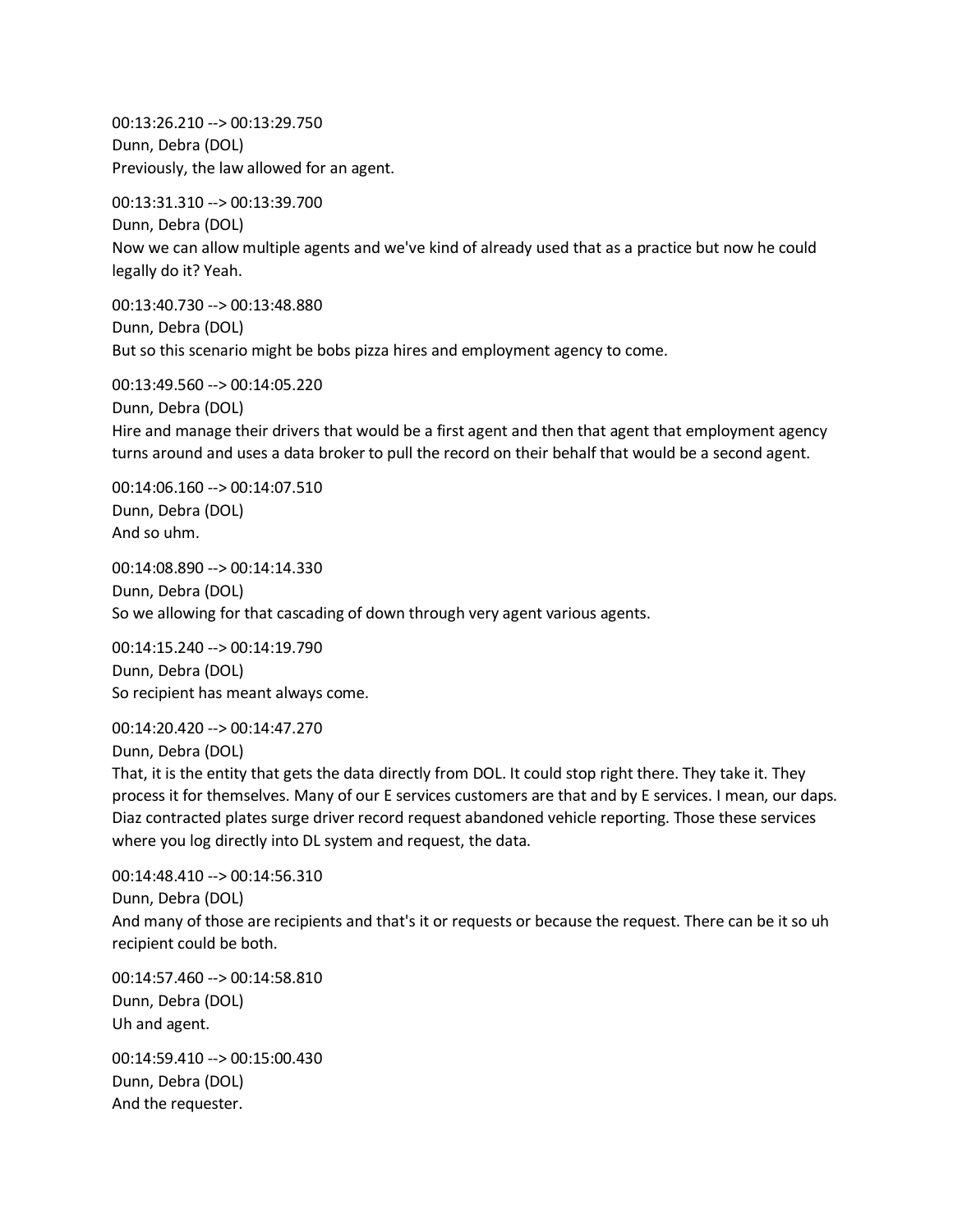00:13:26.210 --> 00:13:29.750
Dunn, Debra (DOL)
Previously, the law allowed for an agent.

00:13:31.310 --> 00:13:39.700
Dunn, Debra (DOL)
Now we can allow multiple agents and we've kind of already used that as a practice but now he could legally do it? Yeah.

00:13:40.730 --> 00:13:48.880
Dunn, Debra (DOL)
But so this scenario might be bobs pizza hires and employment agency to come.

00:13:49.560 --> 00:14:05.220
Dunn, Debra (DOL)
Hire and manage their drivers that would be a first agent and then that agent that employment agency turns around and uses a data broker to pull the record on their behalf that would be a second agent.

00:14:06.160 --> 00:14:07.510
Dunn, Debra (DOL)
And so uhm.

00:14:08.890 --> 00:14:14.330
Dunn, Debra (DOL)
So we allowing for that cascading of down through very agent various agents.

00:14:15.240 --> 00:14:19.790
Dunn, Debra (DOL)
So recipient has meant always come.

00:14:20.420 --> 00:14:47.270
Dunn, Debra (DOL)
That, it is the entity that gets the data directly from DOL. It could stop right there. They take it. They process it for themselves. Many of our E services customers are that and by E services. I mean, our daps. Diaz contracted plates surge driver record request abandoned vehicle reporting. Those these services where you log directly into DL system and request, the data.

00:14:48.410 --> 00:14:56.310
Dunn, Debra (DOL)
And many of those are recipients and that's it or requests or because the request. There can be it so uh recipient could be both.

00:14:57.460 --> 00:14:58.810
Dunn, Debra (DOL)
Uh and agent.

00:14:59.410 --> 00:15:00.430
Dunn, Debra (DOL)
And the requester.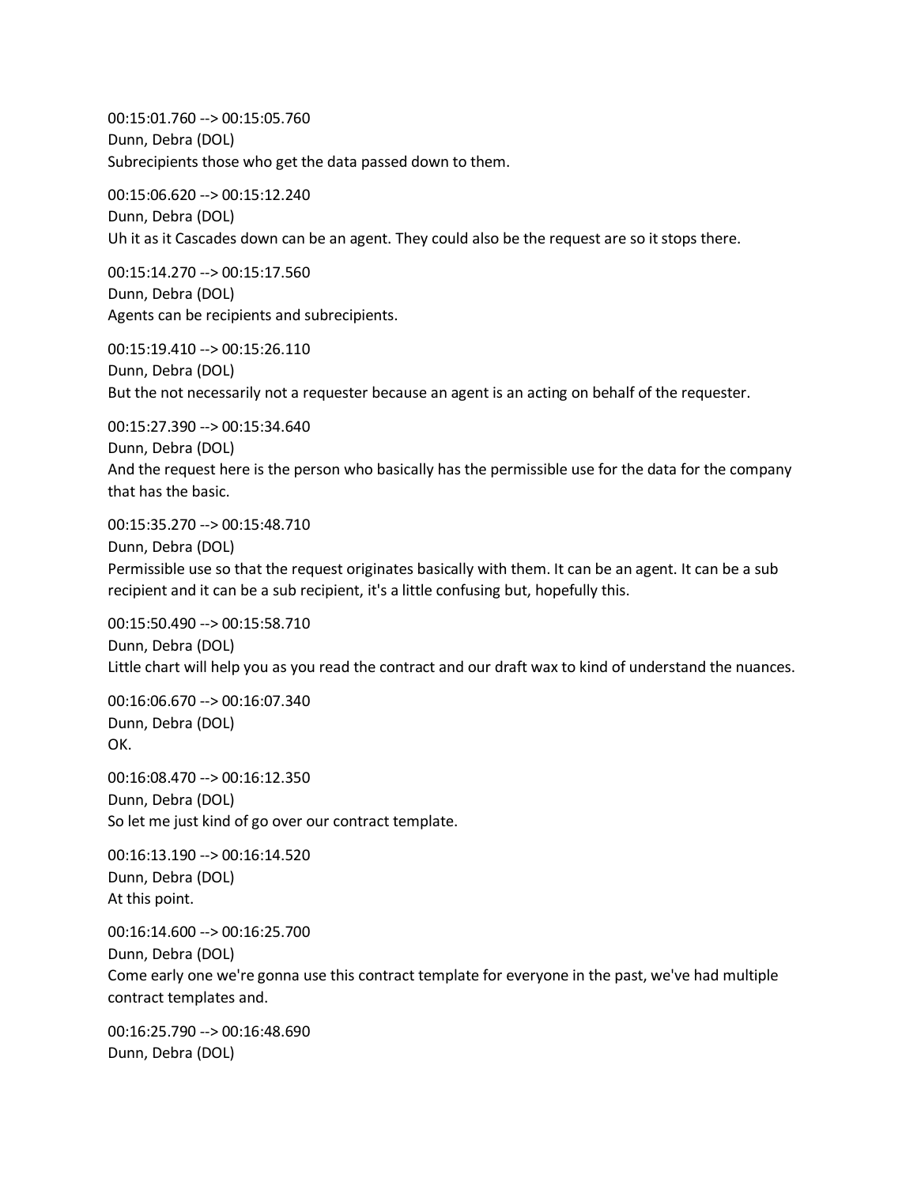00:15:01.760 --> 00:15:05.760
Dunn, Debra (DOL)
Subrecipients those who get the data passed down to them.

00:15:06.620 --> 00:15:12.240
Dunn, Debra (DOL)
Uh it as it Cascades down can be an agent. They could also be the request are so it stops there.

00:15:14.270 --> 00:15:17.560
Dunn, Debra (DOL)
Agents can be recipients and subrecipients.

00:15:19.410 --> 00:15:26.110
Dunn, Debra (DOL)
But the not necessarily not a requester because an agent is an acting on behalf of the requester.

00:15:27.390 --> 00:15:34.640
Dunn, Debra (DOL)
And the request here is the person who basically has the permissible use for the data for the company that has the basic.

00:15:35.270 --> 00:15:48.710
Dunn, Debra (DOL)
Permissible use so that the request originates basically with them. It can be an agent. It can be a sub recipient and it can be a sub recipient, it's a little confusing but, hopefully this.

00:15:50.490 --> 00:15:58.710
Dunn, Debra (DOL)
Little chart will help you as you read the contract and our draft wax to kind of understand the nuances.

00:16:06.670 --> 00:16:07.340
Dunn, Debra (DOL)
OK.

00:16:08.470 --> 00:16:12.350
Dunn, Debra (DOL)
So let me just kind of go over our contract template.

00:16:13.190 --> 00:16:14.520
Dunn, Debra (DOL)
At this point.

00:16:14.600 --> 00:16:25.700
Dunn, Debra (DOL)
Come early one we're gonna use this contract template for everyone in the past, we've had multiple contract templates and.

00:16:25.790 --> 00:16:48.690
Dunn, Debra (DOL)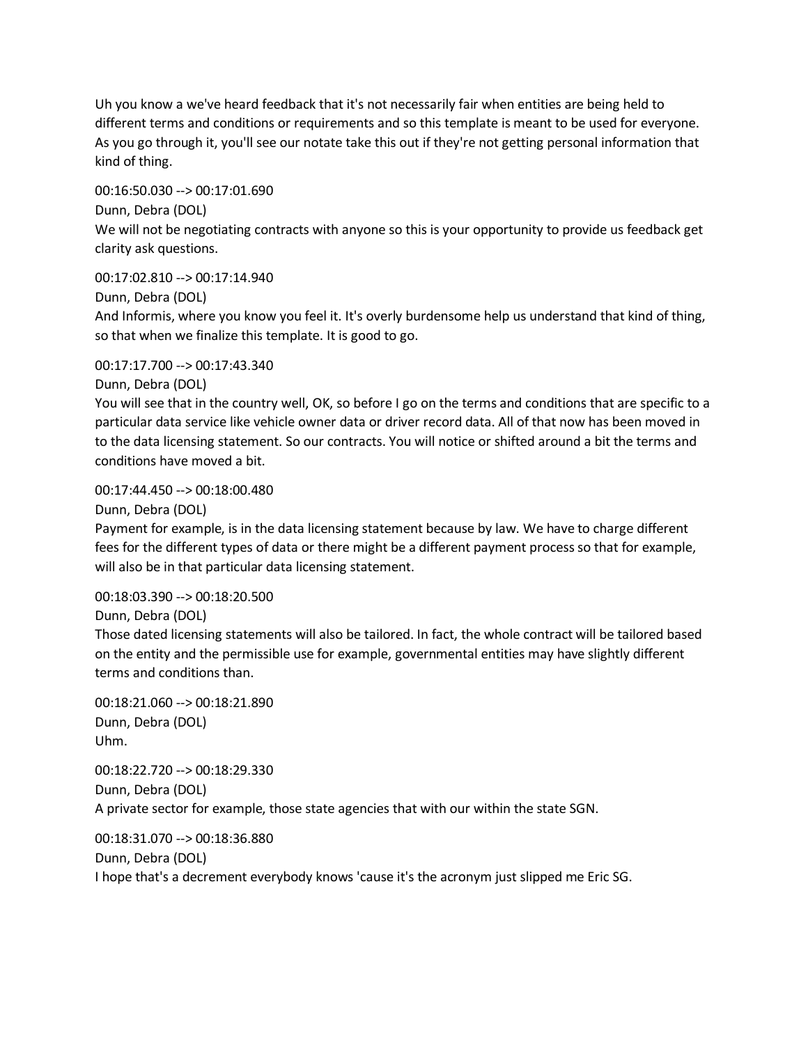Uh you know a we've heard feedback that it's not necessarily fair when entities are being held to different terms and conditions or requirements and so this template is meant to be used for everyone. As you go through it, you'll see our notate take this out if they're not getting personal information that kind of thing.

00:16:50.030 --> 00:17:01.690
Dunn, Debra (DOL)
We will not be negotiating contracts with anyone so this is your opportunity to provide us feedback get clarity ask questions.

00:17:02.810 --> 00:17:14.940
Dunn, Debra (DOL)
And Informis, where you know you feel it. It's overly burdensome help us understand that kind of thing, so that when we finalize this template. It is good to go.

00:17:17.700 --> 00:17:43.340
Dunn, Debra (DOL)
You will see that in the country well, OK, so before I go on the terms and conditions that are specific to a particular data service like vehicle owner data or driver record data. All of that now has been moved in to the data licensing statement. So our contracts. You will notice or shifted around a bit the terms and conditions have moved a bit.

00:17:44.450 --> 00:18:00.480
Dunn, Debra (DOL)
Payment for example, is in the data licensing statement because by law. We have to charge different fees for the different types of data or there might be a different payment process so that for example, will also be in that particular data licensing statement.

00:18:03.390 --> 00:18:20.500
Dunn, Debra (DOL)
Those dated licensing statements will also be tailored. In fact, the whole contract will be tailored based on the entity and the permissible use for example, governmental entities may have slightly different terms and conditions than.

00:18:21.060 --> 00:18:21.890
Dunn, Debra (DOL)
Uhm.

00:18:22.720 --> 00:18:29.330
Dunn, Debra (DOL)
A private sector for example, those state agencies that with our within the state SGN.

00:18:31.070 --> 00:18:36.880
Dunn, Debra (DOL)
I hope that's a decrement everybody knows 'cause it's the acronym just slipped me Eric SG.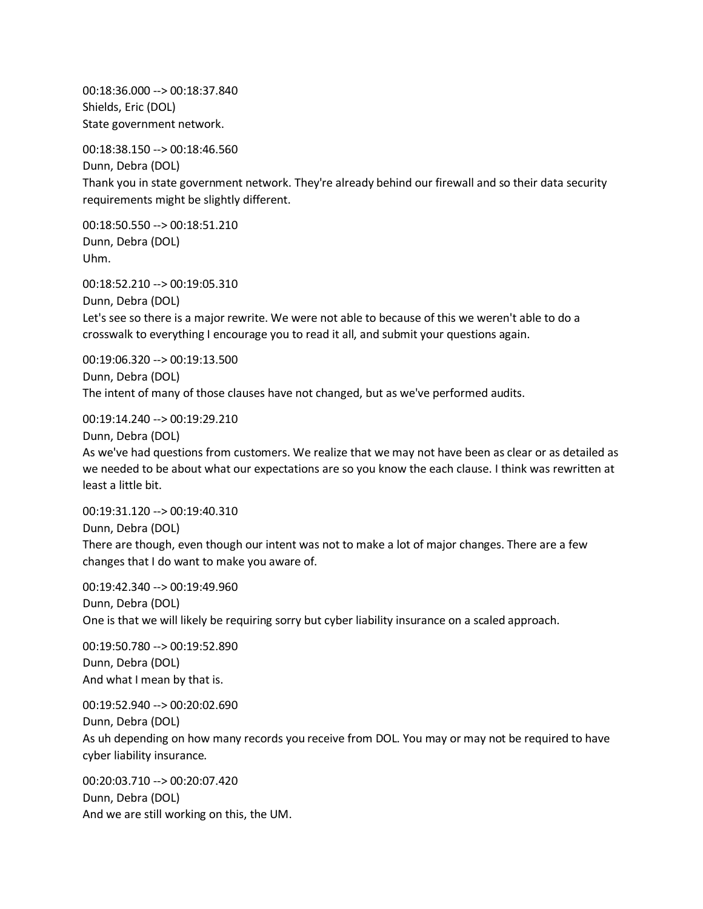00:18:36.000 --> 00:18:37.840
Shields, Eric (DOL)
State government network.

00:18:38.150 --> 00:18:46.560
Dunn, Debra (DOL)
Thank you in state government network. They're already behind our firewall and so their data security requirements might be slightly different.

00:18:50.550 --> 00:18:51.210
Dunn, Debra (DOL)
Uhm.

00:18:52.210 --> 00:19:05.310
Dunn, Debra (DOL)
Let's see so there is a major rewrite. We were not able to because of this we weren't able to do a crosswalk to everything I encourage you to read it all, and submit your questions again.

00:19:06.320 --> 00:19:13.500
Dunn, Debra (DOL)
The intent of many of those clauses have not changed, but as we've performed audits.

00:19:14.240 --> 00:19:29.210
Dunn, Debra (DOL)
As we've had questions from customers. We realize that we may not have been as clear or as detailed as we needed to be about what our expectations are so you know the each clause. I think was rewritten at least a little bit.

00:19:31.120 --> 00:19:40.310
Dunn, Debra (DOL)
There are though, even though our intent was not to make a lot of major changes. There are a few changes that I do want to make you aware of.

00:19:42.340 --> 00:19:49.960
Dunn, Debra (DOL)
One is that we will likely be requiring sorry but cyber liability insurance on a scaled approach.

00:19:50.780 --> 00:19:52.890
Dunn, Debra (DOL)
And what I mean by that is.

00:19:52.940 --> 00:20:02.690
Dunn, Debra (DOL)
As uh depending on how many records you receive from DOL. You may or may not be required to have cyber liability insurance.

00:20:03.710 --> 00:20:07.420
Dunn, Debra (DOL)
And we are still working on this, the UM.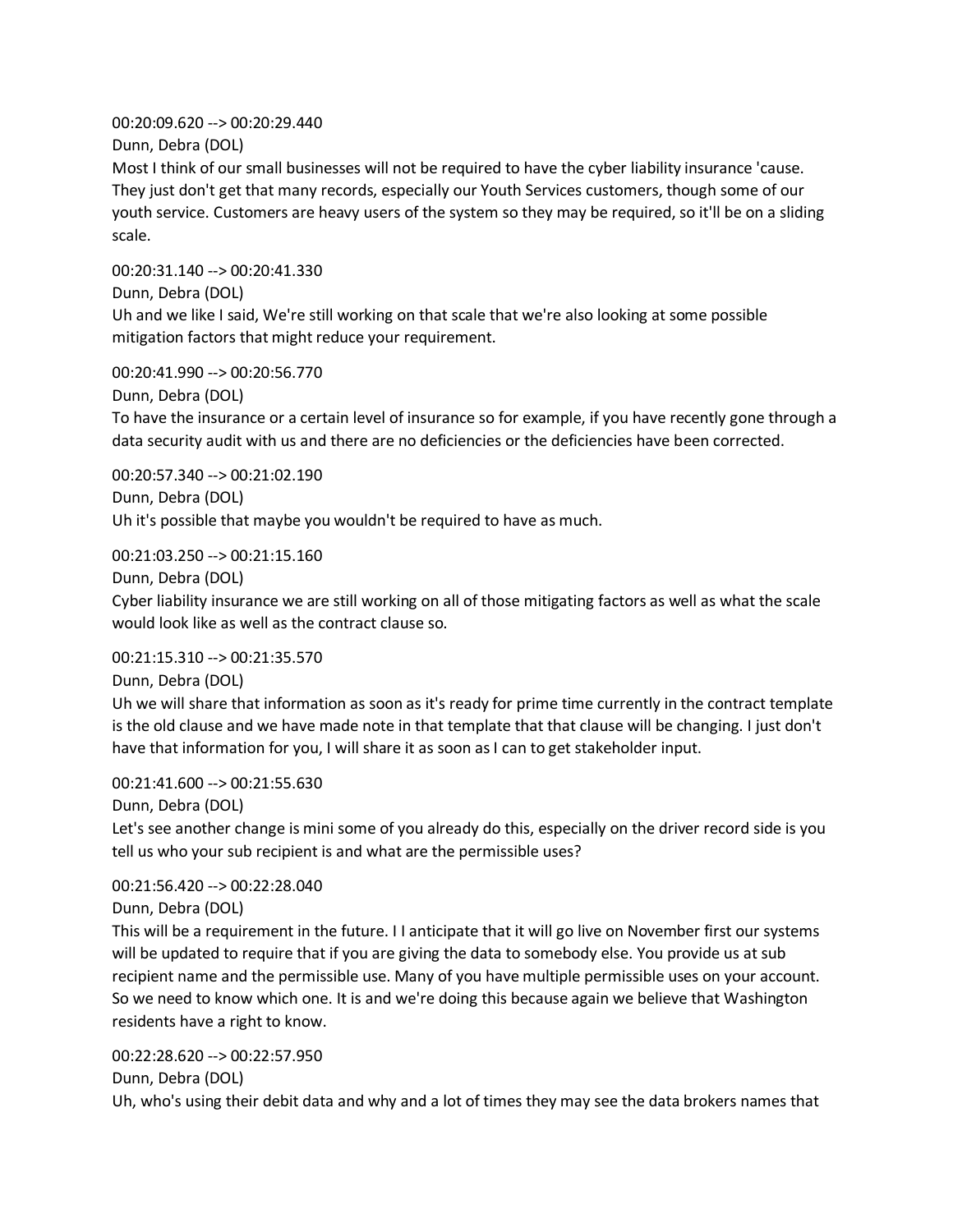00:20:09.620 --> 00:20:29.440

Dunn, Debra (DOL)

Most I think of our small businesses will not be required to have the cyber liability insurance 'cause. They just don't get that many records, especially our Youth Services customers, though some of our youth service. Customers are heavy users of the system so they may be required, so it'll be on a sliding scale.

00:20:31.140 --> 00:20:41.330

Dunn, Debra (DOL)

Uh and we like I said, We're still working on that scale that we're also looking at some possible mitigation factors that might reduce your requirement.

00:20:41.990 --> 00:20:56.770

Dunn, Debra (DOL)

To have the insurance or a certain level of insurance so for example, if you have recently gone through a data security audit with us and there are no deficiencies or the deficiencies have been corrected.

00:20:57.340 --> 00:21:02.190

Dunn, Debra (DOL)

Uh it's possible that maybe you wouldn't be required to have as much.

00:21:03.250 --> 00:21:15.160

Dunn, Debra (DOL)

Cyber liability insurance we are still working on all of those mitigating factors as well as what the scale would look like as well as the contract clause so.

00:21:15.310 --> 00:21:35.570

Dunn, Debra (DOL)

Uh we will share that information as soon as it's ready for prime time currently in the contract template is the old clause and we have made note in that template that that clause will be changing. I just don't have that information for you, I will share it as soon as I can to get stakeholder input.

00:21:41.600 --> 00:21:55.630

Dunn, Debra (DOL)

Let's see another change is mini some of you already do this, especially on the driver record side is you tell us who your sub recipient is and what are the permissible uses?

00:21:56.420 --> 00:22:28.040

Dunn, Debra (DOL)

This will be a requirement in the future. I I anticipate that it will go live on November first our systems will be updated to require that if you are giving the data to somebody else. You provide us at sub recipient name and the permissible use. Many of you have multiple permissible uses on your account. So we need to know which one. It is and we're doing this because again we believe that Washington residents have a right to know.

00:22:28.620 --> 00:22:57.950

Dunn, Debra (DOL)

Uh, who's using their debit data and why and a lot of times they may see the data brokers names that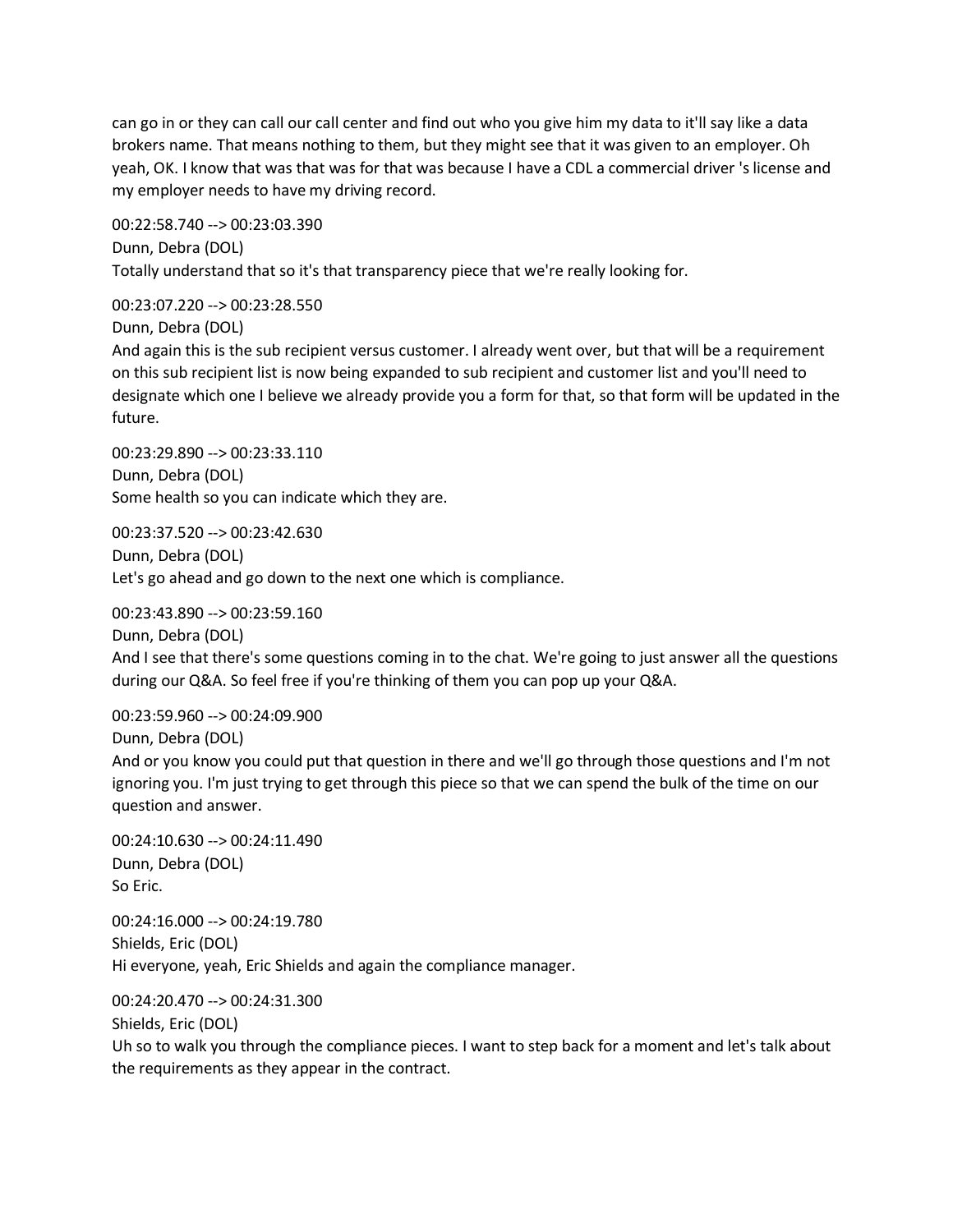can go in or they can call our call center and find out who you give him my data to it'll say like a data brokers name. That means nothing to them, but they might see that it was given to an employer. Oh yeah, OK. I know that was that was for that was because I have a CDL a commercial driver 's license and my employer needs to have my driving record.

00:22:58.740 --> 00:23:03.390
Dunn, Debra (DOL)
Totally understand that so it's that transparency piece that we're really looking for.

00:23:07.220 --> 00:23:28.550
Dunn, Debra (DOL)
And again this is the sub recipient versus customer. I already went over, but that will be a requirement on this sub recipient list is now being expanded to sub recipient and customer list and you'll need to designate which one I believe we already provide you a form for that, so that form will be updated in the future.

00:23:29.890 --> 00:23:33.110
Dunn, Debra (DOL)
Some health so you can indicate which they are.

00:23:37.520 --> 00:23:42.630
Dunn, Debra (DOL)
Let's go ahead and go down to the next one which is compliance.

00:23:43.890 --> 00:23:59.160
Dunn, Debra (DOL)
And I see that there's some questions coming in to the chat. We're going to just answer all the questions during our Q&A. So feel free if you're thinking of them you can pop up your Q&A.

00:23:59.960 --> 00:24:09.900
Dunn, Debra (DOL)
And or you know you could put that question in there and we'll go through those questions and I'm not ignoring you. I'm just trying to get through this piece so that we can spend the bulk of the time on our question and answer.

00:24:10.630 --> 00:24:11.490
Dunn, Debra (DOL)
So Eric.

00:24:16.000 --> 00:24:19.780
Shields, Eric (DOL)
Hi everyone, yeah, Eric Shields and again the compliance manager.

00:24:20.470 --> 00:24:31.300
Shields, Eric (DOL)
Uh so to walk you through the compliance pieces. I want to step back for a moment and let's talk about the requirements as they appear in the contract.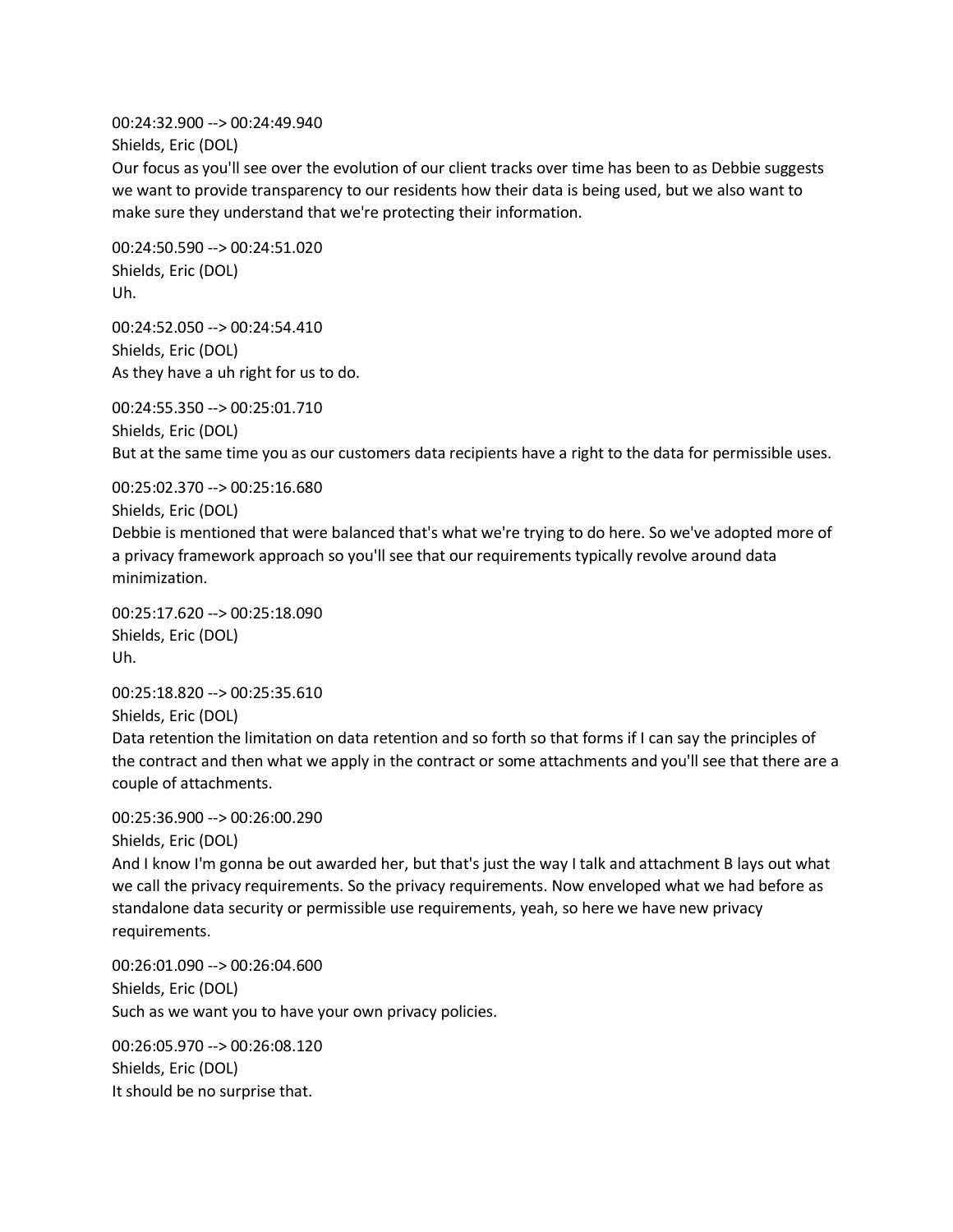00:24:32.900 --> 00:24:49.940
Shields, Eric (DOL)
Our focus as you'll see over the evolution of our client tracks over time has been to as Debbie suggests we want to provide transparency to our residents how their data is being used, but we also want to make sure they understand that we're protecting their information.

00:24:50.590 --> 00:24:51.020
Shields, Eric (DOL)
Uh.

00:24:52.050 --> 00:24:54.410
Shields, Eric (DOL)
As they have a uh right for us to do.

00:24:55.350 --> 00:25:01.710
Shields, Eric (DOL)
But at the same time you as our customers data recipients have a right to the data for permissible uses.

00:25:02.370 --> 00:25:16.680
Shields, Eric (DOL)
Debbie is mentioned that were balanced that's what we're trying to do here. So we've adopted more of a privacy framework approach so you'll see that our requirements typically revolve around data minimization.

00:25:17.620 --> 00:25:18.090
Shields, Eric (DOL)
Uh.

00:25:18.820 --> 00:25:35.610
Shields, Eric (DOL)
Data retention the limitation on data retention and so forth so that forms if I can say the principles of the contract and then what we apply in the contract or some attachments and you'll see that there are a couple of attachments.

00:25:36.900 --> 00:26:00.290
Shields, Eric (DOL)
And I know I'm gonna be out awarded her, but that's just the way I talk and attachment B lays out what we call the privacy requirements. So the privacy requirements. Now enveloped what we had before as standalone data security or permissible use requirements, yeah, so here we have new privacy requirements.

00:26:01.090 --> 00:26:04.600
Shields, Eric (DOL)
Such as we want you to have your own privacy policies.

00:26:05.970 --> 00:26:08.120
Shields, Eric (DOL)
It should be no surprise that.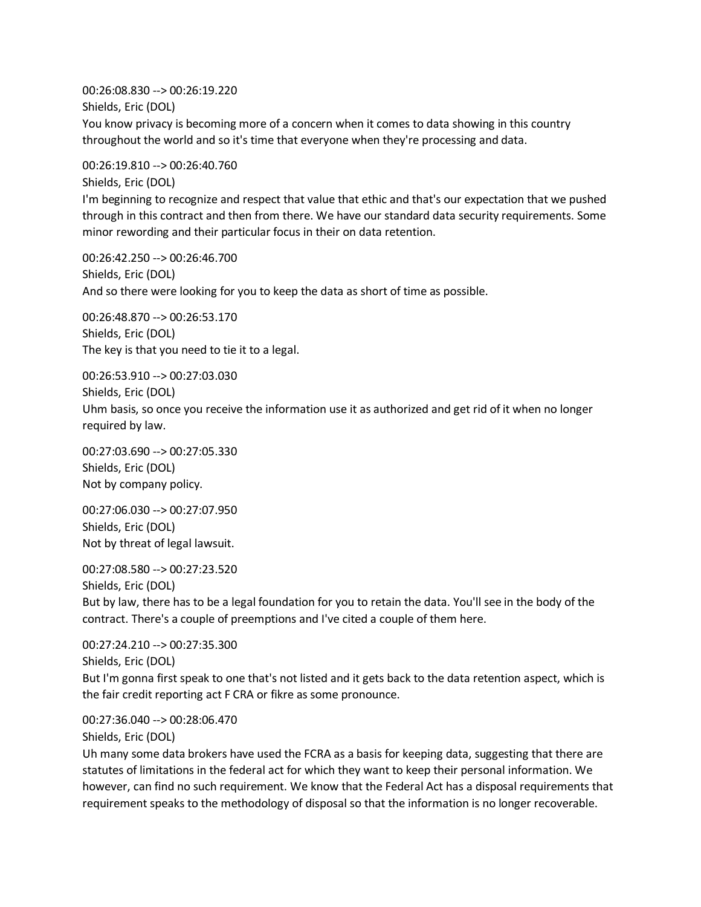00:26:08.830 --> 00:26:19.220
Shields, Eric (DOL)
You know privacy is becoming more of a concern when it comes to data showing in this country throughout the world and so it's time that everyone when they're processing and data.

00:26:19.810 --> 00:26:40.760
Shields, Eric (DOL)
I'm beginning to recognize and respect that value that ethic and that's our expectation that we pushed through in this contract and then from there. We have our standard data security requirements. Some minor rewording and their particular focus in their on data retention.

00:26:42.250 --> 00:26:46.700
Shields, Eric (DOL)
And so there were looking for you to keep the data as short of time as possible.

00:26:48.870 --> 00:26:53.170
Shields, Eric (DOL)
The key is that you need to tie it to a legal.

00:26:53.910 --> 00:27:03.030
Shields, Eric (DOL)
Uhm basis, so once you receive the information use it as authorized and get rid of it when no longer required by law.

00:27:03.690 --> 00:27:05.330
Shields, Eric (DOL)
Not by company policy.

00:27:06.030 --> 00:27:07.950
Shields, Eric (DOL)
Not by threat of legal lawsuit.

00:27:08.580 --> 00:27:23.520
Shields, Eric (DOL)
But by law, there has to be a legal foundation for you to retain the data. You'll see in the body of the contract. There's a couple of preemptions and I've cited a couple of them here.

00:27:24.210 --> 00:27:35.300
Shields, Eric (DOL)
But I'm gonna first speak to one that's not listed and it gets back to the data retention aspect, which is the fair credit reporting act F CRA or fikre as some pronounce.

00:27:36.040 --> 00:28:06.470
Shields, Eric (DOL)
Uh many some data brokers have used the FCRA as a basis for keeping data, suggesting that there are statutes of limitations in the federal act for which they want to keep their personal information. We however, can find no such requirement. We know that the Federal Act has a disposal requirements that requirement speaks to the methodology of disposal so that the information is no longer recoverable.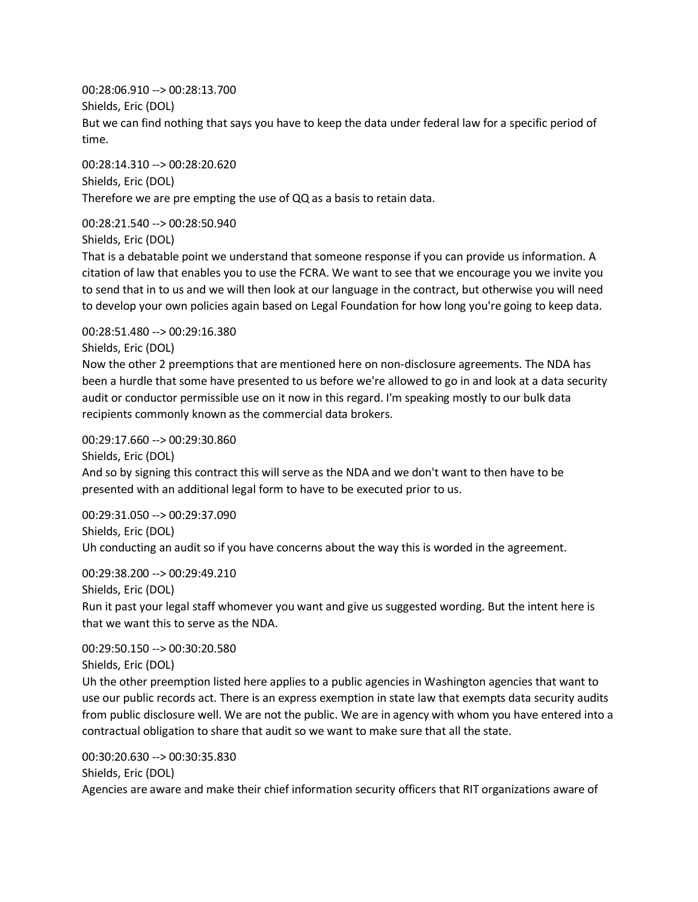00:28:06.910 --> 00:28:13.700
Shields, Eric (DOL)
But we can find nothing that says you have to keep the data under federal law for a specific period of time.

00:28:14.310 --> 00:28:20.620
Shields, Eric (DOL)
Therefore we are pre empting the use of QQ as a basis to retain data.

00:28:21.540 --> 00:28:50.940
Shields, Eric (DOL)
That is a debatable point we understand that someone response if you can provide us information. A citation of law that enables you to use the FCRA. We want to see that we encourage you we invite you to send that in to us and we will then look at our language in the contract, but otherwise you will need to develop your own policies again based on Legal Foundation for how long you're going to keep data.

00:28:51.480 --> 00:29:16.380
Shields, Eric (DOL)
Now the other 2 preemptions that are mentioned here on non-disclosure agreements. The NDA has been a hurdle that some have presented to us before we're allowed to go in and look at a data security audit or conductor permissible use on it now in this regard. I'm speaking mostly to our bulk data recipients commonly known as the commercial data brokers.

00:29:17.660 --> 00:29:30.860
Shields, Eric (DOL)
And so by signing this contract this will serve as the NDA and we don't want to then have to be presented with an additional legal form to have to be executed prior to us.

00:29:31.050 --> 00:29:37.090
Shields, Eric (DOL)
Uh conducting an audit so if you have concerns about the way this is worded in the agreement.

00:29:38.200 --> 00:29:49.210
Shields, Eric (DOL)
Run it past your legal staff whomever you want and give us suggested wording. But the intent here is that we want this to serve as the NDA.

00:29:50.150 --> 00:30:20.580
Shields, Eric (DOL)
Uh the other preemption listed here applies to a public agencies in Washington agencies that want to use our public records act. There is an express exemption in state law that exempts data security audits from public disclosure well. We are not the public. We are in agency with whom you have entered into a contractual obligation to share that audit so we want to make sure that all the state.

00:30:20.630 --> 00:30:35.830
Shields, Eric (DOL)
Agencies are aware and make their chief information security officers that RIT organizations aware of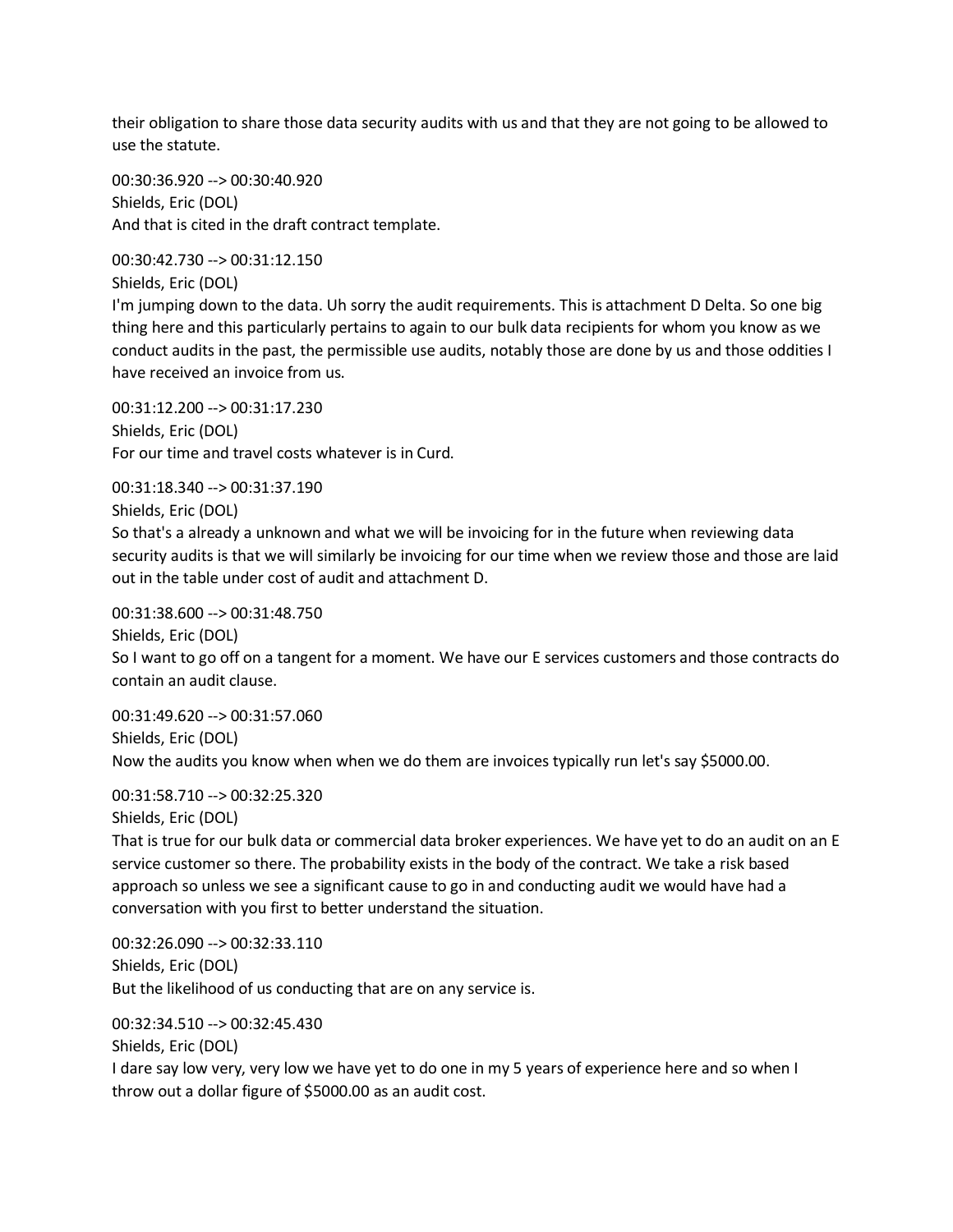their obligation to share those data security audits with us and that they are not going to be allowed to use the statute.

00:30:36.920 --> 00:30:40.920
Shields, Eric (DOL)
And that is cited in the draft contract template.

00:30:42.730 --> 00:31:12.150
Shields, Eric (DOL)
I'm jumping down to the data. Uh sorry the audit requirements. This is attachment D Delta. So one big thing here and this particularly pertains to again to our bulk data recipients for whom you know as we conduct audits in the past, the permissible use audits, notably those are done by us and those oddities I have received an invoice from us.

00:31:12.200 --> 00:31:17.230
Shields, Eric (DOL)
For our time and travel costs whatever is in Curd.

00:31:18.340 --> 00:31:37.190
Shields, Eric (DOL)
So that's a already a unknown and what we will be invoicing for in the future when reviewing data security audits is that we will similarly be invoicing for our time when we review those and those are laid out in the table under cost of audit and attachment D.

00:31:38.600 --> 00:31:48.750
Shields, Eric (DOL)
So I want to go off on a tangent for a moment. We have our E services customers and those contracts do contain an audit clause.

00:31:49.620 --> 00:31:57.060
Shields, Eric (DOL)
Now the audits you know when when we do them are invoices typically run let's say $5000.00.

00:31:58.710 --> 00:32:25.320
Shields, Eric (DOL)
That is true for our bulk data or commercial data broker experiences. We have yet to do an audit on an E service customer so there. The probability exists in the body of the contract. We take a risk based approach so unless we see a significant cause to go in and conducting audit we would have had a conversation with you first to better understand the situation.

00:32:26.090 --> 00:32:33.110
Shields, Eric (DOL)
But the likelihood of us conducting that are on any service is.

00:32:34.510 --> 00:32:45.430
Shields, Eric (DOL)
I dare say low very, very low we have yet to do one in my 5 years of experience here and so when I throw out a dollar figure of $5000.00 as an audit cost.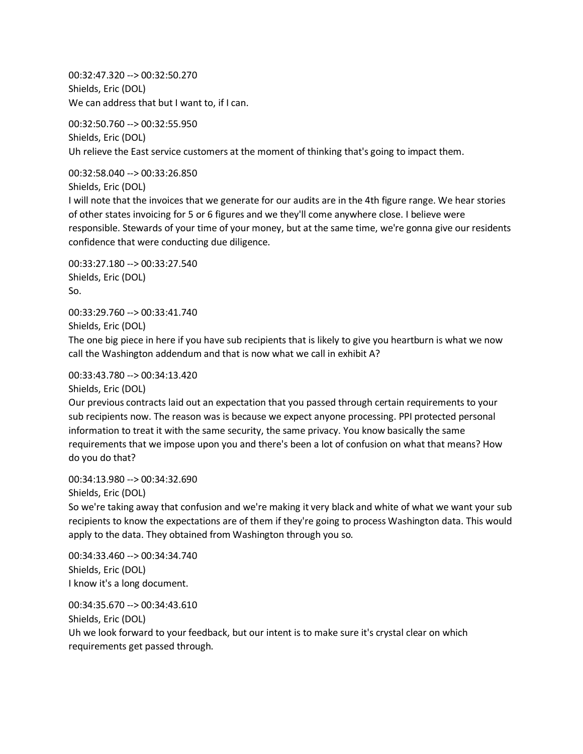00:32:47.320 --> 00:32:50.270
Shields, Eric (DOL)
We can address that but I want to, if I can.

00:32:50.760 --> 00:32:55.950
Shields, Eric (DOL)
Uh relieve the East service customers at the moment of thinking that's going to impact them.

00:32:58.040 --> 00:33:26.850
Shields, Eric (DOL)
I will note that the invoices that we generate for our audits are in the 4th figure range. We hear stories of other states invoicing for 5 or 6 figures and we they'll come anywhere close. I believe were responsible. Stewards of your time of your money, but at the same time, we're gonna give our residents confidence that were conducting due diligence.

00:33:27.180 --> 00:33:27.540
Shields, Eric (DOL)
So.

00:33:29.760 --> 00:33:41.740
Shields, Eric (DOL)
The one big piece in here if you have sub recipients that is likely to give you heartburn is what we now call the Washington addendum and that is now what we call in exhibit A?

00:33:43.780 --> 00:34:13.420
Shields, Eric (DOL)
Our previous contracts laid out an expectation that you passed through certain requirements to your sub recipients now. The reason was is because we expect anyone processing. PPI protected personal information to treat it with the same security, the same privacy. You know basically the same requirements that we impose upon you and there's been a lot of confusion on what that means? How do you do that?

00:34:13.980 --> 00:34:32.690
Shields, Eric (DOL)
So we're taking away that confusion and we're making it very black and white of what we want your sub recipients to know the expectations are of them if they're going to process Washington data. This would apply to the data. They obtained from Washington through you so.

00:34:33.460 --> 00:34:34.740
Shields, Eric (DOL)
I know it's a long document.

00:34:35.670 --> 00:34:43.610
Shields, Eric (DOL)
Uh we look forward to your feedback, but our intent is to make sure it's crystal clear on which requirements get passed through.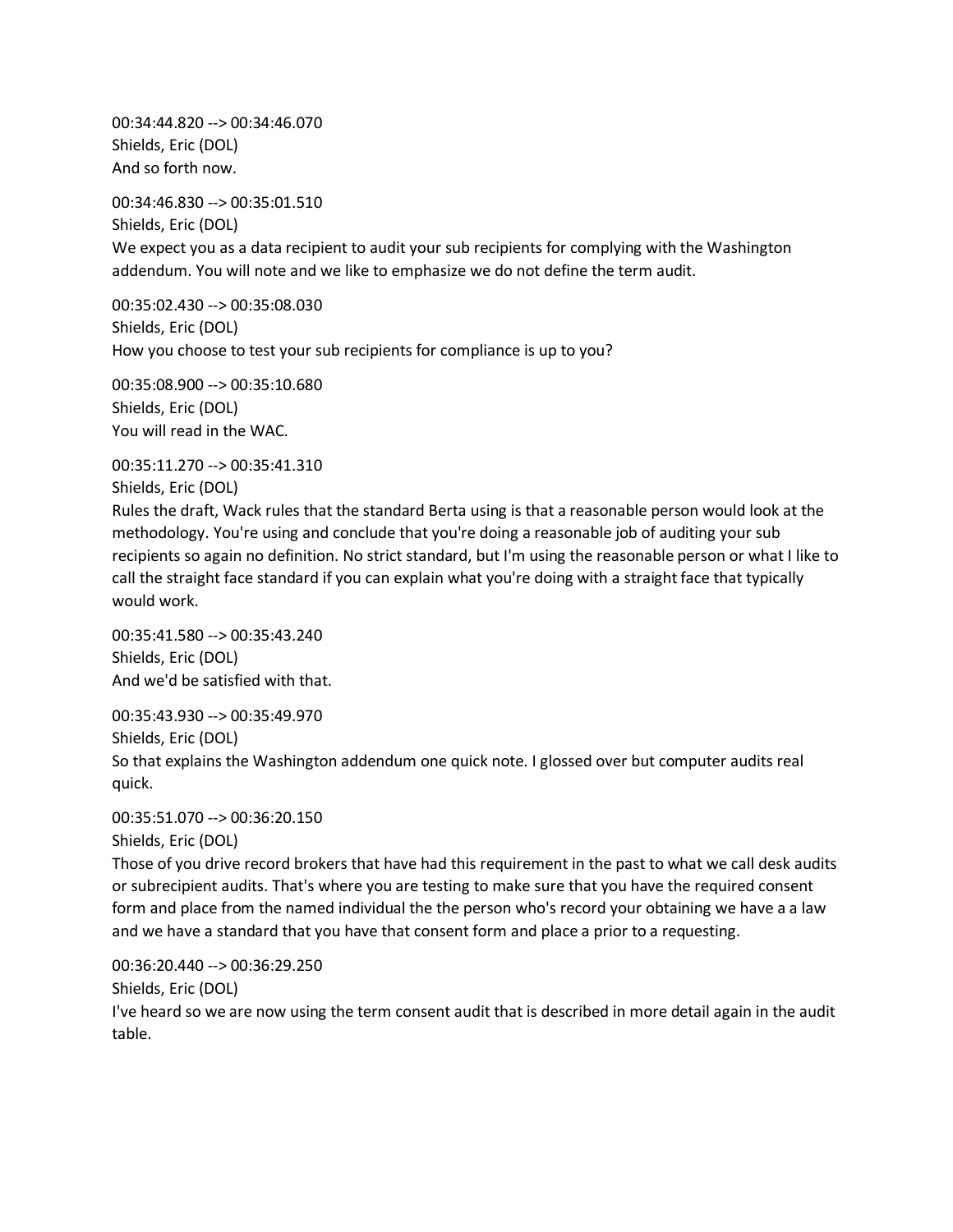00:34:44.820 --> 00:34:46.070
Shields, Eric (DOL)
And so forth now.

00:34:46.830 --> 00:35:01.510
Shields, Eric (DOL)
We expect you as a data recipient to audit your sub recipients for complying with the Washington addendum. You will note and we like to emphasize we do not define the term audit.

00:35:02.430 --> 00:35:08.030
Shields, Eric (DOL)
How you choose to test your sub recipients for compliance is up to you?

00:35:08.900 --> 00:35:10.680
Shields, Eric (DOL)
You will read in the WAC.

00:35:11.270 --> 00:35:41.310
Shields, Eric (DOL)
Rules the draft, Wack rules that the standard Berta using is that a reasonable person would look at the methodology. You're using and conclude that you're doing a reasonable job of auditing your sub recipients so again no definition. No strict standard, but I'm using the reasonable person or what I like to call the straight face standard if you can explain what you're doing with a straight face that typically would work.

00:35:41.580 --> 00:35:43.240
Shields, Eric (DOL)
And we'd be satisfied with that.

00:35:43.930 --> 00:35:49.970
Shields, Eric (DOL)
So that explains the Washington addendum one quick note. I glossed over but computer audits real quick.

00:35:51.070 --> 00:36:20.150
Shields, Eric (DOL)
Those of you drive record brokers that have had this requirement in the past to what we call desk audits or subrecipient audits. That's where you are testing to make sure that you have the required consent form and place from the named individual the the person who's record your obtaining we have a a law and we have a standard that you have that consent form and place a prior to a requesting.

00:36:20.440 --> 00:36:29.250
Shields, Eric (DOL)
I've heard so we are now using the term consent audit that is described in more detail again in the audit table.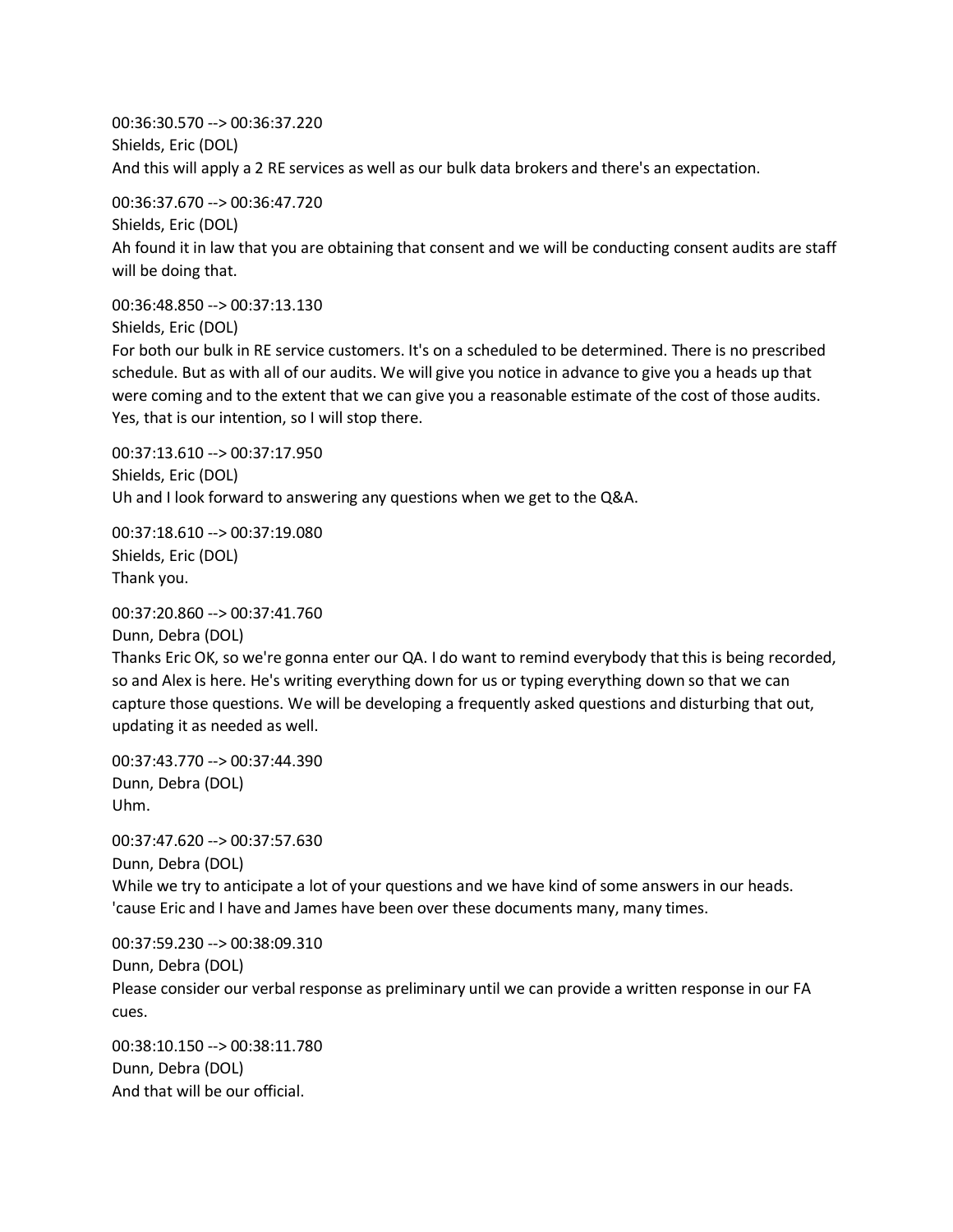00:36:30.570 --> 00:36:37.220
Shields, Eric (DOL)
And this will apply a 2 RE services as well as our bulk data brokers and there's an expectation.

00:36:37.670 --> 00:36:47.720
Shields, Eric (DOL)
Ah found it in law that you are obtaining that consent and we will be conducting consent audits are staff will be doing that.

00:36:48.850 --> 00:37:13.130
Shields, Eric (DOL)
For both our bulk in RE service customers. It's on a scheduled to be determined. There is no prescribed schedule. But as with all of our audits. We will give you notice in advance to give you a heads up that were coming and to the extent that we can give you a reasonable estimate of the cost of those audits. Yes, that is our intention, so I will stop there.

00:37:13.610 --> 00:37:17.950
Shields, Eric (DOL)
Uh and I look forward to answering any questions when we get to the Q&A.

00:37:18.610 --> 00:37:19.080
Shields, Eric (DOL)
Thank you.

00:37:20.860 --> 00:37:41.760
Dunn, Debra (DOL)
Thanks Eric OK, so we're gonna enter our QA. I do want to remind everybody that this is being recorded, so and Alex is here. He's writing everything down for us or typing everything down so that we can capture those questions. We will be developing a frequently asked questions and disturbing that out, updating it as needed as well.

00:37:43.770 --> 00:37:44.390
Dunn, Debra (DOL)
Uhm.

00:37:47.620 --> 00:37:57.630
Dunn, Debra (DOL)
While we try to anticipate a lot of your questions and we have kind of some answers in our heads. 'cause Eric and I have and James have been over these documents many, many times.

00:37:59.230 --> 00:38:09.310
Dunn, Debra (DOL)
Please consider our verbal response as preliminary until we can provide a written response in our FA cues.

00:38:10.150 --> 00:38:11.780
Dunn, Debra (DOL)
And that will be our official.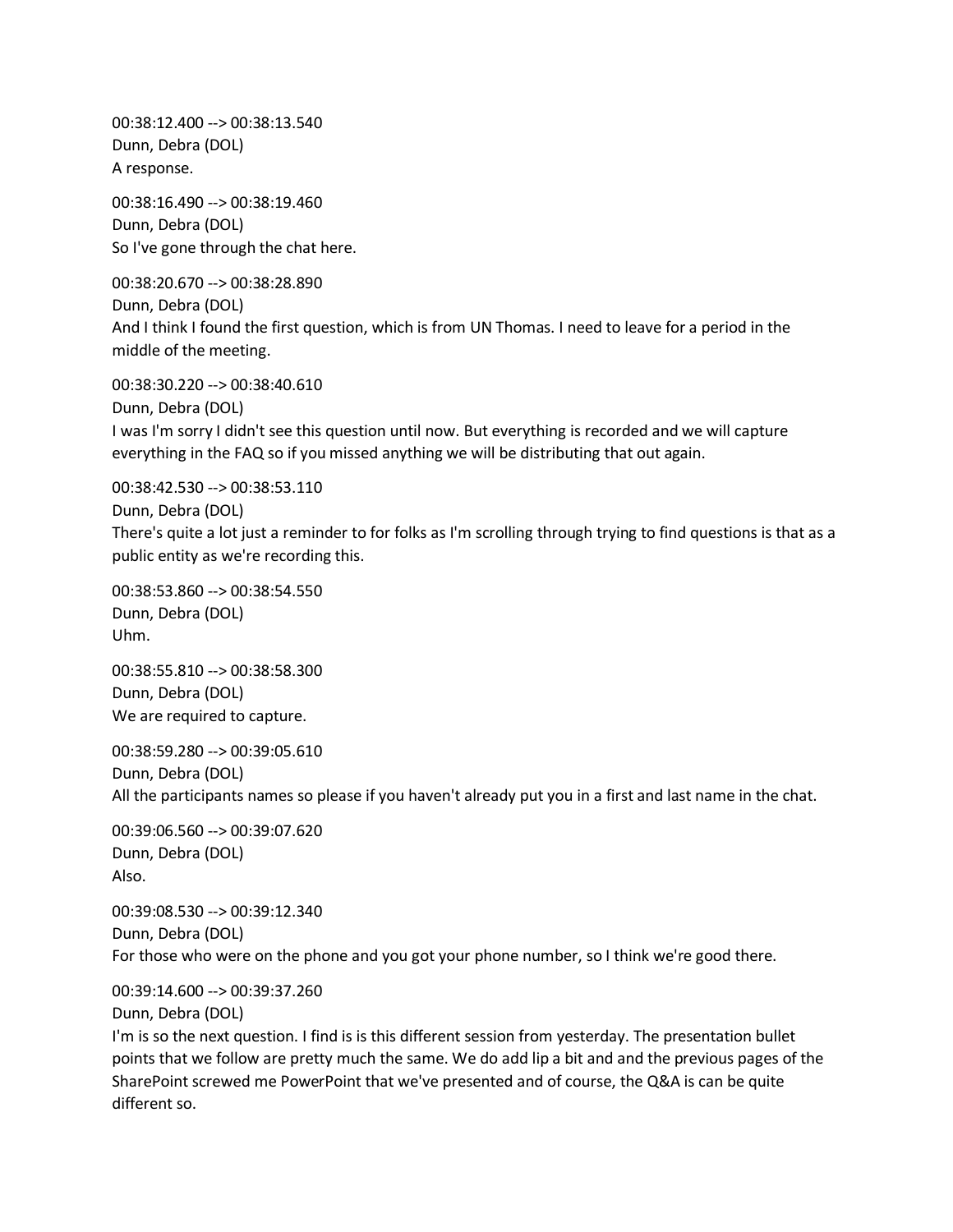00:38:12.400 --> 00:38:13.540
Dunn, Debra (DOL)
A response.

00:38:16.490 --> 00:38:19.460
Dunn, Debra (DOL)
So I've gone through the chat here.

00:38:20.670 --> 00:38:28.890
Dunn, Debra (DOL)
And I think I found the first question, which is from UN Thomas. I need to leave for a period in the middle of the meeting.

00:38:30.220 --> 00:38:40.610
Dunn, Debra (DOL)
I was I'm sorry I didn't see this question until now. But everything is recorded and we will capture everything in the FAQ so if you missed anything we will be distributing that out again.

00:38:42.530 --> 00:38:53.110
Dunn, Debra (DOL)
There's quite a lot just a reminder to for folks as I'm scrolling through trying to find questions is that as a public entity as we're recording this.

00:38:53.860 --> 00:38:54.550
Dunn, Debra (DOL)
Uhm.

00:38:55.810 --> 00:38:58.300
Dunn, Debra (DOL)
We are required to capture.

00:38:59.280 --> 00:39:05.610
Dunn, Debra (DOL)
All the participants names so please if you haven't already put you in a first and last name in the chat.

00:39:06.560 --> 00:39:07.620
Dunn, Debra (DOL)
Also.

00:39:08.530 --> 00:39:12.340
Dunn, Debra (DOL)
For those who were on the phone and you got your phone number, so I think we're good there.

00:39:14.600 --> 00:39:37.260
Dunn, Debra (DOL)
I'm is so the next question. I find is is this different session from yesterday. The presentation bullet points that we follow are pretty much the same. We do add lip a bit and and the previous pages of the SharePoint screwed me PowerPoint that we've presented and of course, the Q&A is can be quite different so.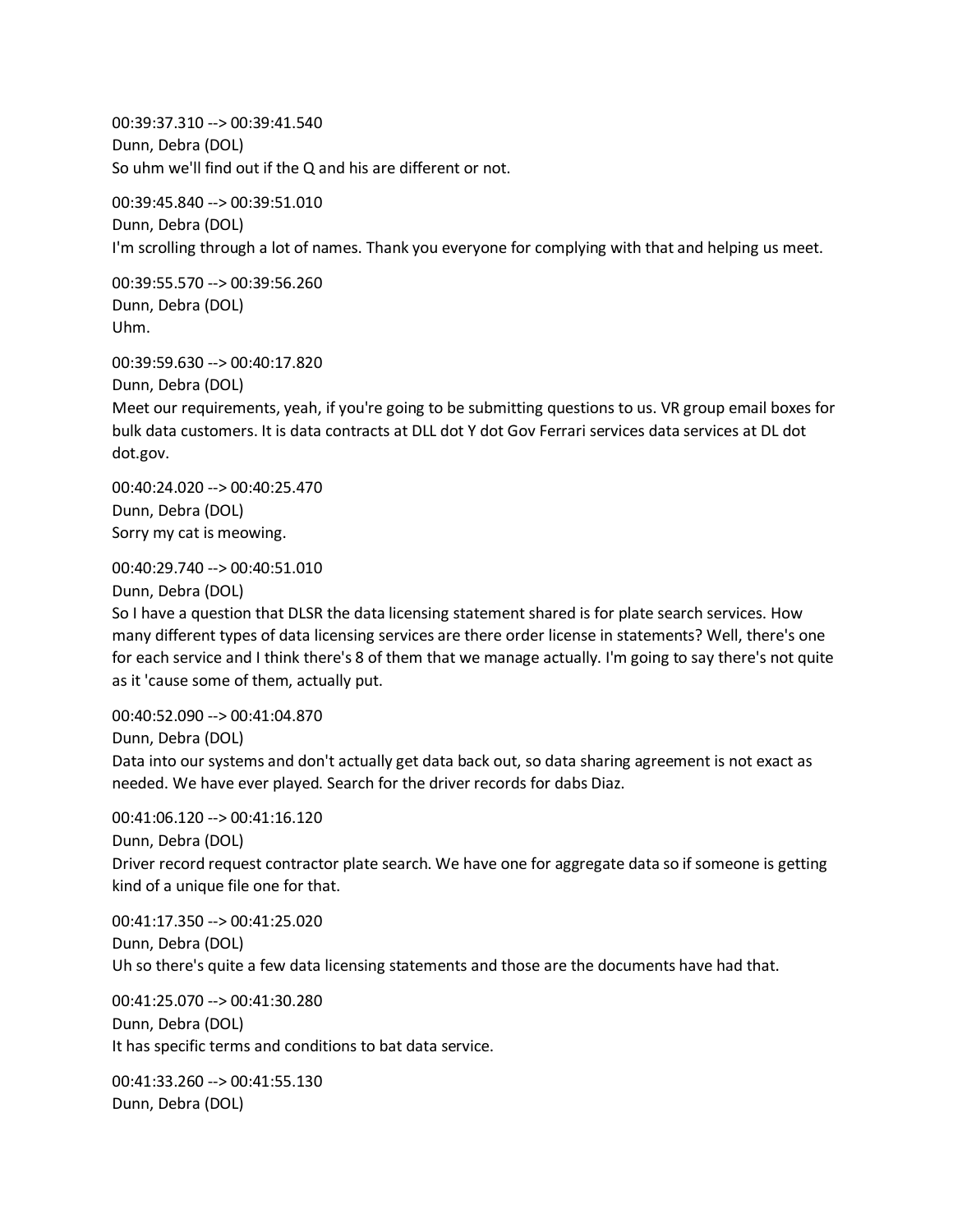00:39:37.310 --> 00:39:41.540
Dunn, Debra (DOL)
So uhm we'll find out if the Q and his are different or not.

00:39:45.840 --> 00:39:51.010
Dunn, Debra (DOL)
I'm scrolling through a lot of names. Thank you everyone for complying with that and helping us meet.

00:39:55.570 --> 00:39:56.260
Dunn, Debra (DOL)
Uhm.

00:39:59.630 --> 00:40:17.820
Dunn, Debra (DOL)
Meet our requirements, yeah, if you're going to be submitting questions to us. VR group email boxes for bulk data customers. It is data contracts at DLL dot Y dot Gov Ferrari services data services at DL dot dot.gov.

00:40:24.020 --> 00:40:25.470
Dunn, Debra (DOL)
Sorry my cat is meowing.

00:40:29.740 --> 00:40:51.010
Dunn, Debra (DOL)
So I have a question that DLSR the data licensing statement shared is for plate search services. How many different types of data licensing services are there order license in statements? Well, there's one for each service and I think there's 8 of them that we manage actually. I'm going to say there's not quite as it 'cause some of them, actually put.

00:40:52.090 --> 00:41:04.870
Dunn, Debra (DOL)
Data into our systems and don't actually get data back out, so data sharing agreement is not exact as needed. We have ever played. Search for the driver records for dabs Diaz.

00:41:06.120 --> 00:41:16.120
Dunn, Debra (DOL)
Driver record request contractor plate search. We have one for aggregate data so if someone is getting kind of a unique file one for that.

00:41:17.350 --> 00:41:25.020
Dunn, Debra (DOL)
Uh so there's quite a few data licensing statements and those are the documents have had that.

00:41:25.070 --> 00:41:30.280
Dunn, Debra (DOL)
It has specific terms and conditions to bat data service.

00:41:33.260 --> 00:41:55.130
Dunn, Debra (DOL)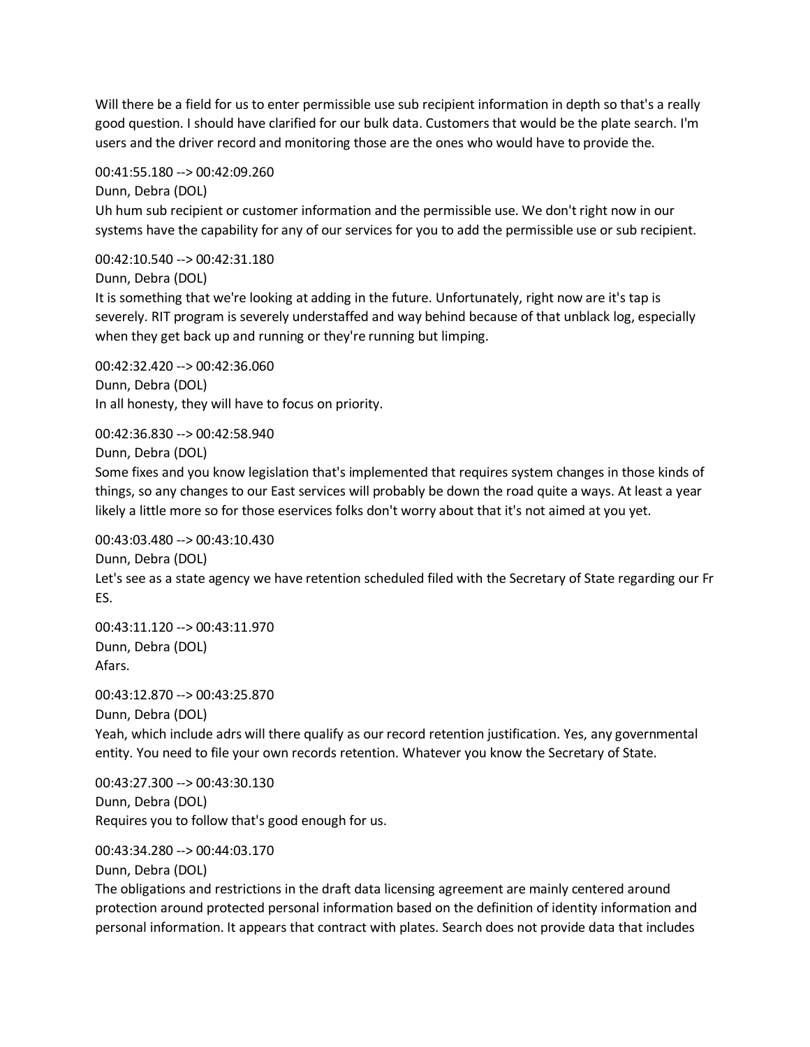Will there be a field for us to enter permissible use sub recipient information in depth so that's a really good question. I should have clarified for our bulk data. Customers that would be the plate search. I'm users and the driver record and monitoring those are the ones who would have to provide the.

00:41:55.180 --> 00:42:09.260
Dunn, Debra (DOL)
Uh hum sub recipient or customer information and the permissible use. We don't right now in our systems have the capability for any of our services for you to add the permissible use or sub recipient.

00:42:10.540 --> 00:42:31.180
Dunn, Debra (DOL)
It is something that we're looking at adding in the future. Unfortunately, right now are it's tap is severely. RIT program is severely understaffed and way behind because of that unblack log, especially when they get back up and running or they're running but limping.

00:42:32.420 --> 00:42:36.060
Dunn, Debra (DOL)
In all honesty, they will have to focus on priority.

00:42:36.830 --> 00:42:58.940
Dunn, Debra (DOL)
Some fixes and you know legislation that's implemented that requires system changes in those kinds of things, so any changes to our East services will probably be down the road quite a ways. At least a year likely a little more so for those eservices folks don't worry about that it's not aimed at you yet.

00:43:03.480 --> 00:43:10.430
Dunn, Debra (DOL)
Let's see as a state agency we have retention scheduled filed with the Secretary of State regarding our Fr ES.

00:43:11.120 --> 00:43:11.970
Dunn, Debra (DOL)
Afars.

00:43:12.870 --> 00:43:25.870
Dunn, Debra (DOL)
Yeah, which include adrs will there qualify as our record retention justification. Yes, any governmental entity. You need to file your own records retention. Whatever you know the Secretary of State.

00:43:27.300 --> 00:43:30.130
Dunn, Debra (DOL)
Requires you to follow that's good enough for us.

00:43:34.280 --> 00:44:03.170
Dunn, Debra (DOL)
The obligations and restrictions in the draft data licensing agreement are mainly centered around protection around protected personal information based on the definition of identity information and personal information. It appears that contract with plates. Search does not provide data that includes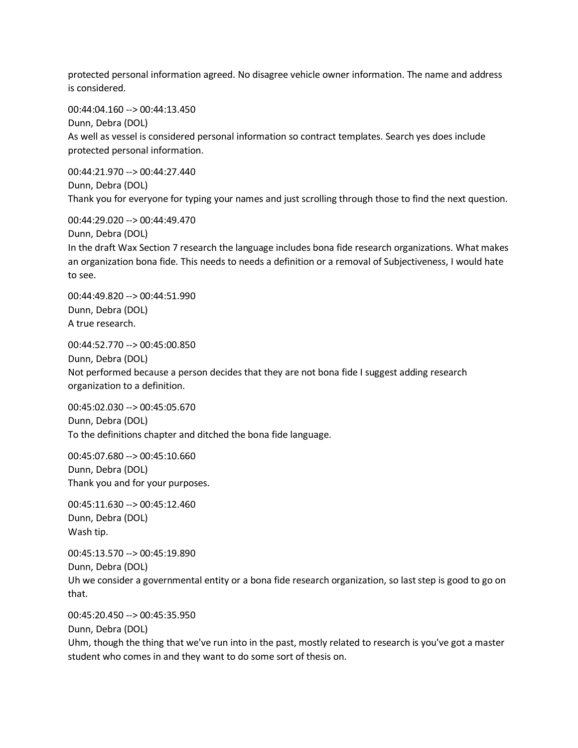protected personal information agreed. No disagree vehicle owner information. The name and address is considered.

00:44:04.160 --> 00:44:13.450
Dunn, Debra (DOL)
As well as vessel is considered personal information so contract templates. Search yes does include protected personal information.

00:44:21.970 --> 00:44:27.440
Dunn, Debra (DOL)
Thank you for everyone for typing your names and just scrolling through those to find the next question.

00:44:29.020 --> 00:44:49.470
Dunn, Debra (DOL)
In the draft Wax Section 7 research the language includes bona fide research organizations. What makes an organization bona fide. This needs to needs a definition or a removal of Subjectiveness, I would hate to see.

00:44:49.820 --> 00:44:51.990
Dunn, Debra (DOL)
A true research.

00:44:52.770 --> 00:45:00.850
Dunn, Debra (DOL)
Not performed because a person decides that they are not bona fide I suggest adding research organization to a definition.

00:45:02.030 --> 00:45:05.670
Dunn, Debra (DOL)
To the definitions chapter and ditched the bona fide language.

00:45:07.680 --> 00:45:10.660
Dunn, Debra (DOL)
Thank you and for your purposes.

00:45:11.630 --> 00:45:12.460
Dunn, Debra (DOL)
Wash tip.

00:45:13.570 --> 00:45:19.890
Dunn, Debra (DOL)
Uh we consider a governmental entity or a bona fide research organization, so last step is good to go on that.

00:45:20.450 --> 00:45:35.950
Dunn, Debra (DOL)
Uhm, though the thing that we've run into in the past, mostly related to research is you've got a master student who comes in and they want to do some sort of thesis on.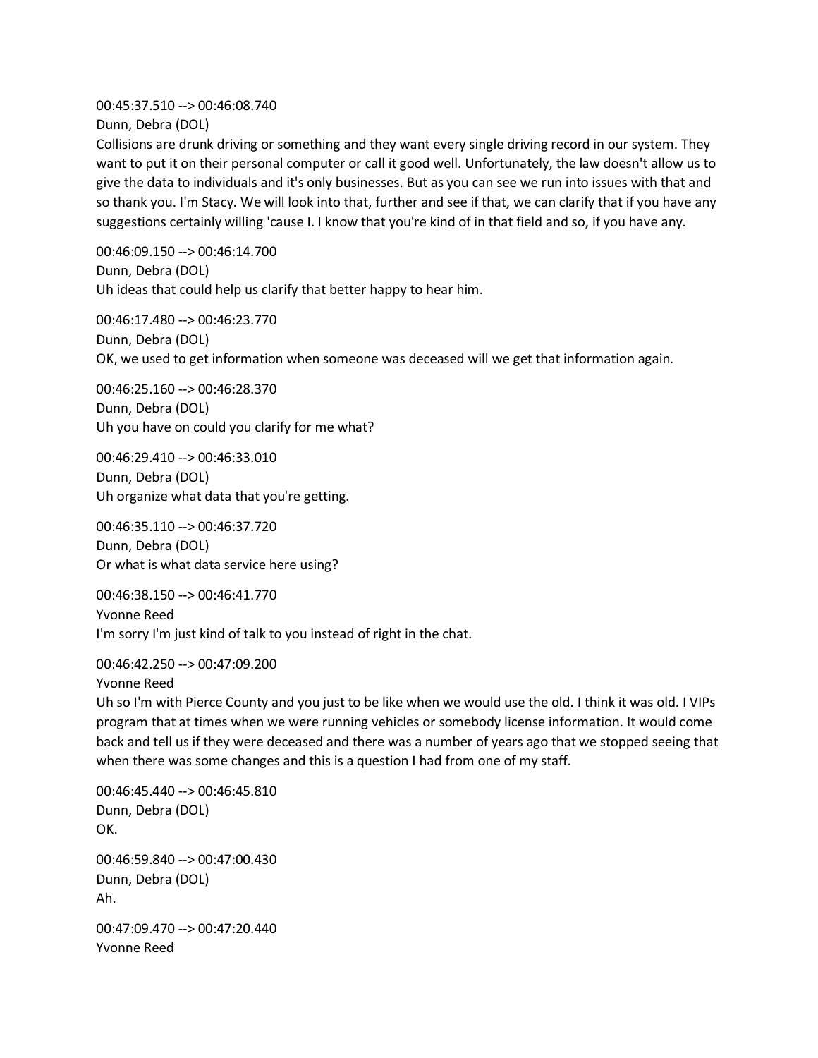00:45:37.510 --> 00:46:08.740
Dunn, Debra (DOL)
Collisions are drunk driving or something and they want every single driving record in our system. They want to put it on their personal computer or call it good well. Unfortunately, the law doesn't allow us to give the data to individuals and it's only businesses. But as you can see we run into issues with that and so thank you. I'm Stacy. We will look into that, further and see if that, we can clarify that if you have any suggestions certainly willing 'cause I. I know that you're kind of in that field and so, if you have any.

00:46:09.150 --> 00:46:14.700
Dunn, Debra (DOL)
Uh ideas that could help us clarify that better happy to hear him.

00:46:17.480 --> 00:46:23.770
Dunn, Debra (DOL)
OK, we used to get information when someone was deceased will we get that information again.

00:46:25.160 --> 00:46:28.370
Dunn, Debra (DOL)
Uh you have on could you clarify for me what?

00:46:29.410 --> 00:46:33.010
Dunn, Debra (DOL)
Uh organize what data that you're getting.

00:46:35.110 --> 00:46:37.720
Dunn, Debra (DOL)
Or what is what data service here using?

00:46:38.150 --> 00:46:41.770
Yvonne Reed
I'm sorry I'm just kind of talk to you instead of right in the chat.

00:46:42.250 --> 00:47:09.200
Yvonne Reed
Uh so I'm with Pierce County and you just to be like when we would use the old. I think it was old. I VIPs program that at times when we were running vehicles or somebody license information. It would come back and tell us if they were deceased and there was a number of years ago that we stopped seeing that when there was some changes and this is a question I had from one of my staff.

00:46:45.440 --> 00:46:45.810
Dunn, Debra (DOL)
OK.

00:46:59.840 --> 00:47:00.430
Dunn, Debra (DOL)
Ah.

00:47:09.470 --> 00:47:20.440
Yvonne Reed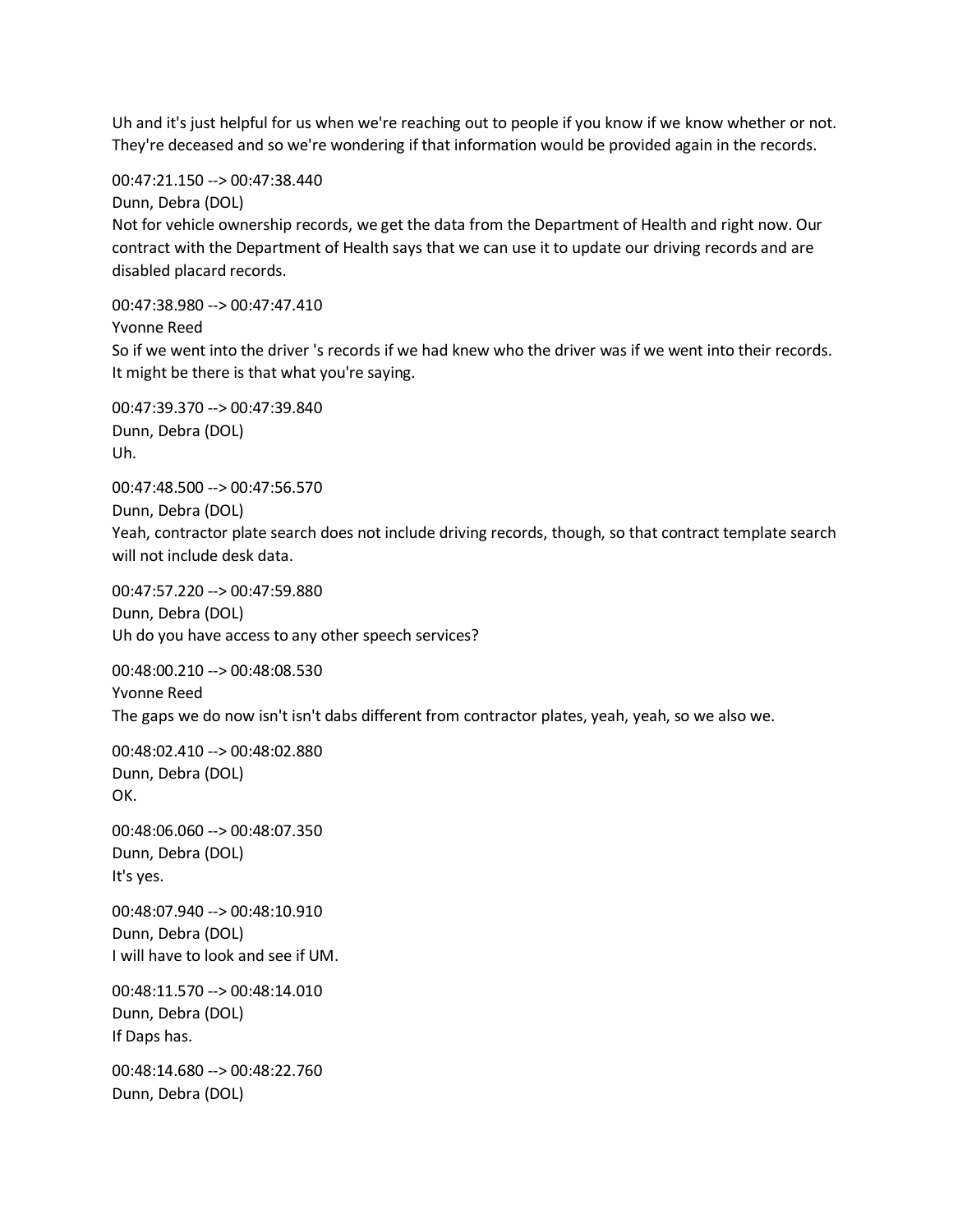Uh and it's just helpful for us when we're reaching out to people if you know if we know whether or not. They're deceased and so we're wondering if that information would be provided again in the records.

00:47:21.150 --> 00:47:38.440
Dunn, Debra (DOL)
Not for vehicle ownership records, we get the data from the Department of Health and right now. Our contract with the Department of Health says that we can use it to update our driving records and are disabled placard records.

00:47:38.980 --> 00:47:47.410
Yvonne Reed
So if we went into the driver 's records if we had knew who the driver was if we went into their records. It might be there is that what you're saying.

00:47:39.370 --> 00:47:39.840
Dunn, Debra (DOL)
Uh.

00:47:48.500 --> 00:47:56.570
Dunn, Debra (DOL)
Yeah, contractor plate search does not include driving records, though, so that contract template search will not include desk data.

00:47:57.220 --> 00:47:59.880
Dunn, Debra (DOL)
Uh do you have access to any other speech services?

00:48:00.210 --> 00:48:08.530
Yvonne Reed
The gaps we do now isn't isn't dabs different from contractor plates, yeah, yeah, so we also we.

00:48:02.410 --> 00:48:02.880
Dunn, Debra (DOL)
OK.

00:48:06.060 --> 00:48:07.350
Dunn, Debra (DOL)
It's yes.

00:48:07.940 --> 00:48:10.910
Dunn, Debra (DOL)
I will have to look and see if UM.

00:48:11.570 --> 00:48:14.010
Dunn, Debra (DOL)
If Daps has.

00:48:14.680 --> 00:48:22.760
Dunn, Debra (DOL)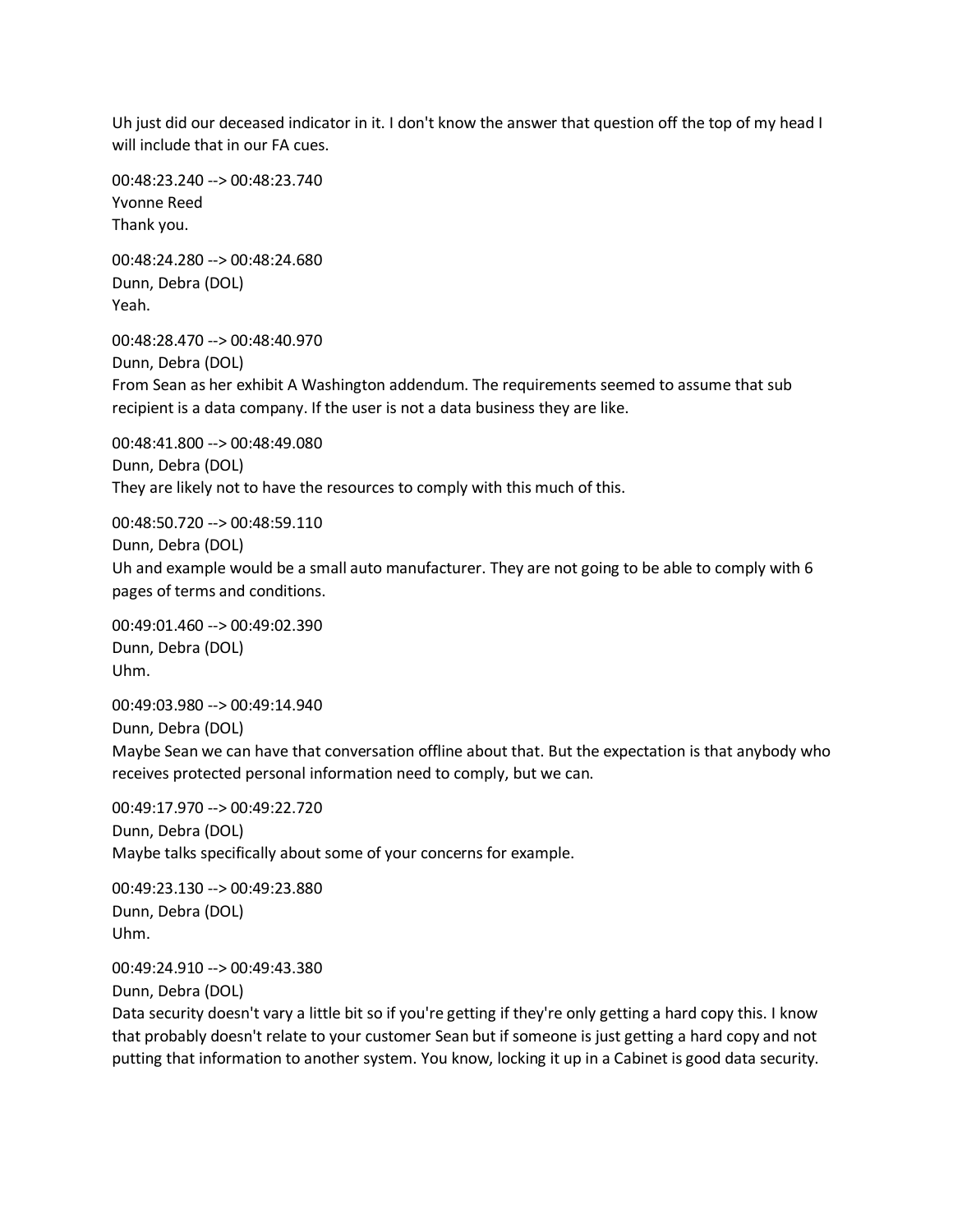Uh just did our deceased indicator in it. I don't know the answer that question off the top of my head I will include that in our FA cues.

00:48:23.240 --> 00:48:23.740
Yvonne Reed
Thank you.

00:48:24.280 --> 00:48:24.680
Dunn, Debra (DOL)
Yeah.

00:48:28.470 --> 00:48:40.970
Dunn, Debra (DOL)
From Sean as her exhibit A Washington addendum. The requirements seemed to assume that sub recipient is a data company. If the user is not a data business they are like.

00:48:41.800 --> 00:48:49.080
Dunn, Debra (DOL)
They are likely not to have the resources to comply with this much of this.

00:48:50.720 --> 00:48:59.110
Dunn, Debra (DOL)
Uh and example would be a small auto manufacturer. They are not going to be able to comply with 6 pages of terms and conditions.

00:49:01.460 --> 00:49:02.390
Dunn, Debra (DOL)
Uhm.

00:49:03.980 --> 00:49:14.940
Dunn, Debra (DOL)
Maybe Sean we can have that conversation offline about that. But the expectation is that anybody who receives protected personal information need to comply, but we can.

00:49:17.970 --> 00:49:22.720
Dunn, Debra (DOL)
Maybe talks specifically about some of your concerns for example.

00:49:23.130 --> 00:49:23.880
Dunn, Debra (DOL)
Uhm.

00:49:24.910 --> 00:49:43.380
Dunn, Debra (DOL)
Data security doesn't vary a little bit so if you're getting if they're only getting a hard copy this. I know that probably doesn't relate to your customer Sean but if someone is just getting a hard copy and not putting that information to another system. You know, locking it up in a Cabinet is good data security.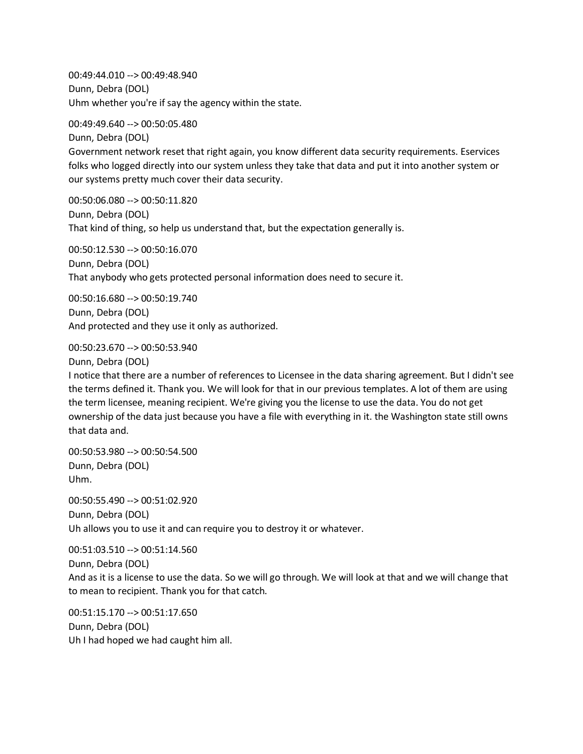00:49:44.010 --> 00:49:48.940
Dunn, Debra (DOL)
Uhm whether you're if say the agency within the state.

00:49:49.640 --> 00:50:05.480
Dunn, Debra (DOL)
Government network reset that right again, you know different data security requirements. Eservices folks who logged directly into our system unless they take that data and put it into another system or our systems pretty much cover their data security.

00:50:06.080 --> 00:50:11.820
Dunn, Debra (DOL)
That kind of thing, so help us understand that, but the expectation generally is.

00:50:12.530 --> 00:50:16.070
Dunn, Debra (DOL)
That anybody who gets protected personal information does need to secure it.

00:50:16.680 --> 00:50:19.740
Dunn, Debra (DOL)
And protected and they use it only as authorized.

00:50:23.670 --> 00:50:53.940
Dunn, Debra (DOL)
I notice that there are a number of references to Licensee in the data sharing agreement. But I didn't see the terms defined it. Thank you. We will look for that in our previous templates. A lot of them are using the term licensee, meaning recipient. We're giving you the license to use the data. You do not get ownership of the data just because you have a file with everything in it. the Washington state still owns that data and.

00:50:53.980 --> 00:50:54.500
Dunn, Debra (DOL)
Uhm.

00:50:55.490 --> 00:51:02.920
Dunn, Debra (DOL)
Uh allows you to use it and can require you to destroy it or whatever.

00:51:03.510 --> 00:51:14.560
Dunn, Debra (DOL)
And as it is a license to use the data. So we will go through. We will look at that and we will change that to mean to recipient. Thank you for that catch.

00:51:15.170 --> 00:51:17.650
Dunn, Debra (DOL)
Uh I had hoped we had caught him all.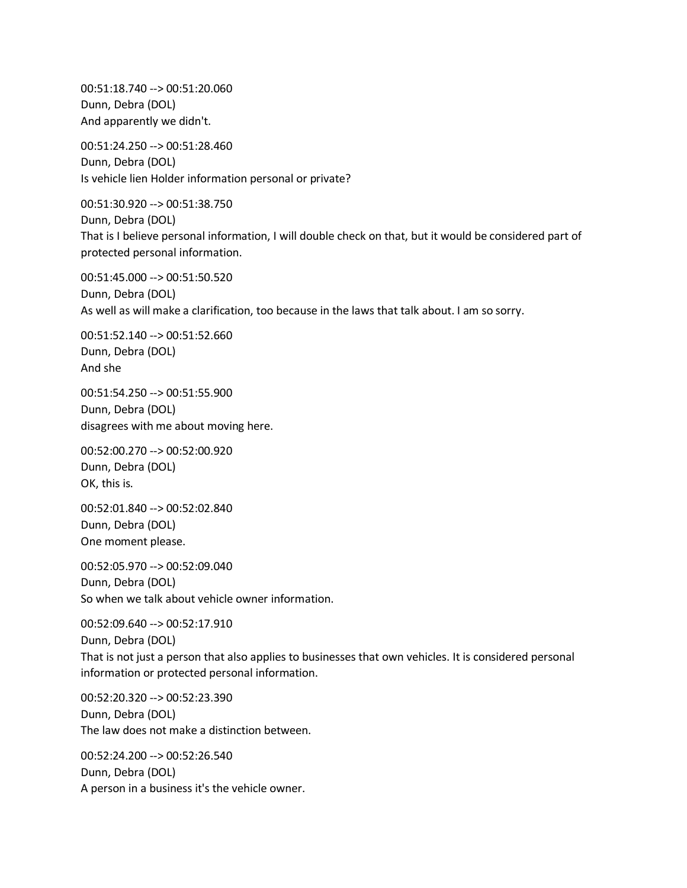00:51:18.740 --> 00:51:20.060
Dunn, Debra (DOL)
And apparently we didn't.

00:51:24.250 --> 00:51:28.460
Dunn, Debra (DOL)
Is vehicle lien Holder information personal or private?

00:51:30.920 --> 00:51:38.750
Dunn, Debra (DOL)
That is I believe personal information, I will double check on that, but it would be considered part of protected personal information.

00:51:45.000 --> 00:51:50.520
Dunn, Debra (DOL)
As well as will make a clarification, too because in the laws that talk about. I am so sorry.

00:51:52.140 --> 00:51:52.660
Dunn, Debra (DOL)
And she

00:51:54.250 --> 00:51:55.900
Dunn, Debra (DOL)
disagrees with me about moving here.

00:52:00.270 --> 00:52:00.920
Dunn, Debra (DOL)
OK, this is.

00:52:01.840 --> 00:52:02.840
Dunn, Debra (DOL)
One moment please.

00:52:05.970 --> 00:52:09.040
Dunn, Debra (DOL)
So when we talk about vehicle owner information.

00:52:09.640 --> 00:52:17.910
Dunn, Debra (DOL)
That is not just a person that also applies to businesses that own vehicles. It is considered personal information or protected personal information.

00:52:20.320 --> 00:52:23.390
Dunn, Debra (DOL)
The law does not make a distinction between.

00:52:24.200 --> 00:52:26.540
Dunn, Debra (DOL)
A person in a business it's the vehicle owner.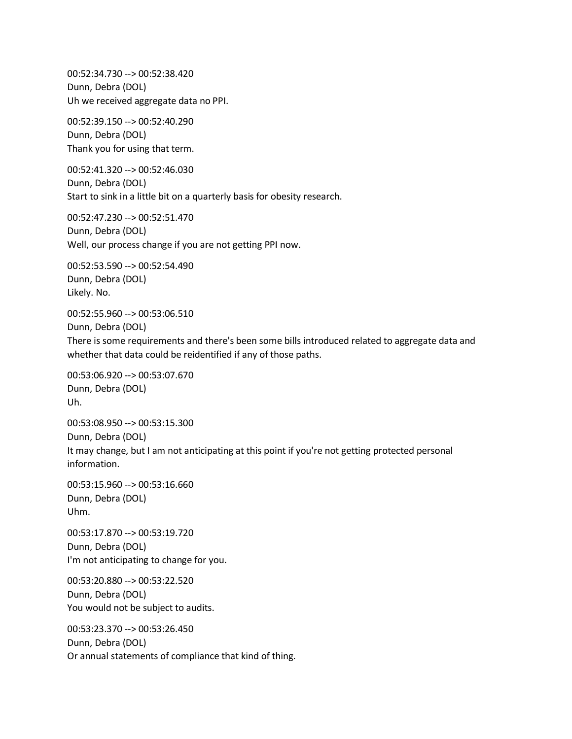00:52:34.730 --> 00:52:38.420
Dunn, Debra (DOL)
Uh we received aggregate data no PPI.

00:52:39.150 --> 00:52:40.290
Dunn, Debra (DOL)
Thank you for using that term.

00:52:41.320 --> 00:52:46.030
Dunn, Debra (DOL)
Start to sink in a little bit on a quarterly basis for obesity research.

00:52:47.230 --> 00:52:51.470
Dunn, Debra (DOL)
Well, our process change if you are not getting PPI now.

00:52:53.590 --> 00:52:54.490
Dunn, Debra (DOL)
Likely. No.

00:52:55.960 --> 00:53:06.510
Dunn, Debra (DOL)
There is some requirements and there's been some bills introduced related to aggregate data and whether that data could be reidentified if any of those paths.

00:53:06.920 --> 00:53:07.670
Dunn, Debra (DOL)
Uh.

00:53:08.950 --> 00:53:15.300
Dunn, Debra (DOL)
It may change, but I am not anticipating at this point if you're not getting protected personal information.

00:53:15.960 --> 00:53:16.660
Dunn, Debra (DOL)
Uhm.

00:53:17.870 --> 00:53:19.720
Dunn, Debra (DOL)
I'm not anticipating to change for you.

00:53:20.880 --> 00:53:22.520
Dunn, Debra (DOL)
You would not be subject to audits.

00:53:23.370 --> 00:53:26.450
Dunn, Debra (DOL)
Or annual statements of compliance that kind of thing.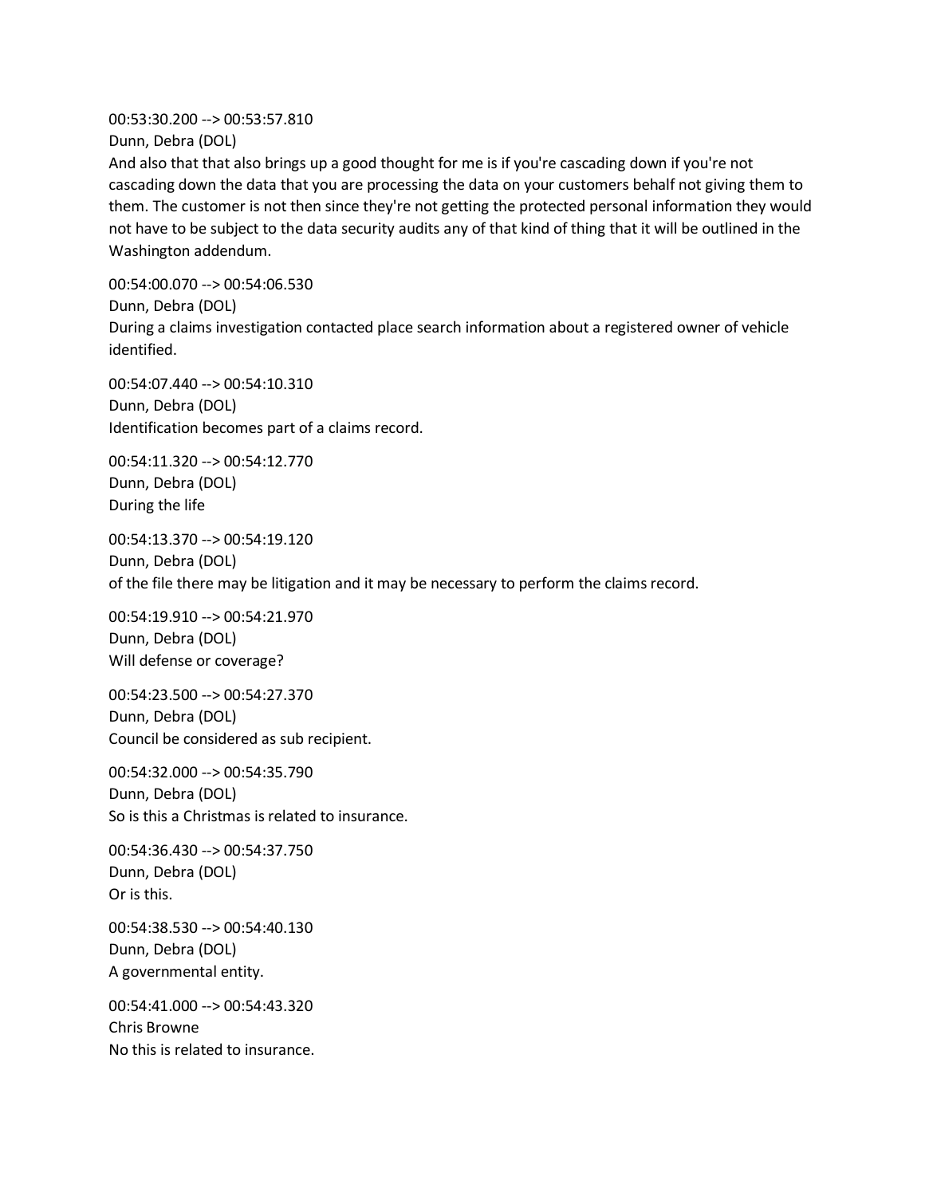00:53:30.200 --> 00:53:57.810
Dunn, Debra (DOL)
And also that that also brings up a good thought for me is if you're cascading down if you're not cascading down the data that you are processing the data on your customers behalf not giving them to them. The customer is not then since they're not getting the protected personal information they would not have to be subject to the data security audits any of that kind of thing that it will be outlined in the Washington addendum.

00:54:00.070 --> 00:54:06.530
Dunn, Debra (DOL)
During a claims investigation contacted place search information about a registered owner of vehicle identified.

00:54:07.440 --> 00:54:10.310
Dunn, Debra (DOL)
Identification becomes part of a claims record.

00:54:11.320 --> 00:54:12.770
Dunn, Debra (DOL)
During the life

00:54:13.370 --> 00:54:19.120
Dunn, Debra (DOL)
of the file there may be litigation and it may be necessary to perform the claims record.

00:54:19.910 --> 00:54:21.970
Dunn, Debra (DOL)
Will defense or coverage?

00:54:23.500 --> 00:54:27.370
Dunn, Debra (DOL)
Council be considered as sub recipient.

00:54:32.000 --> 00:54:35.790
Dunn, Debra (DOL)
So is this a Christmas is related to insurance.

00:54:36.430 --> 00:54:37.750
Dunn, Debra (DOL)
Or is this.

00:54:38.530 --> 00:54:40.130
Dunn, Debra (DOL)
A governmental entity.

00:54:41.000 --> 00:54:43.320
Chris Browne
No this is related to insurance.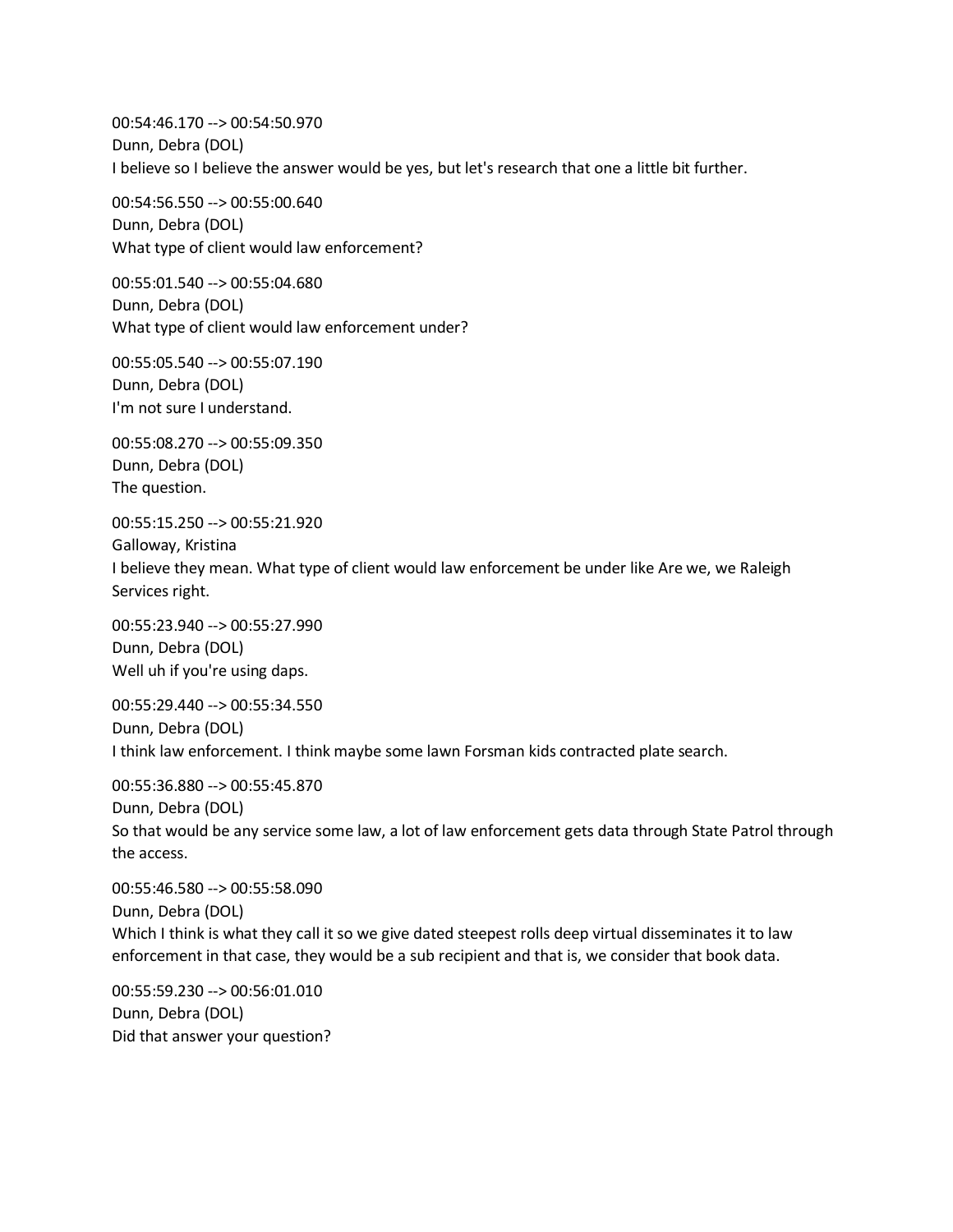00:54:46.170 --> 00:54:50.970
Dunn, Debra (DOL)
I believe so I believe the answer would be yes, but let's research that one a little bit further.

00:54:56.550 --> 00:55:00.640
Dunn, Debra (DOL)
What type of client would law enforcement?

00:55:01.540 --> 00:55:04.680
Dunn, Debra (DOL)
What type of client would law enforcement under?

00:55:05.540 --> 00:55:07.190
Dunn, Debra (DOL)
I'm not sure I understand.

00:55:08.270 --> 00:55:09.350
Dunn, Debra (DOL)
The question.

00:55:15.250 --> 00:55:21.920
Galloway, Kristina
I believe they mean. What type of client would law enforcement be under like Are we, we Raleigh Services right.

00:55:23.940 --> 00:55:27.990
Dunn, Debra (DOL)
Well uh if you're using daps.

00:55:29.440 --> 00:55:34.550
Dunn, Debra (DOL)
I think law enforcement. I think maybe some lawn Forsman kids contracted plate search.

00:55:36.880 --> 00:55:45.870
Dunn, Debra (DOL)
So that would be any service some law, a lot of law enforcement gets data through State Patrol through the access.

00:55:46.580 --> 00:55:58.090
Dunn, Debra (DOL)
Which I think is what they call it so we give dated steepest rolls deep virtual disseminates it to law enforcement in that case, they would be a sub recipient and that is, we consider that book data.

00:55:59.230 --> 00:56:01.010
Dunn, Debra (DOL)
Did that answer your question?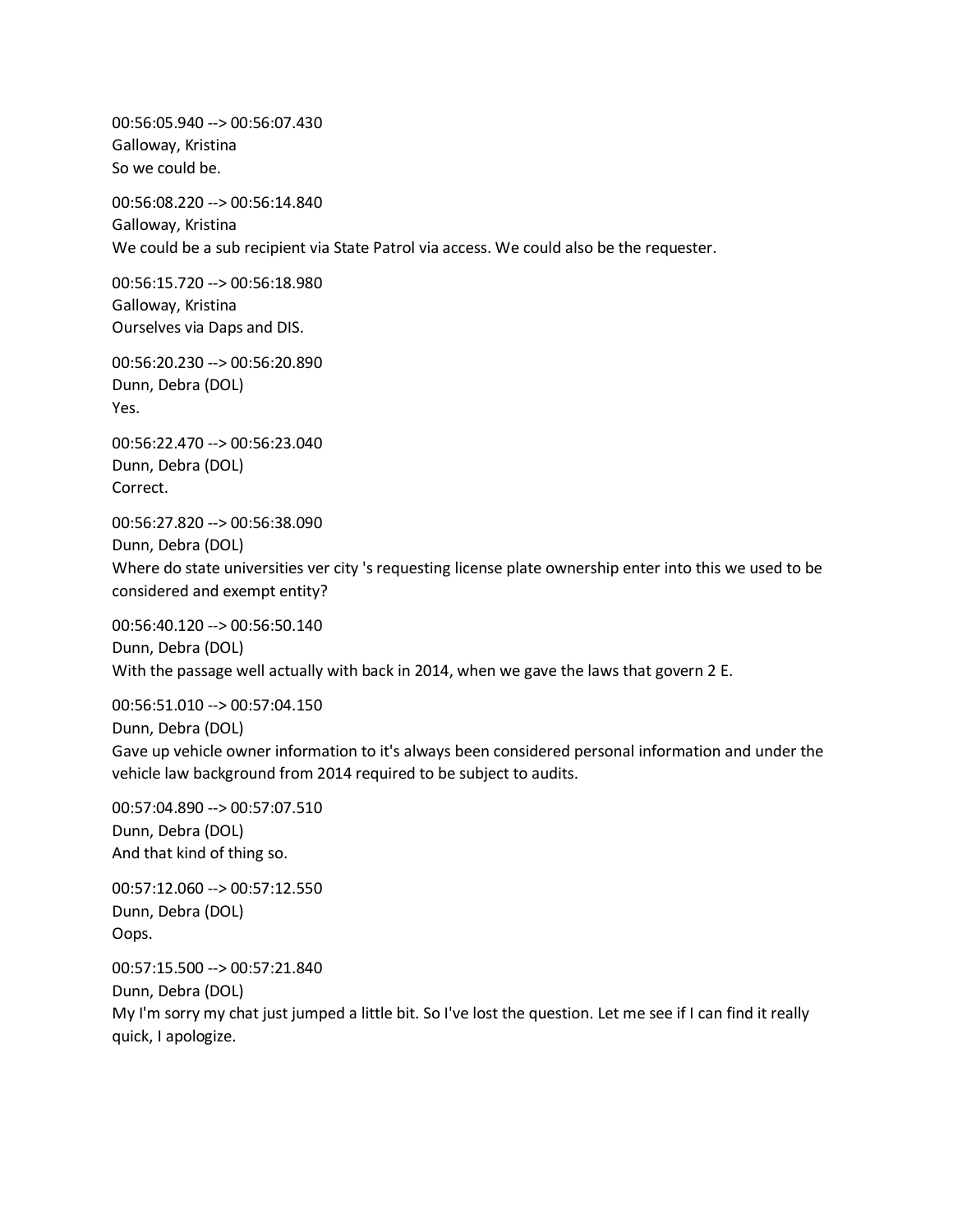00:56:05.940 --> 00:56:07.430
Galloway, Kristina
So we could be.

00:56:08.220 --> 00:56:14.840
Galloway, Kristina
We could be a sub recipient via State Patrol via access. We could also be the requester.

00:56:15.720 --> 00:56:18.980
Galloway, Kristina
Ourselves via Daps and DIS.

00:56:20.230 --> 00:56:20.890
Dunn, Debra (DOL)
Yes.

00:56:22.470 --> 00:56:23.040
Dunn, Debra (DOL)
Correct.

00:56:27.820 --> 00:56:38.090
Dunn, Debra (DOL)
Where do state universities ver city 's requesting license plate ownership enter into this we used to be considered and exempt entity?

00:56:40.120 --> 00:56:50.140
Dunn, Debra (DOL)
With the passage well actually with back in 2014, when we gave the laws that govern 2 E.

00:56:51.010 --> 00:57:04.150
Dunn, Debra (DOL)
Gave up vehicle owner information to it's always been considered personal information and under the vehicle law background from 2014 required to be subject to audits.

00:57:04.890 --> 00:57:07.510
Dunn, Debra (DOL)
And that kind of thing so.

00:57:12.060 --> 00:57:12.550
Dunn, Debra (DOL)
Oops.

00:57:15.500 --> 00:57:21.840
Dunn, Debra (DOL)
My I'm sorry my chat just jumped a little bit. So I've lost the question. Let me see if I can find it really quick, I apologize.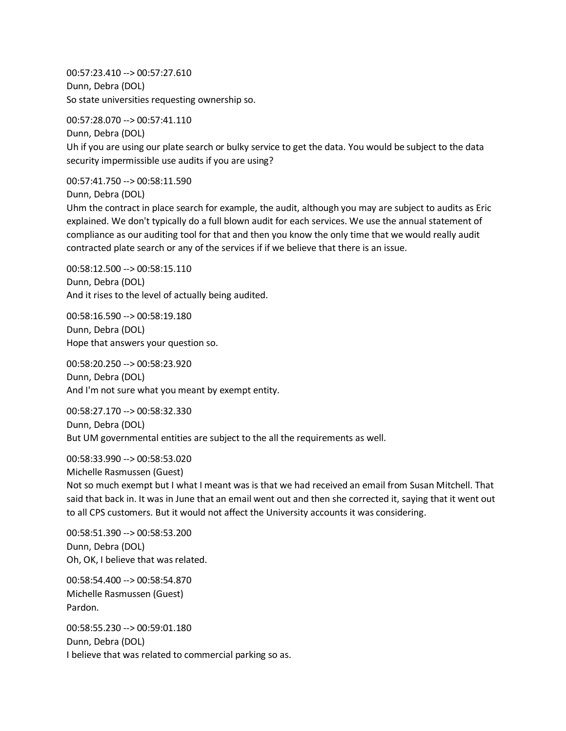00:57:23.410 --> 00:57:27.610
Dunn, Debra (DOL)
So state universities requesting ownership so.

00:57:28.070 --> 00:57:41.110
Dunn, Debra (DOL)
Uh if you are using our plate search or bulky service to get the data. You would be subject to the data security impermissible use audits if you are using?

00:57:41.750 --> 00:58:11.590
Dunn, Debra (DOL)
Uhm the contract in place search for example, the audit, although you may are subject to audits as Eric explained. We don't typically do a full blown audit for each services. We use the annual statement of compliance as our auditing tool for that and then you know the only time that we would really audit contracted plate search or any of the services if if we believe that there is an issue.

00:58:12.500 --> 00:58:15.110
Dunn, Debra (DOL)
And it rises to the level of actually being audited.

00:58:16.590 --> 00:58:19.180
Dunn, Debra (DOL)
Hope that answers your question so.

00:58:20.250 --> 00:58:23.920
Dunn, Debra (DOL)
And I'm not sure what you meant by exempt entity.

00:58:27.170 --> 00:58:32.330
Dunn, Debra (DOL)
But UM governmental entities are subject to the all the requirements as well.

00:58:33.990 --> 00:58:53.020
Michelle Rasmussen (Guest)
Not so much exempt but I what I meant was is that we had received an email from Susan Mitchell. That said that back in. It was in June that an email went out and then she corrected it, saying that it went out to all CPS customers. But it would not affect the University accounts it was considering.

00:58:51.390 --> 00:58:53.200
Dunn, Debra (DOL)
Oh, OK, I believe that was related.

00:58:54.400 --> 00:58:54.870
Michelle Rasmussen (Guest)
Pardon.

00:58:55.230 --> 00:59:01.180
Dunn, Debra (DOL)
I believe that was related to commercial parking so as.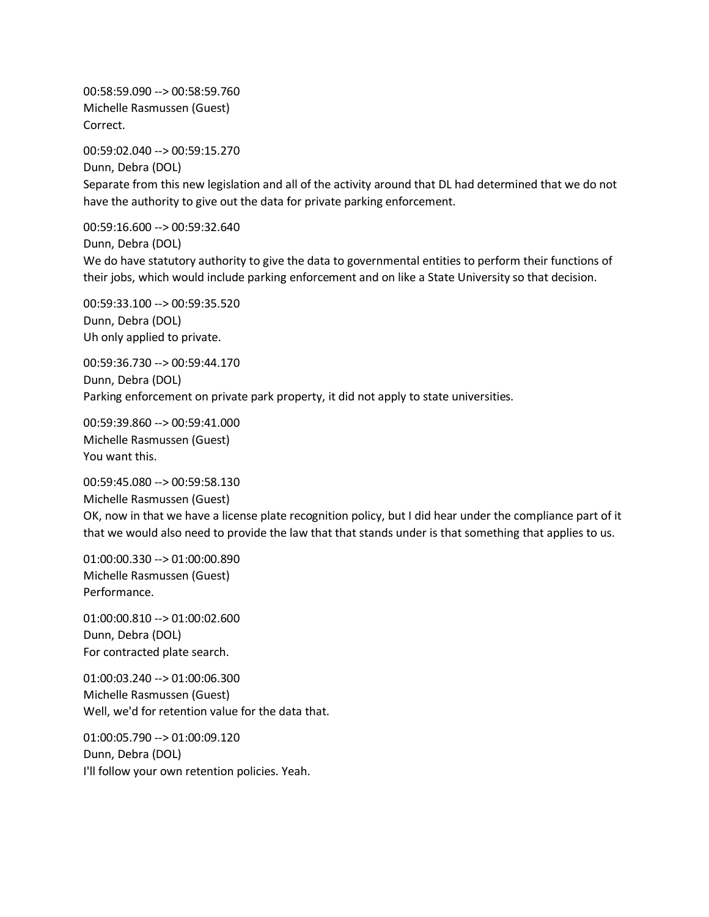00:58:59.090 --> 00:58:59.760
Michelle Rasmussen (Guest)
Correct.

00:59:02.040 --> 00:59:15.270
Dunn, Debra (DOL)
Separate from this new legislation and all of the activity around that DL had determined that we do not have the authority to give out the data for private parking enforcement.

00:59:16.600 --> 00:59:32.640
Dunn, Debra (DOL)
We do have statutory authority to give the data to governmental entities to perform their functions of their jobs, which would include parking enforcement and on like a State University so that decision.

00:59:33.100 --> 00:59:35.520
Dunn, Debra (DOL)
Uh only applied to private.

00:59:36.730 --> 00:59:44.170
Dunn, Debra (DOL)
Parking enforcement on private park property, it did not apply to state universities.

00:59:39.860 --> 00:59:41.000
Michelle Rasmussen (Guest)
You want this.

00:59:45.080 --> 00:59:58.130
Michelle Rasmussen (Guest)
OK, now in that we have a license plate recognition policy, but I did hear under the compliance part of it that we would also need to provide the law that that stands under is that something that applies to us.

01:00:00.330 --> 01:00:00.890
Michelle Rasmussen (Guest)
Performance.

01:00:00.810 --> 01:00:02.600
Dunn, Debra (DOL)
For contracted plate search.

01:00:03.240 --> 01:00:06.300
Michelle Rasmussen (Guest)
Well, we'd for retention value for the data that.

01:00:05.790 --> 01:00:09.120
Dunn, Debra (DOL)
I'll follow your own retention policies. Yeah.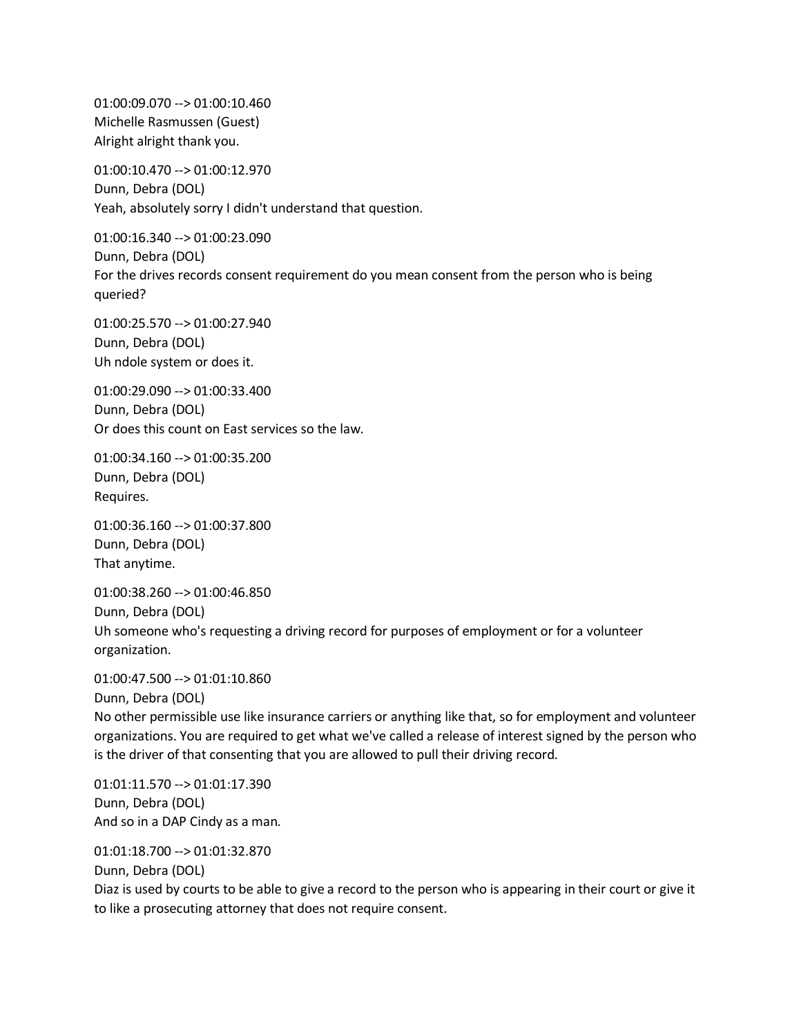01:00:09.070 --> 01:00:10.460
Michelle Rasmussen (Guest)
Alright alright thank you.

01:00:10.470 --> 01:00:12.970
Dunn, Debra (DOL)
Yeah, absolutely sorry I didn't understand that question.

01:00:16.340 --> 01:00:23.090
Dunn, Debra (DOL)
For the drives records consent requirement do you mean consent from the person who is being queried?

01:00:25.570 --> 01:00:27.940
Dunn, Debra (DOL)
Uh ndole system or does it.

01:00:29.090 --> 01:00:33.400
Dunn, Debra (DOL)
Or does this count on East services so the law.

01:00:34.160 --> 01:00:35.200
Dunn, Debra (DOL)
Requires.

01:00:36.160 --> 01:00:37.800
Dunn, Debra (DOL)
That anytime.

01:00:38.260 --> 01:00:46.850
Dunn, Debra (DOL)
Uh someone who's requesting a driving record for purposes of employment or for a volunteer organization.

01:00:47.500 --> 01:01:10.860
Dunn, Debra (DOL)
No other permissible use like insurance carriers or anything like that, so for employment and volunteer organizations. You are required to get what we've called a release of interest signed by the person who is the driver of that consenting that you are allowed to pull their driving record.

01:01:11.570 --> 01:01:17.390
Dunn, Debra (DOL)
And so in a DAP Cindy as a man.

01:01:18.700 --> 01:01:32.870
Dunn, Debra (DOL)
Diaz is used by courts to be able to give a record to the person who is appearing in their court or give it to like a prosecuting attorney that does not require consent.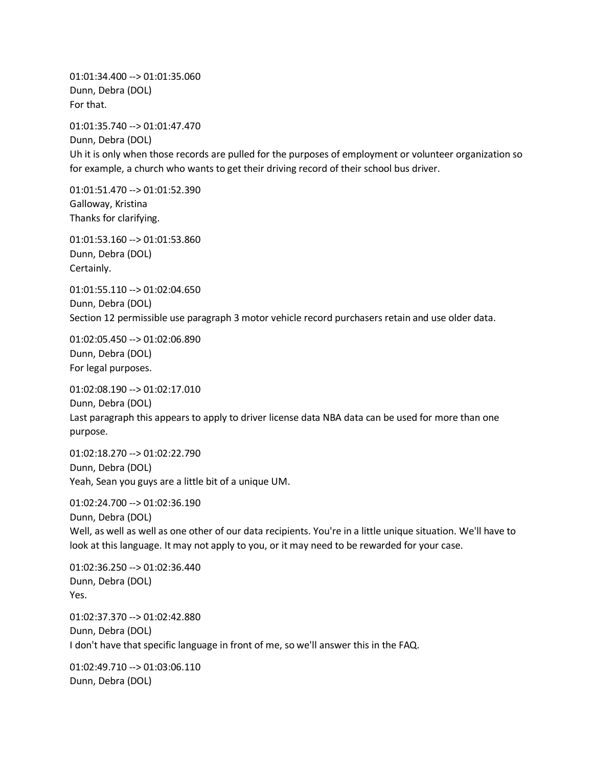01:01:34.400 --> 01:01:35.060
Dunn, Debra (DOL)
For that.

01:01:35.740 --> 01:01:47.470
Dunn, Debra (DOL)
Uh it is only when those records are pulled for the purposes of employment or volunteer organization so for example, a church who wants to get their driving record of their school bus driver.

01:01:51.470 --> 01:01:52.390
Galloway, Kristina
Thanks for clarifying.

01:01:53.160 --> 01:01:53.860
Dunn, Debra (DOL)
Certainly.

01:01:55.110 --> 01:02:04.650
Dunn, Debra (DOL)
Section 12 permissible use paragraph 3 motor vehicle record purchasers retain and use older data.

01:02:05.450 --> 01:02:06.890
Dunn, Debra (DOL)
For legal purposes.

01:02:08.190 --> 01:02:17.010
Dunn, Debra (DOL)
Last paragraph this appears to apply to driver license data NBA data can be used for more than one purpose.

01:02:18.270 --> 01:02:22.790
Dunn, Debra (DOL)
Yeah, Sean you guys are a little bit of a unique UM.

01:02:24.700 --> 01:02:36.190
Dunn, Debra (DOL)
Well, as well as well as one other of our data recipients. You're in a little unique situation. We'll have to look at this language. It may not apply to you, or it may need to be rewarded for your case.

01:02:36.250 --> 01:02:36.440
Dunn, Debra (DOL)
Yes.

01:02:37.370 --> 01:02:42.880
Dunn, Debra (DOL)
I don't have that specific language in front of me, so we'll answer this in the FAQ.

01:02:49.710 --> 01:03:06.110
Dunn, Debra (DOL)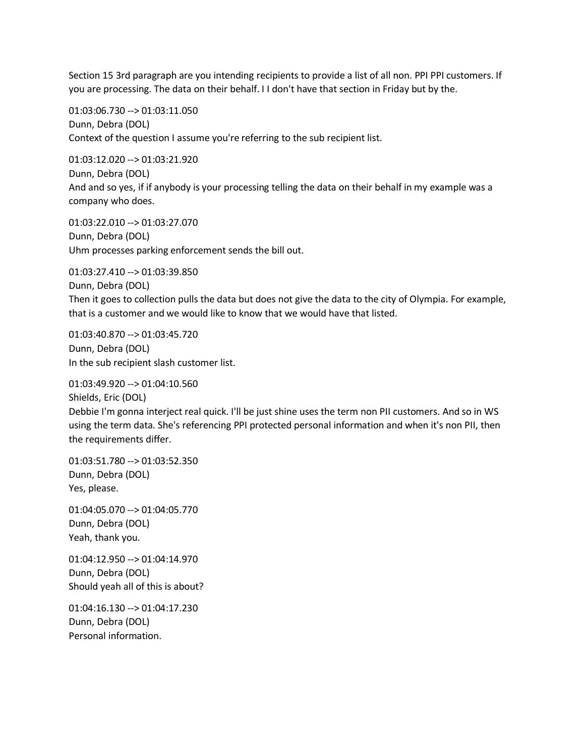Section 15 3rd paragraph are you intending recipients to provide a list of all non. PPI PPI customers. If you are processing. The data on their behalf. I I don't have that section in Friday but by the.

01:03:06.730 --> 01:03:11.050
Dunn, Debra (DOL)
Context of the question I assume you're referring to the sub recipient list.

01:03:12.020 --> 01:03:21.920
Dunn, Debra (DOL)
And and so yes, if if anybody is your processing telling the data on their behalf in my example was a company who does.

01:03:22.010 --> 01:03:27.070
Dunn, Debra (DOL)
Uhm processes parking enforcement sends the bill out.

01:03:27.410 --> 01:03:39.850
Dunn, Debra (DOL)
Then it goes to collection pulls the data but does not give the data to the city of Olympia. For example, that is a customer and we would like to know that we would have that listed.

01:03:40.870 --> 01:03:45.720
Dunn, Debra (DOL)
In the sub recipient slash customer list.

01:03:49.920 --> 01:04:10.560
Shields, Eric (DOL)
Debbie I'm gonna interject real quick. I'll be just shine uses the term non PII customers. And so in WS using the term data. She's referencing PPI protected personal information and when it's non PII, then the requirements differ.

01:03:51.780 --> 01:03:52.350
Dunn, Debra (DOL)
Yes, please.

01:04:05.070 --> 01:04:05.770
Dunn, Debra (DOL)
Yeah, thank you.

01:04:12.950 --> 01:04:14.970
Dunn, Debra (DOL)
Should yeah all of this is about?

01:04:16.130 --> 01:04:17.230
Dunn, Debra (DOL)
Personal information.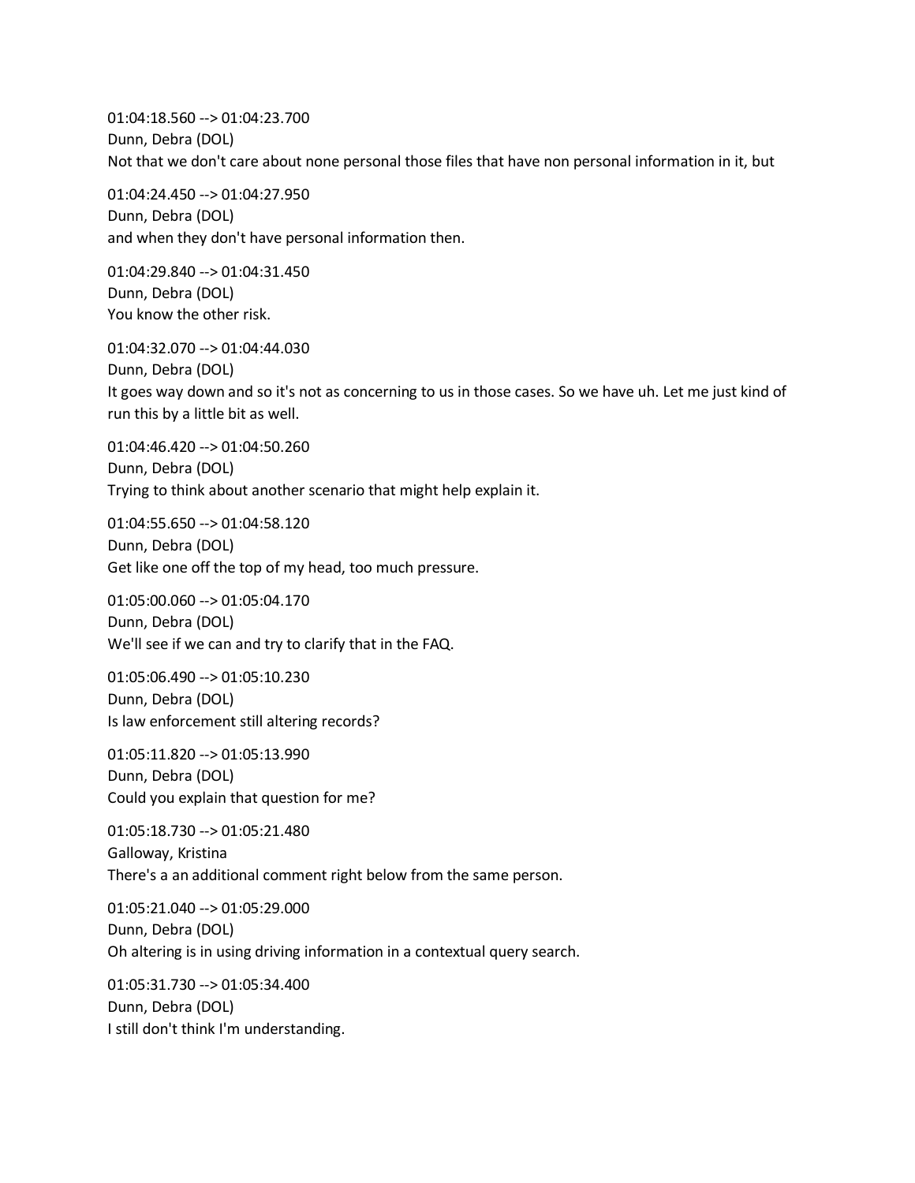01:04:18.560 --> 01:04:23.700
Dunn, Debra (DOL)
Not that we don't care about none personal those files that have non personal information in it, but

01:04:24.450 --> 01:04:27.950
Dunn, Debra (DOL)
and when they don't have personal information then.

01:04:29.840 --> 01:04:31.450
Dunn, Debra (DOL)
You know the other risk.

01:04:32.070 --> 01:04:44.030
Dunn, Debra (DOL)
It goes way down and so it's not as concerning to us in those cases. So we have uh. Let me just kind of run this by a little bit as well.

01:04:46.420 --> 01:04:50.260
Dunn, Debra (DOL)
Trying to think about another scenario that might help explain it.

01:04:55.650 --> 01:04:58.120
Dunn, Debra (DOL)
Get like one off the top of my head, too much pressure.

01:05:00.060 --> 01:05:04.170
Dunn, Debra (DOL)
We'll see if we can and try to clarify that in the FAQ.

01:05:06.490 --> 01:05:10.230
Dunn, Debra (DOL)
Is law enforcement still altering records?

01:05:11.820 --> 01:05:13.990
Dunn, Debra (DOL)
Could you explain that question for me?

01:05:18.730 --> 01:05:21.480
Galloway, Kristina
There's a an additional comment right below from the same person.

01:05:21.040 --> 01:05:29.000
Dunn, Debra (DOL)
Oh altering is in using driving information in a contextual query search.

01:05:31.730 --> 01:05:34.400
Dunn, Debra (DOL)
I still don't think I'm understanding.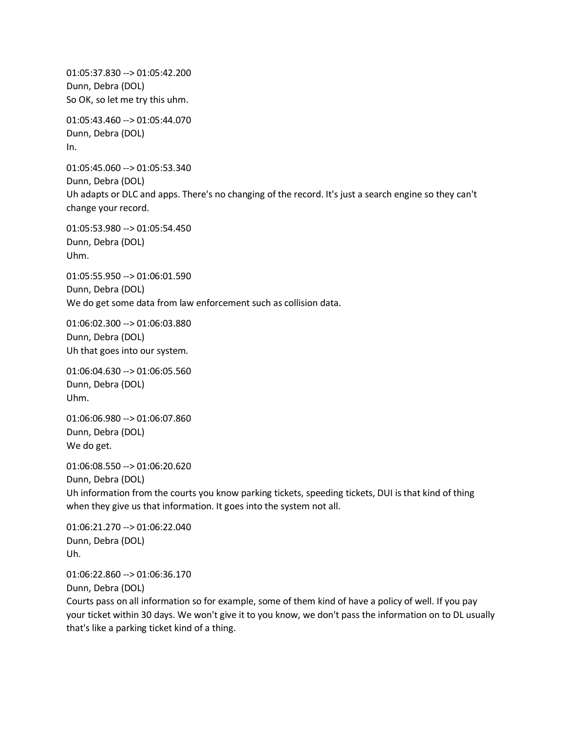01:05:37.830 --> 01:05:42.200
Dunn, Debra (DOL)
So OK, so let me try this uhm.

01:05:43.460 --> 01:05:44.070
Dunn, Debra (DOL)
In.

01:05:45.060 --> 01:05:53.340
Dunn, Debra (DOL)
Uh adapts or DLC and apps. There's no changing of the record. It's just a search engine so they can't change your record.

01:05:53.980 --> 01:05:54.450
Dunn, Debra (DOL)
Uhm.

01:05:55.950 --> 01:06:01.590
Dunn, Debra (DOL)
We do get some data from law enforcement such as collision data.

01:06:02.300 --> 01:06:03.880
Dunn, Debra (DOL)
Uh that goes into our system.

01:06:04.630 --> 01:06:05.560
Dunn, Debra (DOL)
Uhm.

01:06:06.980 --> 01:06:07.860
Dunn, Debra (DOL)
We do get.

01:06:08.550 --> 01:06:20.620
Dunn, Debra (DOL)
Uh information from the courts you know parking tickets, speeding tickets, DUI is that kind of thing when they give us that information. It goes into the system not all.

01:06:21.270 --> 01:06:22.040
Dunn, Debra (DOL)
Uh.

01:06:22.860 --> 01:06:36.170
Dunn, Debra (DOL)
Courts pass on all information so for example, some of them kind of have a policy of well. If you pay your ticket within 30 days. We won't give it to you know, we don't pass the information on to DL usually that's like a parking ticket kind of a thing.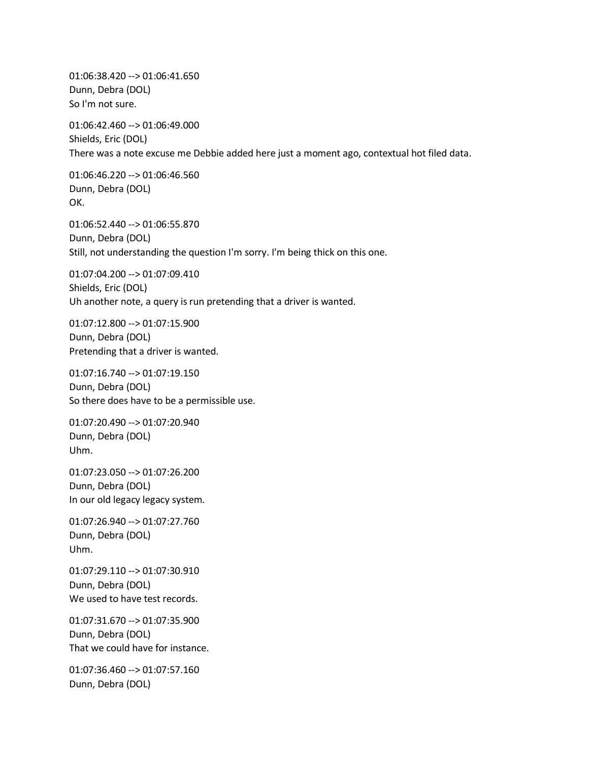01:06:38.420 --> 01:06:41.650
Dunn, Debra (DOL)
So I'm not sure.

01:06:42.460 --> 01:06:49.000
Shields, Eric (DOL)
There was a note excuse me Debbie added here just a moment ago, contextual hot filed data.

01:06:46.220 --> 01:06:46.560
Dunn, Debra (DOL)
OK.

01:06:52.440 --> 01:06:55.870
Dunn, Debra (DOL)
Still, not understanding the question I'm sorry. I'm being thick on this one.

01:07:04.200 --> 01:07:09.410
Shields, Eric (DOL)
Uh another note, a query is run pretending that a driver is wanted.

01:07:12.800 --> 01:07:15.900
Dunn, Debra (DOL)
Pretending that a driver is wanted.

01:07:16.740 --> 01:07:19.150
Dunn, Debra (DOL)
So there does have to be a permissible use.

01:07:20.490 --> 01:07:20.940
Dunn, Debra (DOL)
Uhm.

01:07:23.050 --> 01:07:26.200
Dunn, Debra (DOL)
In our old legacy legacy system.

01:07:26.940 --> 01:07:27.760
Dunn, Debra (DOL)
Uhm.

01:07:29.110 --> 01:07:30.910
Dunn, Debra (DOL)
We used to have test records.

01:07:31.670 --> 01:07:35.900
Dunn, Debra (DOL)
That we could have for instance.

01:07:36.460 --> 01:07:57.160
Dunn, Debra (DOL)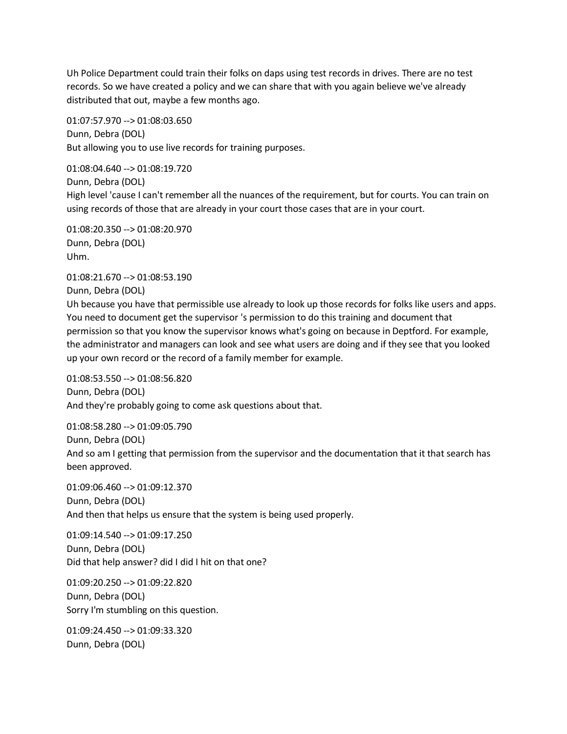Uh Police Department could train their folks on daps using test records in drives. There are no test records. So we have created a policy and we can share that with you again believe we've already distributed that out, maybe a few months ago.

01:07:57.970 --> 01:08:03.650
Dunn, Debra (DOL)
But allowing you to use live records for training purposes.

01:08:04.640 --> 01:08:19.720
Dunn, Debra (DOL)
High level 'cause I can't remember all the nuances of the requirement, but for courts. You can train on using records of those that are already in your court those cases that are in your court.

01:08:20.350 --> 01:08:20.970
Dunn, Debra (DOL)
Uhm.

01:08:21.670 --> 01:08:53.190
Dunn, Debra (DOL)
Uh because you have that permissible use already to look up those records for folks like users and apps. You need to document get the supervisor 's permission to do this training and document that permission so that you know the supervisor knows what's going on because in Deptford. For example, the administrator and managers can look and see what users are doing and if they see that you looked up your own record or the record of a family member for example.

01:08:53.550 --> 01:08:56.820
Dunn, Debra (DOL)
And they're probably going to come ask questions about that.

01:08:58.280 --> 01:09:05.790
Dunn, Debra (DOL)
And so am I getting that permission from the supervisor and the documentation that it that search has been approved.

01:09:06.460 --> 01:09:12.370
Dunn, Debra (DOL)
And then that helps us ensure that the system is being used properly.

01:09:14.540 --> 01:09:17.250
Dunn, Debra (DOL)
Did that help answer? did I did I hit on that one?

01:09:20.250 --> 01:09:22.820
Dunn, Debra (DOL)
Sorry I'm stumbling on this question.

01:09:24.450 --> 01:09:33.320
Dunn, Debra (DOL)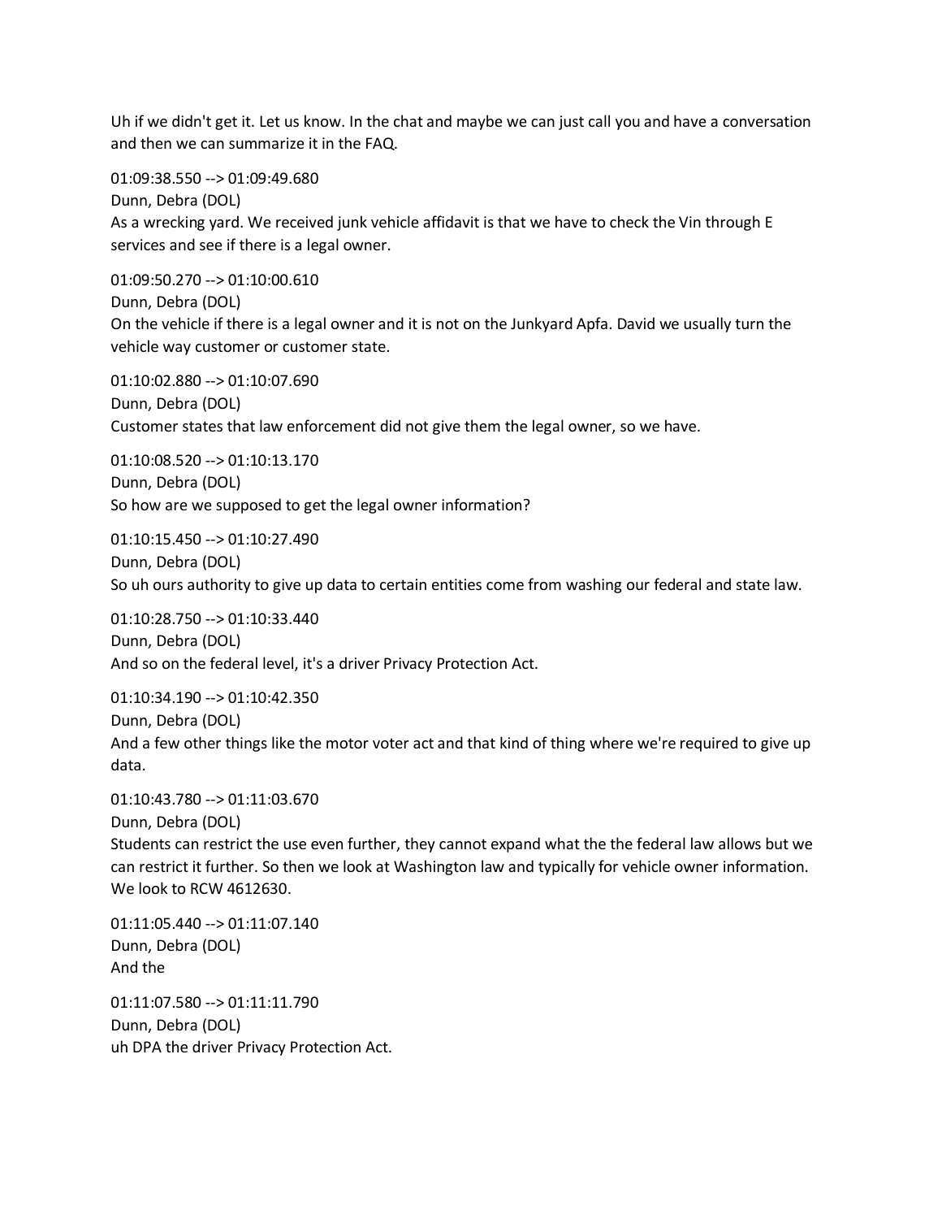Uh if we didn't get it. Let us know. In the chat and maybe we can just call you and have a conversation and then we can summarize it in the FAQ.

01:09:38.550 --> 01:09:49.680
Dunn, Debra (DOL)
As a wrecking yard. We received junk vehicle affidavit is that we have to check the Vin through E services and see if there is a legal owner.

01:09:50.270 --> 01:10:00.610
Dunn, Debra (DOL)
On the vehicle if there is a legal owner and it is not on the Junkyard Apfa. David we usually turn the vehicle way customer or customer state.

01:10:02.880 --> 01:10:07.690
Dunn, Debra (DOL)
Customer states that law enforcement did not give them the legal owner, so we have.

01:10:08.520 --> 01:10:13.170
Dunn, Debra (DOL)
So how are we supposed to get the legal owner information?

01:10:15.450 --> 01:10:27.490
Dunn, Debra (DOL)
So uh ours authority to give up data to certain entities come from washing our federal and state law.

01:10:28.750 --> 01:10:33.440
Dunn, Debra (DOL)
And so on the federal level, it's a driver Privacy Protection Act.

01:10:34.190 --> 01:10:42.350
Dunn, Debra (DOL)
And a few other things like the motor voter act and that kind of thing where we're required to give up data.

01:10:43.780 --> 01:11:03.670
Dunn, Debra (DOL)
Students can restrict the use even further, they cannot expand what the the federal law allows but we can restrict it further. So then we look at Washington law and typically for vehicle owner information. We look to RCW 4612630.

01:11:05.440 --> 01:11:07.140
Dunn, Debra (DOL)
And the

01:11:07.580 --> 01:11:11.790
Dunn, Debra (DOL)
uh DPA the driver Privacy Protection Act.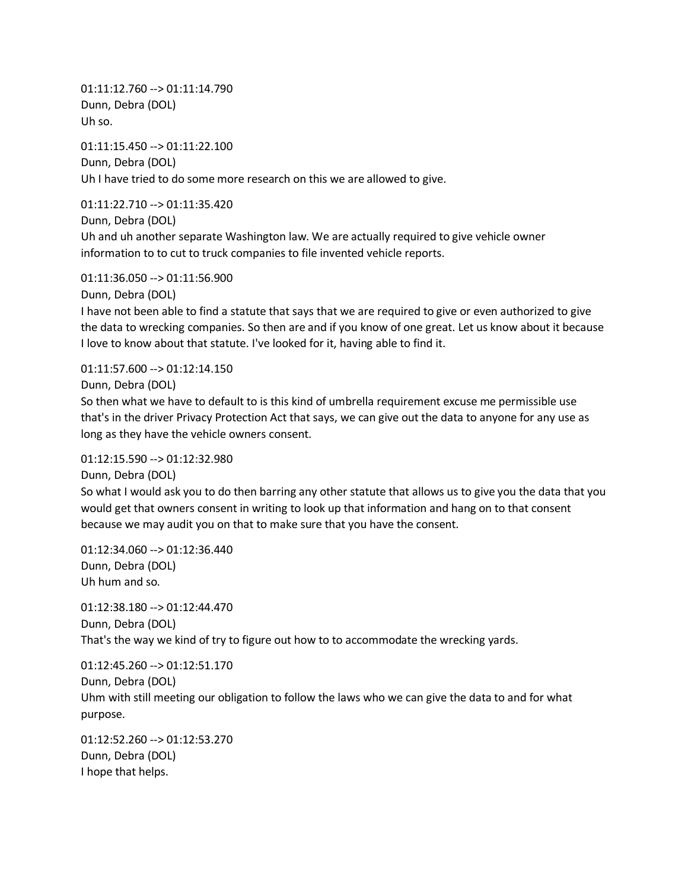01:11:12.760 --> 01:11:14.790
Dunn, Debra (DOL)
Uh so.

01:11:15.450 --> 01:11:22.100
Dunn, Debra (DOL)
Uh I have tried to do some more research on this we are allowed to give.

01:11:22.710 --> 01:11:35.420
Dunn, Debra (DOL)
Uh and uh another separate Washington law. We are actually required to give vehicle owner information to to cut to truck companies to file invented vehicle reports.

01:11:36.050 --> 01:11:56.900
Dunn, Debra (DOL)
I have not been able to find a statute that says that we are required to give or even authorized to give the data to wrecking companies. So then are and if you know of one great. Let us know about it because I love to know about that statute. I've looked for it, having able to find it.

01:11:57.600 --> 01:12:14.150
Dunn, Debra (DOL)
So then what we have to default to is this kind of umbrella requirement excuse me permissible use that's in the driver Privacy Protection Act that says, we can give out the data to anyone for any use as long as they have the vehicle owners consent.

01:12:15.590 --> 01:12:32.980
Dunn, Debra (DOL)
So what I would ask you to do then barring any other statute that allows us to give you the data that you would get that owners consent in writing to look up that information and hang on to that consent because we may audit you on that to make sure that you have the consent.

01:12:34.060 --> 01:12:36.440
Dunn, Debra (DOL)
Uh hum and so.

01:12:38.180 --> 01:12:44.470
Dunn, Debra (DOL)
That's the way we kind of try to figure out how to to accommodate the wrecking yards.

01:12:45.260 --> 01:12:51.170
Dunn, Debra (DOL)
Uhm with still meeting our obligation to follow the laws who we can give the data to and for what purpose.

01:12:52.260 --> 01:12:53.270
Dunn, Debra (DOL)
I hope that helps.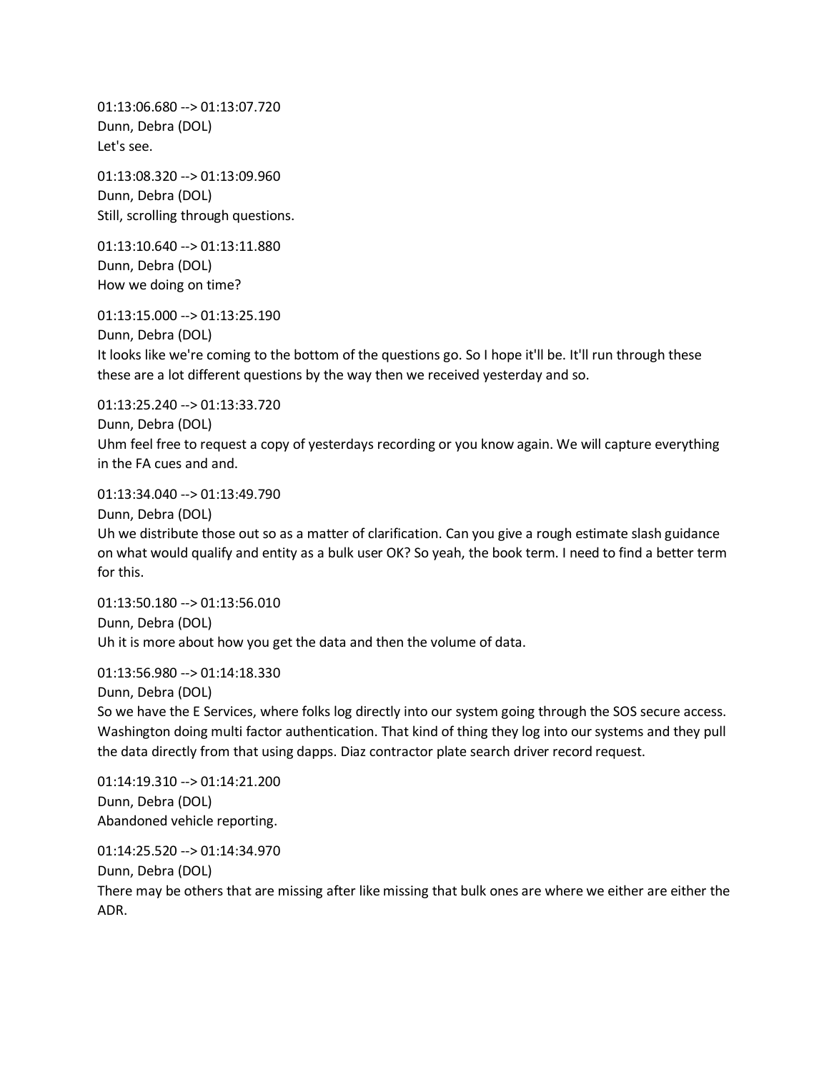01:13:06.680 --> 01:13:07.720
Dunn, Debra (DOL)
Let's see.

01:13:08.320 --> 01:13:09.960
Dunn, Debra (DOL)
Still, scrolling through questions.

01:13:10.640 --> 01:13:11.880
Dunn, Debra (DOL)
How we doing on time?

01:13:15.000 --> 01:13:25.190
Dunn, Debra (DOL)
It looks like we're coming to the bottom of the questions go. So I hope it'll be. It'll run through these these are a lot different questions by the way then we received yesterday and so.

01:13:25.240 --> 01:13:33.720
Dunn, Debra (DOL)
Uhm feel free to request a copy of yesterdays recording or you know again. We will capture everything in the FA cues and and.

01:13:34.040 --> 01:13:49.790
Dunn, Debra (DOL)
Uh we distribute those out so as a matter of clarification. Can you give a rough estimate slash guidance on what would qualify and entity as a bulk user OK? So yeah, the book term. I need to find a better term for this.

01:13:50.180 --> 01:13:56.010
Dunn, Debra (DOL)
Uh it is more about how you get the data and then the volume of data.

01:13:56.980 --> 01:14:18.330
Dunn, Debra (DOL)
So we have the E Services, where folks log directly into our system going through the SOS secure access. Washington doing multi factor authentication. That kind of thing they log into our systems and they pull the data directly from that using dapps. Diaz contractor plate search driver record request.

01:14:19.310 --> 01:14:21.200
Dunn, Debra (DOL)
Abandoned vehicle reporting.

01:14:25.520 --> 01:14:34.970
Dunn, Debra (DOL)
There may be others that are missing after like missing that bulk ones are where we either are either the ADR.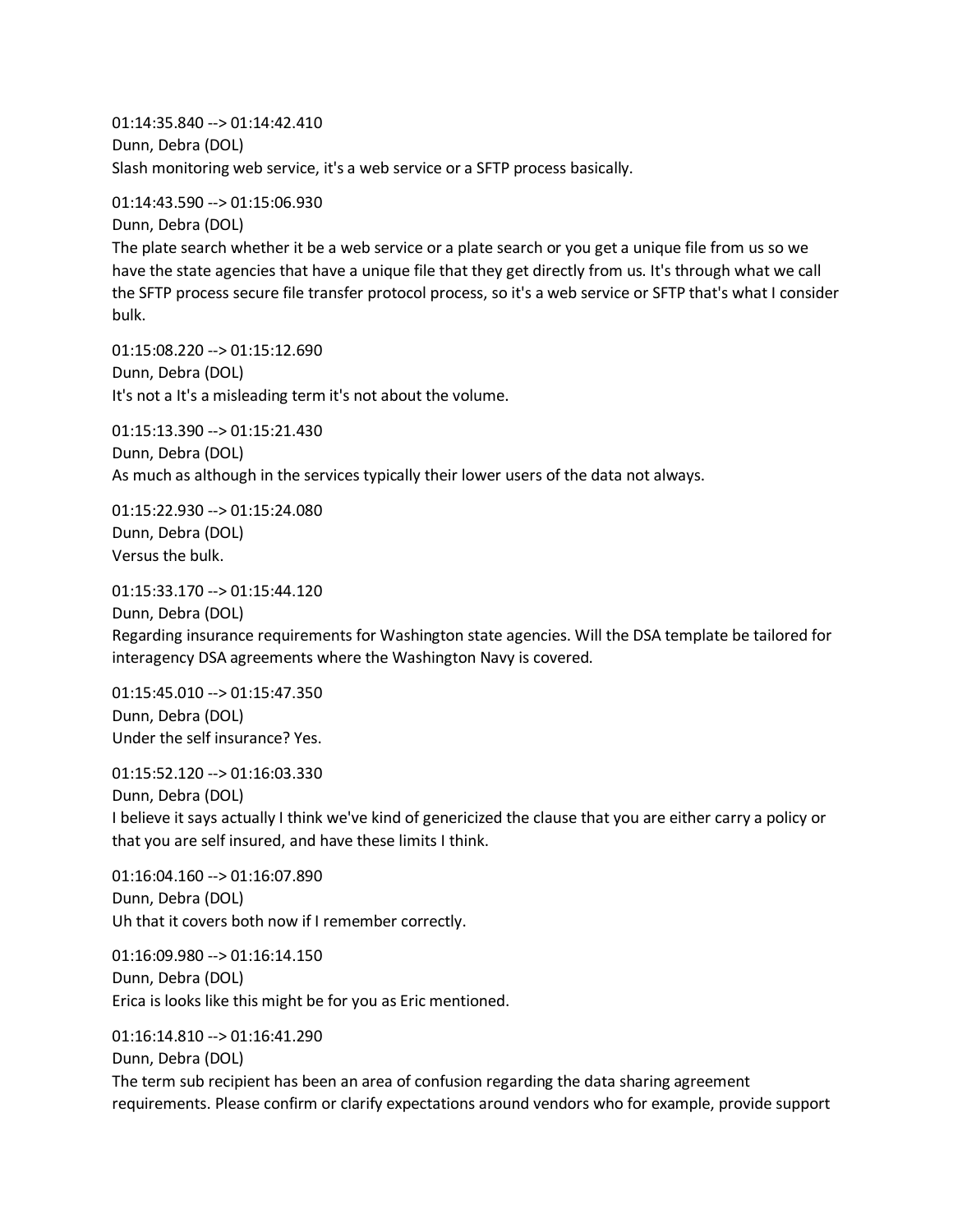01:14:35.840 --> 01:14:42.410
Dunn, Debra (DOL)
Slash monitoring web service, it's a web service or a SFTP process basically.

01:14:43.590 --> 01:15:06.930
Dunn, Debra (DOL)
The plate search whether it be a web service or a plate search or you get a unique file from us so we have the state agencies that have a unique file that they get directly from us. It's through what we call the SFTP process secure file transfer protocol process, so it's a web service or SFTP that's what I consider bulk.

01:15:08.220 --> 01:15:12.690
Dunn, Debra (DOL)
It's not a It's a misleading term it's not about the volume.

01:15:13.390 --> 01:15:21.430
Dunn, Debra (DOL)
As much as although in the services typically their lower users of the data not always.

01:15:22.930 --> 01:15:24.080
Dunn, Debra (DOL)
Versus the bulk.

01:15:33.170 --> 01:15:44.120
Dunn, Debra (DOL)
Regarding insurance requirements for Washington state agencies. Will the DSA template be tailored for interagency DSA agreements where the Washington Navy is covered.

01:15:45.010 --> 01:15:47.350
Dunn, Debra (DOL)
Under the self insurance? Yes.

01:15:52.120 --> 01:16:03.330
Dunn, Debra (DOL)
I believe it says actually I think we've kind of genericized the clause that you are either carry a policy or that you are self insured, and have these limits I think.

01:16:04.160 --> 01:16:07.890
Dunn, Debra (DOL)
Uh that it covers both now if I remember correctly.

01:16:09.980 --> 01:16:14.150
Dunn, Debra (DOL)
Erica is looks like this might be for you as Eric mentioned.

01:16:14.810 --> 01:16:41.290
Dunn, Debra (DOL)
The term sub recipient has been an area of confusion regarding the data sharing agreement requirements. Please confirm or clarify expectations around vendors who for example, provide support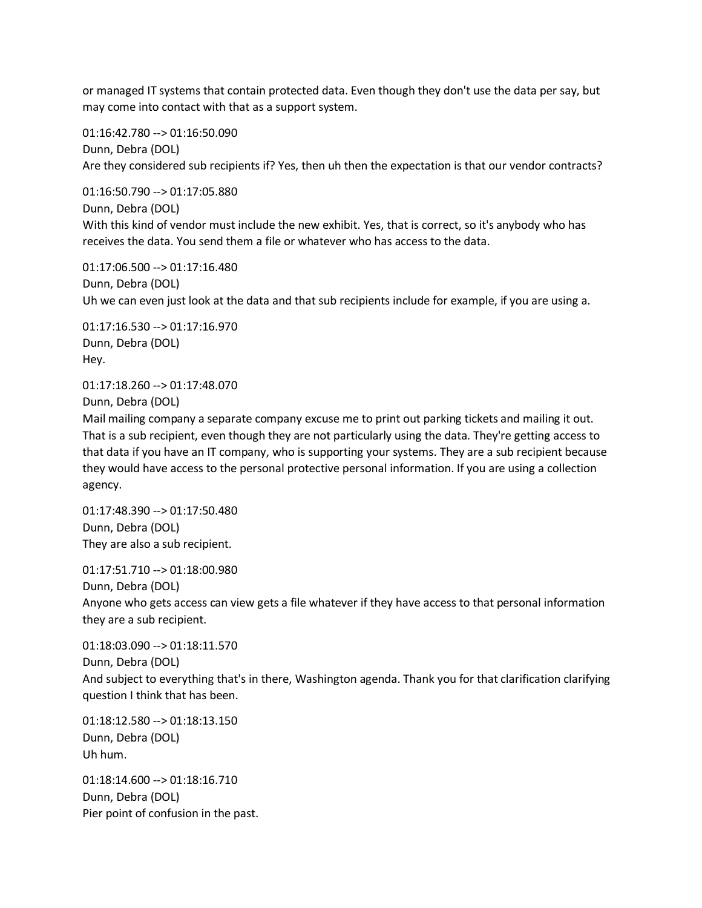or managed IT systems that contain protected data. Even though they don't use the data per say, but may come into contact with that as a support system.

01:16:42.780 --> 01:16:50.090
Dunn, Debra (DOL)
Are they considered sub recipients if? Yes, then uh then the expectation is that our vendor contracts?

01:16:50.790 --> 01:17:05.880
Dunn, Debra (DOL)
With this kind of vendor must include the new exhibit. Yes, that is correct, so it's anybody who has receives the data. You send them a file or whatever who has access to the data.

01:17:06.500 --> 01:17:16.480
Dunn, Debra (DOL)
Uh we can even just look at the data and that sub recipients include for example, if you are using a.

01:17:16.530 --> 01:17:16.970
Dunn, Debra (DOL)
Hey.

01:17:18.260 --> 01:17:48.070
Dunn, Debra (DOL)
Mail mailing company a separate company excuse me to print out parking tickets and mailing it out. That is a sub recipient, even though they are not particularly using the data. They're getting access to that data if you have an IT company, who is supporting your systems. They are a sub recipient because they would have access to the personal protective personal information. If you are using a collection agency.

01:17:48.390 --> 01:17:50.480
Dunn, Debra (DOL)
They are also a sub recipient.

01:17:51.710 --> 01:18:00.980
Dunn, Debra (DOL)
Anyone who gets access can view gets a file whatever if they have access to that personal information they are a sub recipient.

01:18:03.090 --> 01:18:11.570
Dunn, Debra (DOL)
And subject to everything that's in there, Washington agenda. Thank you for that clarification clarifying question I think that has been.

01:18:12.580 --> 01:18:13.150
Dunn, Debra (DOL)
Uh hum.

01:18:14.600 --> 01:18:16.710
Dunn, Debra (DOL)
Pier point of confusion in the past.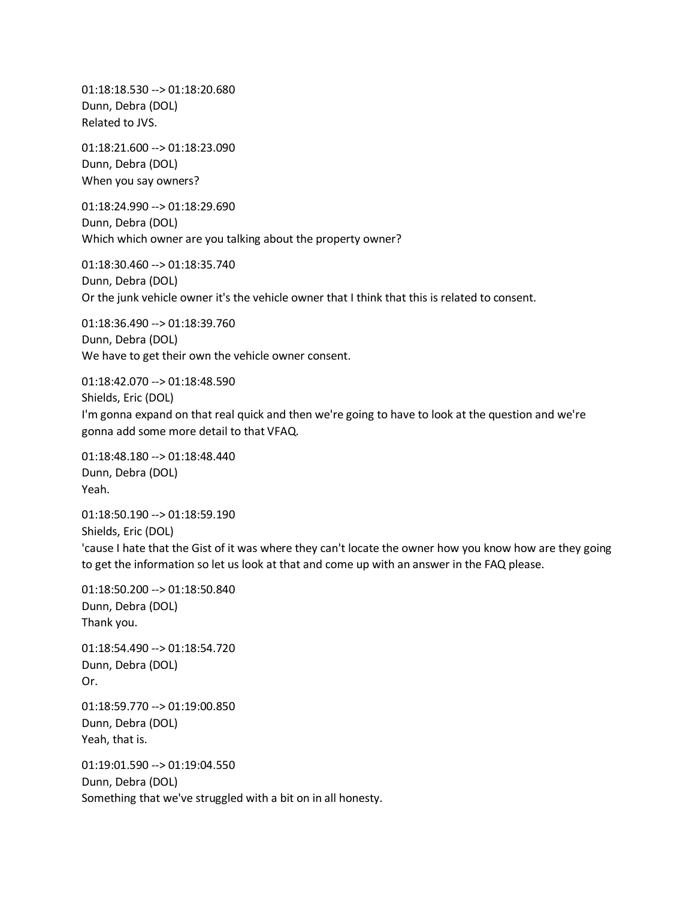01:18:18.530 --> 01:18:20.680
Dunn, Debra (DOL)
Related to JVS.

01:18:21.600 --> 01:18:23.090
Dunn, Debra (DOL)
When you say owners?

01:18:24.990 --> 01:18:29.690
Dunn, Debra (DOL)
Which which owner are you talking about the property owner?

01:18:30.460 --> 01:18:35.740
Dunn, Debra (DOL)
Or the junk vehicle owner it's the vehicle owner that I think that this is related to consent.

01:18:36.490 --> 01:18:39.760
Dunn, Debra (DOL)
We have to get their own the vehicle owner consent.

01:18:42.070 --> 01:18:48.590
Shields, Eric (DOL)
I'm gonna expand on that real quick and then we're going to have to look at the question and we're gonna add some more detail to that VFAQ.

01:18:48.180 --> 01:18:48.440
Dunn, Debra (DOL)
Yeah.

01:18:50.190 --> 01:18:59.190
Shields, Eric (DOL)
'cause I hate that the Gist of it was where they can't locate the owner how you know how are they going to get the information so let us look at that and come up with an answer in the FAQ please.

01:18:50.200 --> 01:18:50.840
Dunn, Debra (DOL)
Thank you.

01:18:54.490 --> 01:18:54.720
Dunn, Debra (DOL)
Or.

01:18:59.770 --> 01:19:00.850
Dunn, Debra (DOL)
Yeah, that is.

01:19:01.590 --> 01:19:04.550
Dunn, Debra (DOL)
Something that we've struggled with a bit on in all honesty.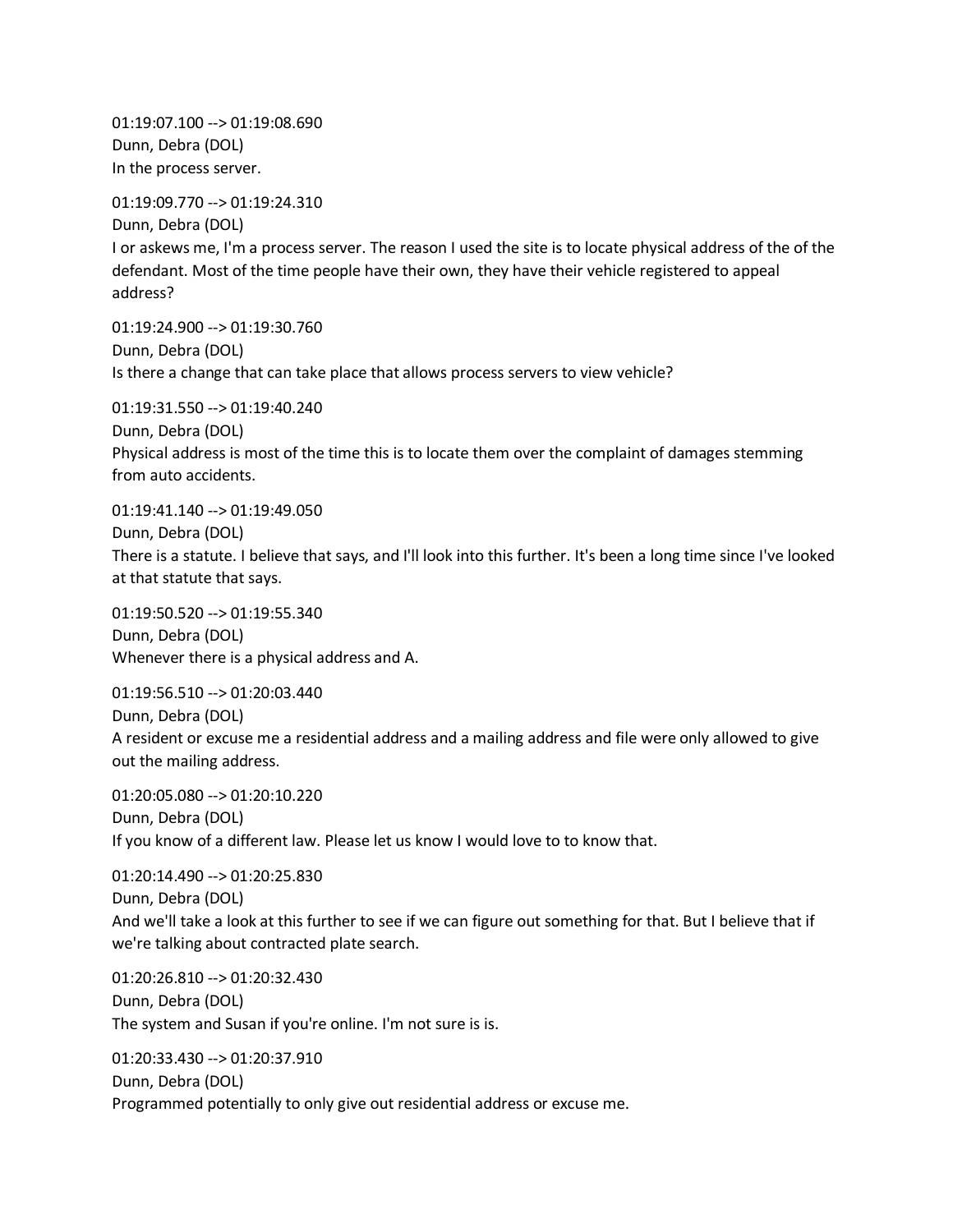01:19:07.100 --> 01:19:08.690
Dunn, Debra (DOL)
In the process server.

01:19:09.770 --> 01:19:24.310
Dunn, Debra (DOL)
I or askews me, I'm a process server. The reason I used the site is to locate physical address of the of the defendant. Most of the time people have their own, they have their vehicle registered to appeal address?

01:19:24.900 --> 01:19:30.760
Dunn, Debra (DOL)
Is there a change that can take place that allows process servers to view vehicle?

01:19:31.550 --> 01:19:40.240
Dunn, Debra (DOL)
Physical address is most of the time this is to locate them over the complaint of damages stemming from auto accidents.

01:19:41.140 --> 01:19:49.050
Dunn, Debra (DOL)
There is a statute. I believe that says, and I'll look into this further. It's been a long time since I've looked at that statute that says.

01:19:50.520 --> 01:19:55.340
Dunn, Debra (DOL)
Whenever there is a physical address and A.

01:19:56.510 --> 01:20:03.440
Dunn, Debra (DOL)
A resident or excuse me a residential address and a mailing address and file were only allowed to give out the mailing address.

01:20:05.080 --> 01:20:10.220
Dunn, Debra (DOL)
If you know of a different law. Please let us know I would love to to know that.

01:20:14.490 --> 01:20:25.830
Dunn, Debra (DOL)
And we'll take a look at this further to see if we can figure out something for that. But I believe that if we're talking about contracted plate search.

01:20:26.810 --> 01:20:32.430
Dunn, Debra (DOL)
The system and Susan if you're online. I'm not sure is is.

01:20:33.430 --> 01:20:37.910
Dunn, Debra (DOL)
Programmed potentially to only give out residential address or excuse me.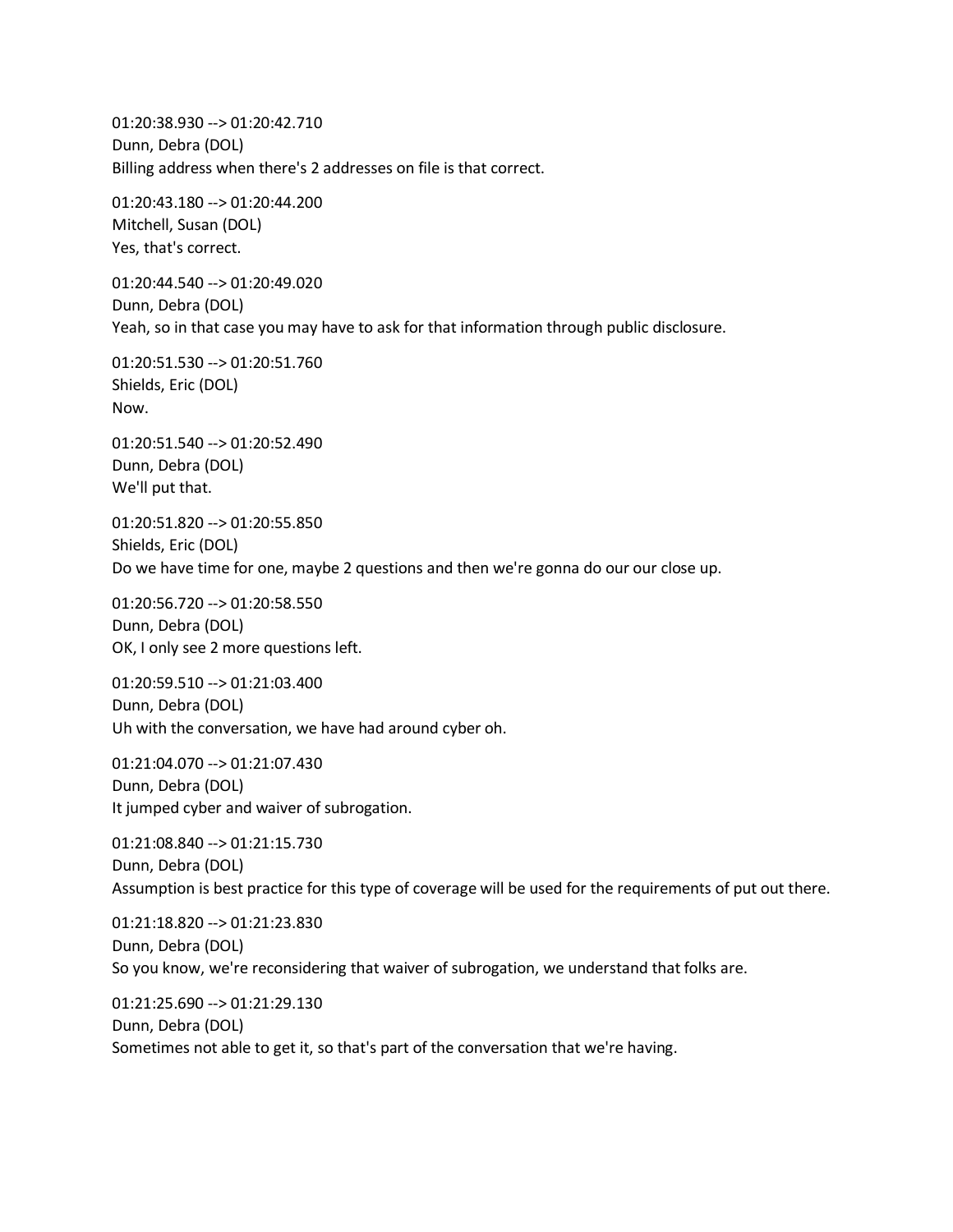01:20:38.930 --> 01:20:42.710
Dunn, Debra (DOL)
Billing address when there's 2 addresses on file is that correct.

01:20:43.180 --> 01:20:44.200
Mitchell, Susan (DOL)
Yes, that's correct.

01:20:44.540 --> 01:20:49.020
Dunn, Debra (DOL)
Yeah, so in that case you may have to ask for that information through public disclosure.

01:20:51.530 --> 01:20:51.760
Shields, Eric (DOL)
Now.

01:20:51.540 --> 01:20:52.490
Dunn, Debra (DOL)
We'll put that.

01:20:51.820 --> 01:20:55.850
Shields, Eric (DOL)
Do we have time for one, maybe 2 questions and then we're gonna do our our close up.

01:20:56.720 --> 01:20:58.550
Dunn, Debra (DOL)
OK, I only see 2 more questions left.

01:20:59.510 --> 01:21:03.400
Dunn, Debra (DOL)
Uh with the conversation, we have had around cyber oh.

01:21:04.070 --> 01:21:07.430
Dunn, Debra (DOL)
It jumped cyber and waiver of subrogation.

01:21:08.840 --> 01:21:15.730
Dunn, Debra (DOL)
Assumption is best practice for this type of coverage will be used for the requirements of put out there.

01:21:18.820 --> 01:21:23.830
Dunn, Debra (DOL)
So you know, we're reconsidering that waiver of subrogation, we understand that folks are.

01:21:25.690 --> 01:21:29.130
Dunn, Debra (DOL)
Sometimes not able to get it, so that's part of the conversation that we're having.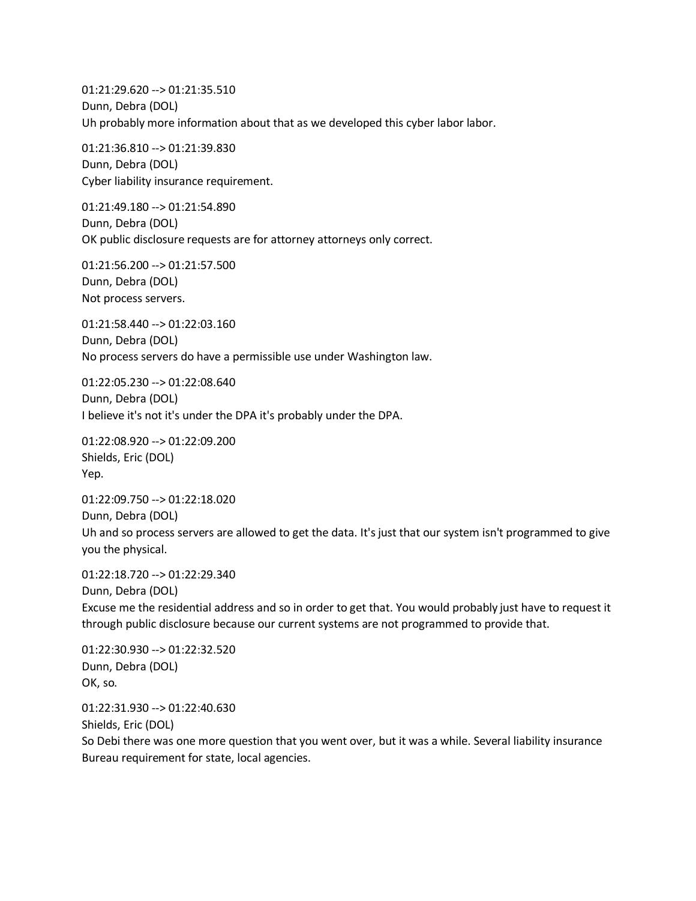01:21:29.620 --> 01:21:35.510
Dunn, Debra (DOL)
Uh probably more information about that as we developed this cyber labor labor.

01:21:36.810 --> 01:21:39.830
Dunn, Debra (DOL)
Cyber liability insurance requirement.

01:21:49.180 --> 01:21:54.890
Dunn, Debra (DOL)
OK public disclosure requests are for attorney attorneys only correct.

01:21:56.200 --> 01:21:57.500
Dunn, Debra (DOL)
Not process servers.

01:21:58.440 --> 01:22:03.160
Dunn, Debra (DOL)
No process servers do have a permissible use under Washington law.

01:22:05.230 --> 01:22:08.640
Dunn, Debra (DOL)
I believe it's not it's under the DPA it's probably under the DPA.

01:22:08.920 --> 01:22:09.200
Shields, Eric (DOL)
Yep.

01:22:09.750 --> 01:22:18.020
Dunn, Debra (DOL)
Uh and so process servers are allowed to get the data. It's just that our system isn't programmed to give you the physical.

01:22:18.720 --> 01:22:29.340
Dunn, Debra (DOL)
Excuse me the residential address and so in order to get that. You would probably just have to request it through public disclosure because our current systems are not programmed to provide that.

01:22:30.930 --> 01:22:32.520
Dunn, Debra (DOL)
OK, so.

01:22:31.930 --> 01:22:40.630
Shields, Eric (DOL)
So Debi there was one more question that you went over, but it was a while. Several liability insurance Bureau requirement for state, local agencies.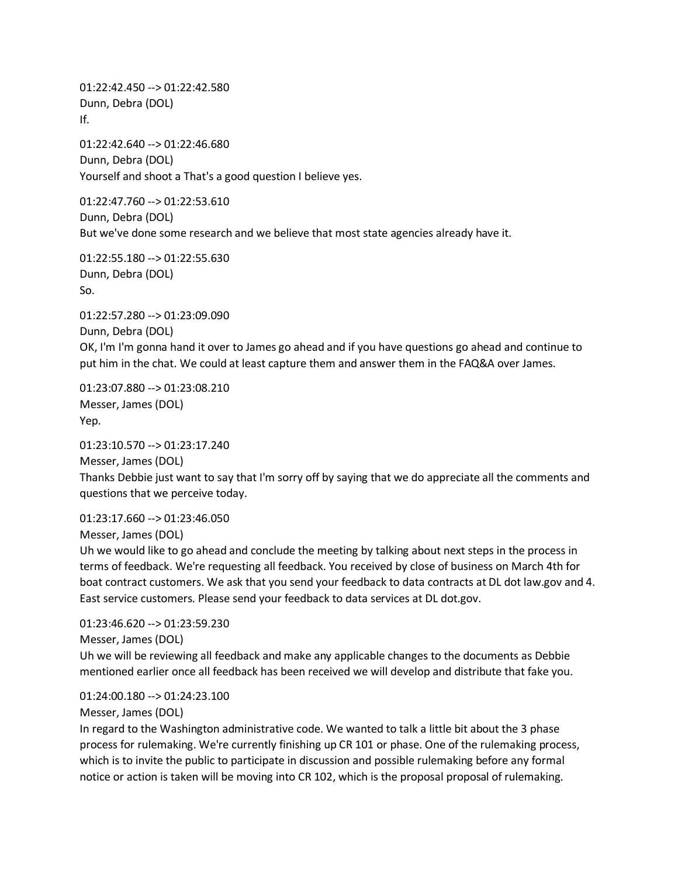01:22:42.450 --> 01:22:42.580
Dunn, Debra (DOL)
If.

01:22:42.640 --> 01:22:46.680
Dunn, Debra (DOL)
Yourself and shoot a That's a good question I believe yes.

01:22:47.760 --> 01:22:53.610
Dunn, Debra (DOL)
But we've done some research and we believe that most state agencies already have it.

01:22:55.180 --> 01:22:55.630
Dunn, Debra (DOL)
So.

01:22:57.280 --> 01:23:09.090
Dunn, Debra (DOL)
OK, I'm I'm gonna hand it over to James go ahead and if you have questions go ahead and continue to put him in the chat. We could at least capture them and answer them in the FAQ&A over James.

01:23:07.880 --> 01:23:08.210
Messer, James (DOL)
Yep.

01:23:10.570 --> 01:23:17.240
Messer, James (DOL)
Thanks Debbie just want to say that I'm sorry off by saying that we do appreciate all the comments and questions that we perceive today.

01:23:17.660 --> 01:23:46.050
Messer, James (DOL)
Uh we would like to go ahead and conclude the meeting by talking about next steps in the process in terms of feedback. We're requesting all feedback. You received by close of business on March 4th for boat contract customers. We ask that you send your feedback to data contracts at DL dot law.gov and 4. East service customers. Please send your feedback to data services at DL dot.gov.

01:23:46.620 --> 01:23:59.230
Messer, James (DOL)
Uh we will be reviewing all feedback and make any applicable changes to the documents as Debbie mentioned earlier once all feedback has been received we will develop and distribute that fake you.

01:24:00.180 --> 01:24:23.100
Messer, James (DOL)
In regard to the Washington administrative code. We wanted to talk a little bit about the 3 phase process for rulemaking. We're currently finishing up CR 101 or phase. One of the rulemaking process, which is to invite the public to participate in discussion and possible rulemaking before any formal notice or action is taken will be moving into CR 102, which is the proposal proposal of rulemaking.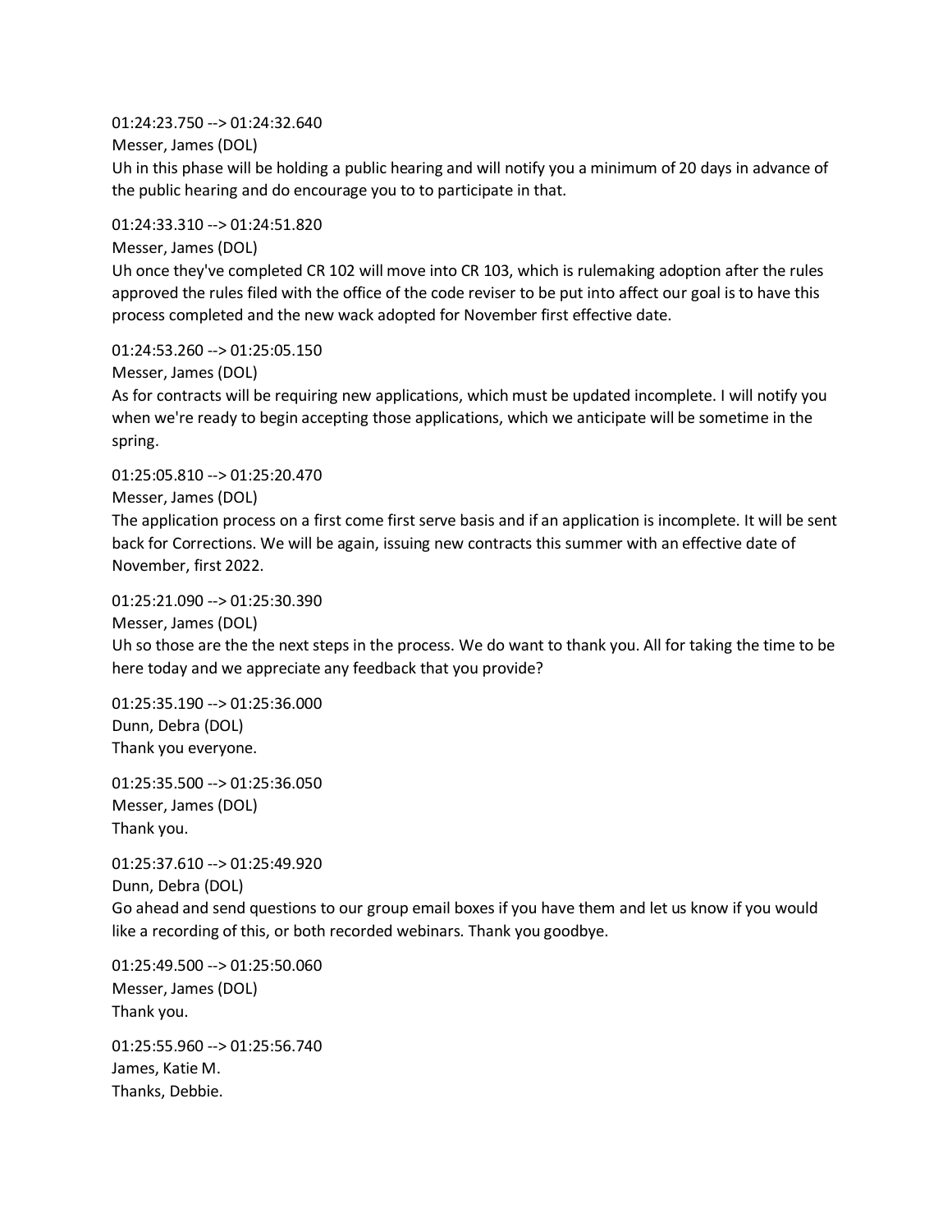01:24:23.750 --> 01:24:32.640
Messer, James (DOL)
Uh in this phase will be holding a public hearing and will notify you a minimum of 20 days in advance of the public hearing and do encourage you to to participate in that.

01:24:33.310 --> 01:24:51.820
Messer, James (DOL)
Uh once they've completed CR 102 will move into CR 103, which is rulemaking adoption after the rules approved the rules filed with the office of the code reviser to be put into affect our goal is to have this process completed and the new wack adopted for November first effective date.

01:24:53.260 --> 01:25:05.150
Messer, James (DOL)
As for contracts will be requiring new applications, which must be updated incomplete. I will notify you when we're ready to begin accepting those applications, which we anticipate will be sometime in the spring.

01:25:05.810 --> 01:25:20.470
Messer, James (DOL)
The application process on a first come first serve basis and if an application is incomplete. It will be sent back for Corrections. We will be again, issuing new contracts this summer with an effective date of November, first 2022.

01:25:21.090 --> 01:25:30.390
Messer, James (DOL)
Uh so those are the the next steps in the process. We do want to thank you. All for taking the time to be here today and we appreciate any feedback that you provide?

01:25:35.190 --> 01:25:36.000
Dunn, Debra (DOL)
Thank you everyone.

01:25:35.500 --> 01:25:36.050
Messer, James (DOL)
Thank you.

01:25:37.610 --> 01:25:49.920
Dunn, Debra (DOL)
Go ahead and send questions to our group email boxes if you have them and let us know if you would like a recording of this, or both recorded webinars. Thank you goodbye.

01:25:49.500 --> 01:25:50.060
Messer, James (DOL)
Thank you.

01:25:55.960 --> 01:25:56.740
James, Katie M.
Thanks, Debbie.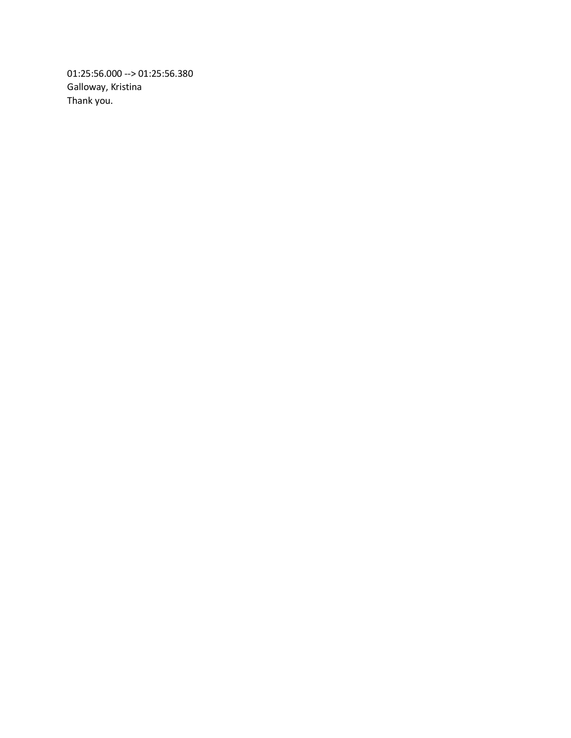01:25:56.000 --> 01:25:56.380
Galloway, Kristina
Thank you.